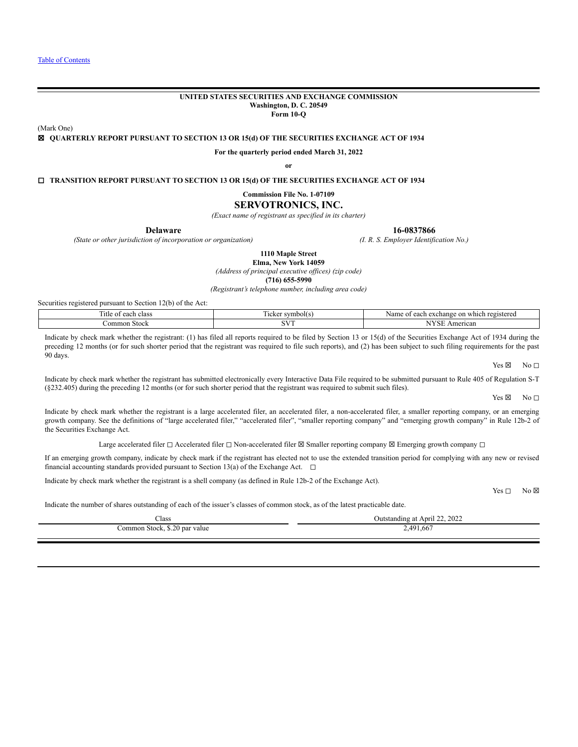Table of Contents

**UNITED STATES SECURITIES AND EXCHANGE COMMISSION**
**Washington, D. C. 20549**
**Form 10-Q**

(Mark One)

☒ **QUARTERLY REPORT PURSUANT TO SECTION 13 OR 15(d) OF THE SECURITIES EXCHANGE ACT OF 1934**

**For the quarterly period ended March 31, 2022**

**or**

☐ **TRANSITION REPORT PURSUANT TO SECTION 13 OR 15(d) OF THE SECURITIES EXCHANGE ACT OF 1934**

**Commission File No. 1-07109**

# SERVOTRONICS, INC.

*(Exact name of registrant as specified in its charter)*

| **Delaware** | **16-0837866** |
|---|---|
| *(State or other jurisdiction of incorporation or organization)* | *(I. R. S. Employer Identification No.)* |

**1110 Maple Street**
**Elma, New York 14059**
*(Address of principal executive offices) (zip code)*
**(716) 655-5990**
*(Registrant's telephone number, including area code)*

Securities registered pursuant to Section 12(b) of the Act:

| Title of each class | Ticker symbol(s) | Name of each exchange on which registered |
|---|---|---|
| Common Stock | SVT | NYSE American |

Indicate by check mark whether the registrant: (1) has filed all reports required to be filed by Section 13 or 15(d) of the Securities Exchange Act of 1934 during the preceding 12 months (or for such shorter period that the registrant was required to file such reports), and (2) has been subject to such filing requirements for the past 90 days.

Yes ☒ No ☐

Indicate by check mark whether the registrant has submitted electronically every Interactive Data File required to be submitted pursuant to Rule 405 of Regulation S-T (§232.405) during the preceding 12 months (or for such shorter period that the registrant was required to submit such files).

Yes ☒ No ☐

Indicate by check mark whether the registrant is a large accelerated filer, an accelerated filer, a non-accelerated filer, a smaller reporting company, or an emerging growth company. See the definitions of "large accelerated filer," "accelerated filer", "smaller reporting company" and "emerging growth company" in Rule 12b-2 of the Securities Exchange Act.

Large accelerated filer ☐ Accelerated filer ☐ Non-accelerated filer ☒ Smaller reporting company ☒ Emerging growth company ☐

If an emerging growth company, indicate by check mark if the registrant has elected not to use the extended transition period for complying with any new or revised financial accounting standards provided pursuant to Section 13(a) of the Exchange Act. ☐

Indicate by check mark whether the registrant is a shell company (as defined in Rule 12b-2 of the Exchange Act).

Yes ☐ No ☒

Indicate the number of shares outstanding of each of the issuer's classes of common stock, as of the latest practicable date.

| Class | Outstanding at April 22, 2022 |
|---|---|
| Common Stock, $.20 par value | 2,491,667 |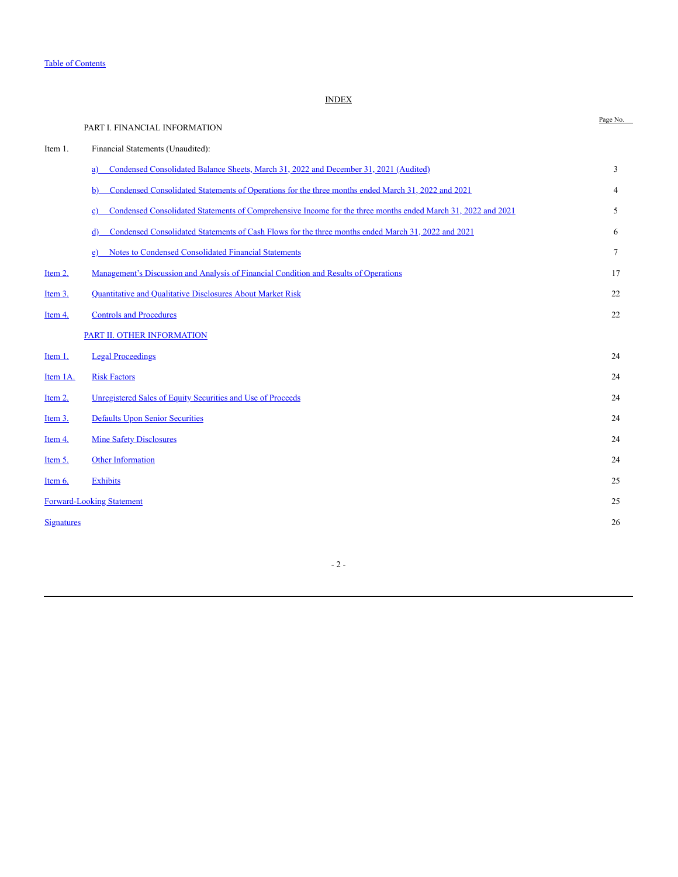Table of Contents

# INDEX

| | | Page No. |
|---|---|---|
| | PART I. FINANCIAL INFORMATION | |
| Item 1. | Financial Statements (Unaudited): | |
| | a) Condensed Consolidated Balance Sheets, March 31, 2022 and December 31, 2021 (Audited) | 3 |
| | b) Condensed Consolidated Statements of Operations for the three months ended March 31, 2022 and 2021 | 4 |
| | c) Condensed Consolidated Statements of Comprehensive Income for the three months ended March 31, 2022 and 2021 | 5 |
| | d) Condensed Consolidated Statements of Cash Flows for the three months ended March 31, 2022 and 2021 | 6 |
| | e) Notes to Condensed Consolidated Financial Statements | 7 |
| Item 2. | Management's Discussion and Analysis of Financial Condition and Results of Operations | 17 |
| Item 3. | Quantitative and Qualitative Disclosures About Market Risk | 22 |
| Item 4. | Controls and Procedures | 22 |
| | PART II. OTHER INFORMATION | |
| Item 1. | Legal Proceedings | 24 |
| Item 1A. | Risk Factors | 24 |
| Item 2. | Unregistered Sales of Equity Securities and Use of Proceeds | 24 |
| Item 3. | Defaults Upon Senior Securities | 24 |
| Item 4. | Mine Safety Disclosures | 24 |
| Item 5. | Other Information | 24 |
| Item 6. | Exhibits | 25 |
| Forward-Looking Statement | | 25 |
| Signatures | | 26 |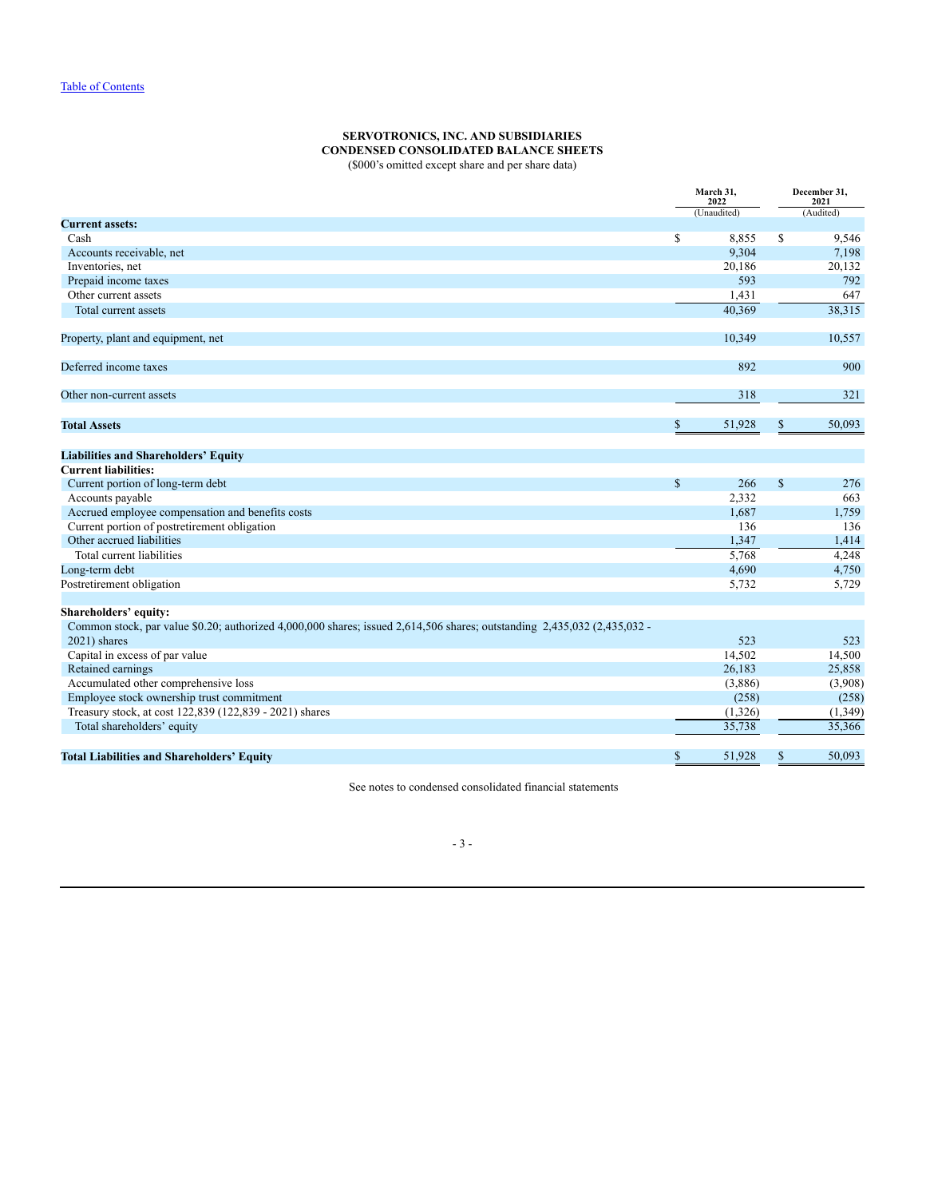[Table of Contents]

**SERVOTRONICS, INC. AND SUBSIDIARIES**
**CONDENSED CONSOLIDATED BALANCE SHEETS**
($000's omitted except share and per share data)

| | March 31, 2022 (Unaudited) | December 31, 2021 (Audited) |
|---|---|---|
| **Current assets:** | | |
| Cash | $ 8,855 | $ 9,546 |
| Accounts receivable, net | 9,304 | 7,198 |
| Inventories, net | 20,186 | 20,132 |
| Prepaid income taxes | 593 | 792 |
| Other current assets | 1,431 | 647 |
| Total current assets | 40,369 | 38,315 |
| | | |
| Property, plant and equipment, net | 10,349 | 10,557 |
| | | |
| Deferred income taxes | 892 | 900 |
| | | |
| Other non-current assets | 318 | 321 |
| | | |
| **Total Assets** | $ 51,928 | $ 50,093 |
| | | |
| **Liabilities and Shareholders' Equity** | | |
| **Current liabilities:** | | |
| Current portion of long-term debt | $ 266 | $ 276 |
| Accounts payable | 2,332 | 663 |
| Accrued employee compensation and benefits costs | 1,687 | 1,759 |
| Current portion of postretirement obligation | 136 | 136 |
| Other accrued liabilities | 1,347 | 1,414 |
| Total current liabilities | 5,768 | 4,248 |
| Long-term debt | 4,690 | 4,750 |
| Postretirement obligation | 5,732 | 5,729 |
| | | |
| **Shareholders' equity:** | | |
| Common stock, par value $0.20; authorized 4,000,000 shares; issued 2,614,506 shares; outstanding 2,435,032 (2,435,032 - 2021) shares | 523 | 523 |
| Capital in excess of par value | 14,502 | 14,500 |
| Retained earnings | 26,183 | 25,858 |
| Accumulated other comprehensive loss | (3,886) | (3,908) |
| Employee stock ownership trust commitment | (258) | (258) |
| Treasury stock, at cost 122,839 (122,839 - 2021) shares | (1,326) | (1,349) |
| Total shareholders' equity | 35,738 | 35,366 |
| | | |
| **Total Liabilities and Shareholders' Equity** | $ 51,928 | $ 50,093 |

See notes to condensed consolidated financial statements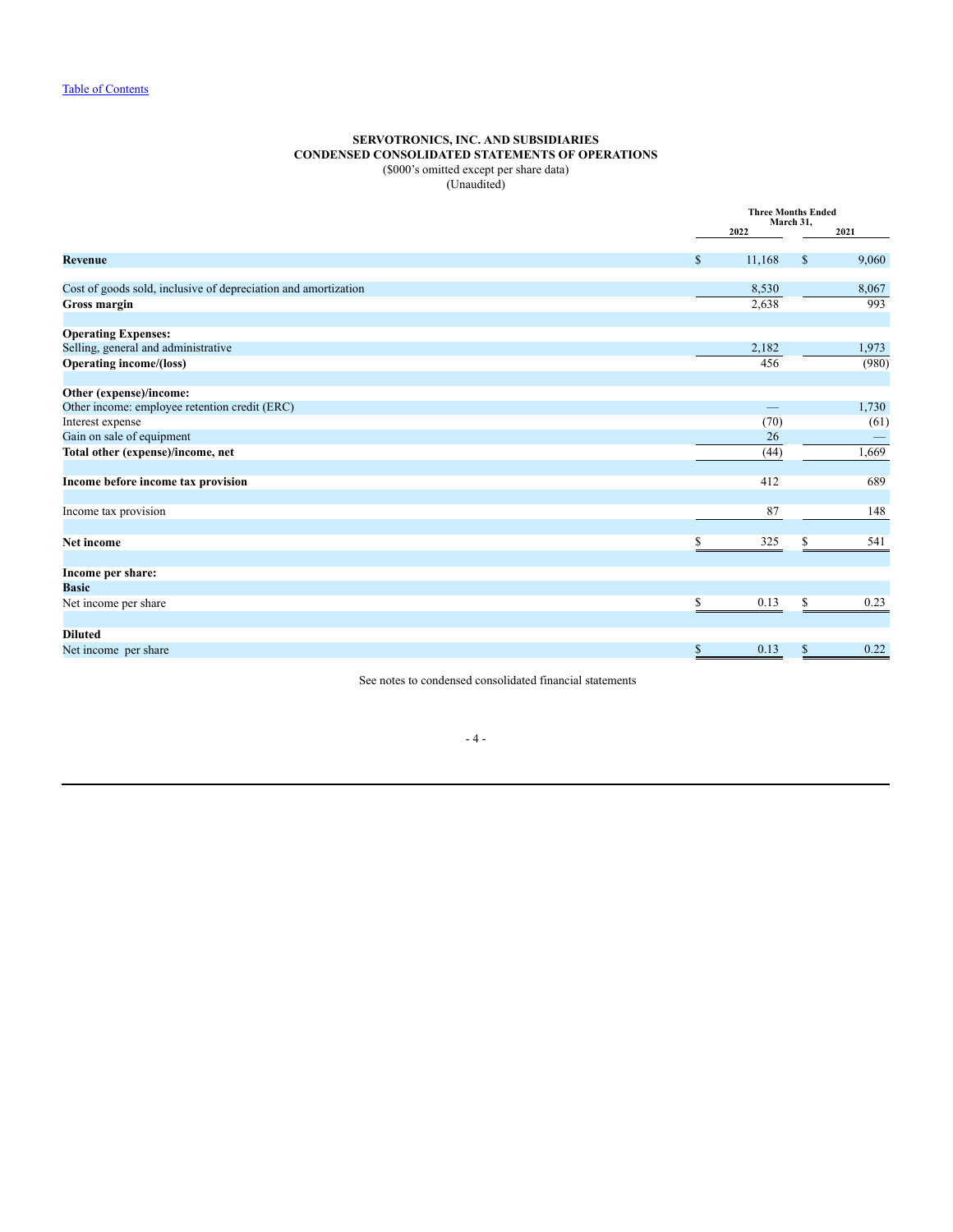[Table of Contents](#)

**SERVOTRONICS, INC. AND SUBSIDIARIES**
**CONDENSED CONSOLIDATED STATEMENTS OF OPERATIONS**
($000's omitted except per share data)
(Unaudited)

| | Three Months Ended March 31, | |
|---|---|---|
| | 2022 | 2021 |
| **Revenue** | $ 11,168 | $ 9,060 |
| Cost of goods sold, inclusive of depreciation and amortization | 8,530 | 8,067 |
| **Gross margin** | 2,638 | 993 |
| **Operating Expenses:** | | |
| Selling, general and administrative | 2,182 | 1,973 |
| **Operating income/(loss)** | 456 | (980) |
| **Other (expense)/income:** | | |
| Other income: employee retention credit (ERC) | — | 1,730 |
| Interest expense | (70) | (61) |
| Gain on sale of equipment | 26 | — |
| **Total other (expense)/income, net** | (44) | 1,669 |
| **Income before income tax provision** | 412 | 689 |
| Income tax provision | 87 | 148 |
| **Net income** | $ 325 | $ 541 |
| **Income per share:** | | |
| **Basic** | | |
| Net income per share | $ 0.13 | $ 0.23 |
| **Diluted** | | |
| Net income per share | $ 0.13 | $ 0.22 |

See notes to condensed consolidated financial statements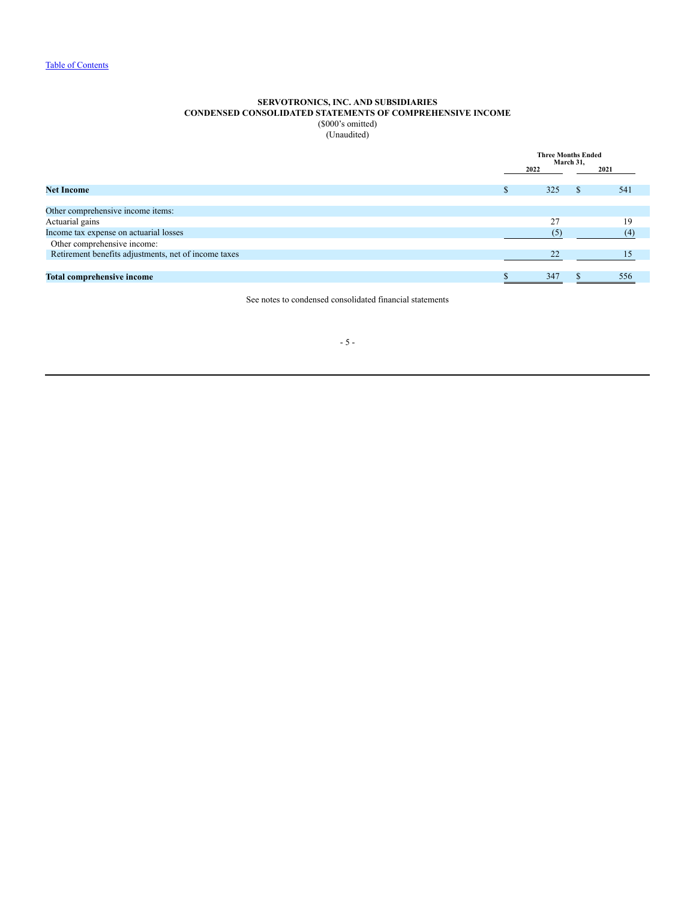**SERVOTRONICS, INC. AND SUBSIDIARIES**
**CONDENSED CONSOLIDATED STATEMENTS OF COMPREHENSIVE INCOME**
($000's omitted)
(Unaudited)

| | Three Months Ended March 31, | |
|---|---|---|
| | 2022 | 2021 |
| **Net Income** | $ 325 | $ 541 |
| | | |
| Other comprehensive income items: | | |
| Actuarial gains | 27 | 19 |
| Income tax expense on actuarial losses | (5) | (4) |
| Other comprehensive income: | | |
| Retirement benefits adjustments, net of income taxes | 22 | 15 |
| | | |
| **Total comprehensive income** | $ 347 | $ 556 |

See notes to condensed consolidated financial statements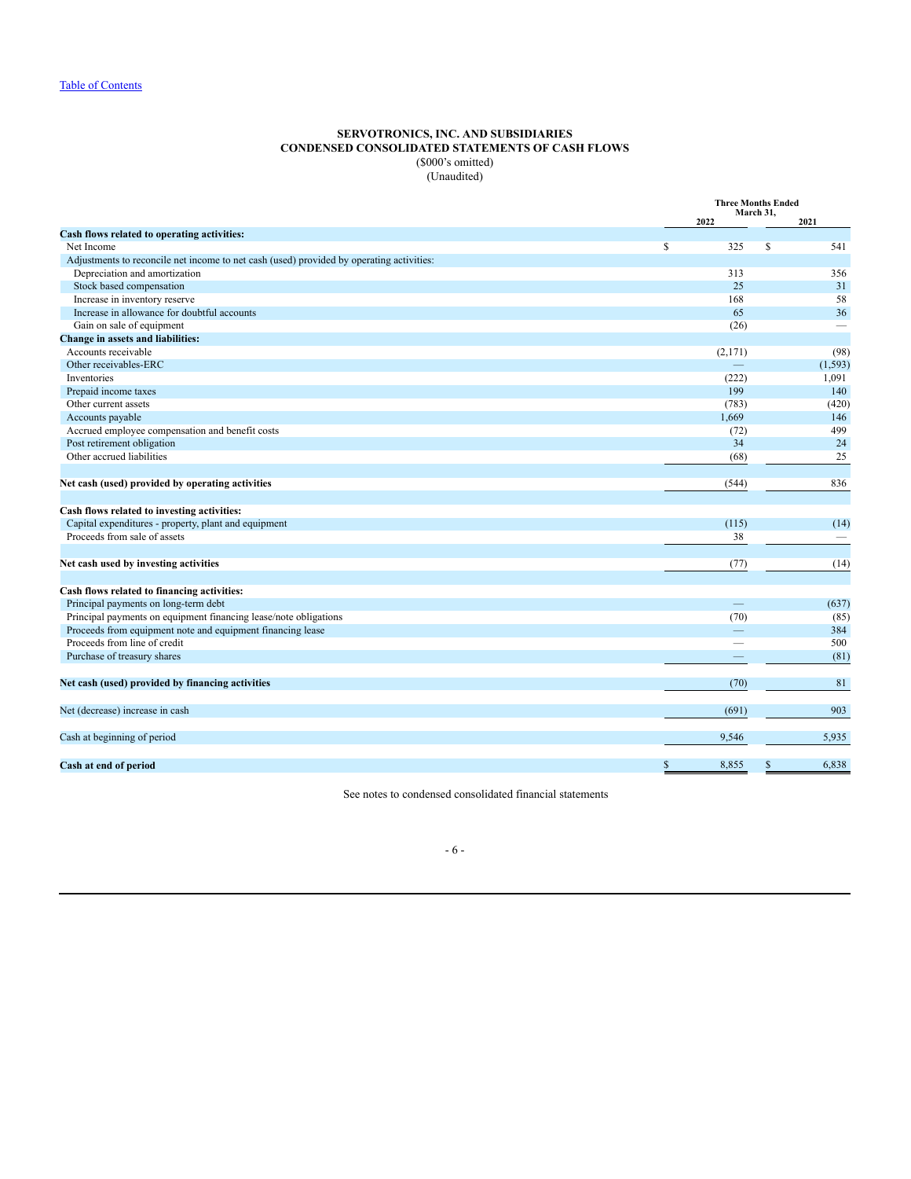Table of Contents

**SERVOTRONICS, INC. AND SUBSIDIARIES**
**CONDENSED CONSOLIDATED STATEMENTS OF CASH FLOWS**
($000's omitted)
(Unaudited)

| | Three Months Ended March 31, | |
|---|---|---|
| | 2022 | 2021 |
| **Cash flows related to operating activities:** | | |
| Net Income | $ 325 | $ 541 |
| Adjustments to reconcile net income to net cash (used) provided by operating activities: | | |
| Depreciation and amortization | 313 | 356 |
| Stock based compensation | 25 | 31 |
| Increase in inventory reserve | 168 | 58 |
| Increase in allowance for doubtful accounts | 65 | 36 |
| Gain on sale of equipment | (26) | — |
| **Change in assets and liabilities:** | | |
| Accounts receivable | (2,171) | (98) |
| Other receivables-ERC | — | (1,593) |
| Inventories | (222) | 1,091 |
| Prepaid income taxes | 199 | 140 |
| Other current assets | (783) | (420) |
| Accounts payable | 1,669 | 146 |
| Accrued employee compensation and benefit costs | (72) | 499 |
| Post retirement obligation | 34 | 24 |
| Other accrued liabilities | (68) | 25 |
| **Net cash (used) provided by operating activities** | (544) | 836 |
| **Cash flows related to investing activities:** | | |
| Capital expenditures - property, plant and equipment | (115) | (14) |
| Proceeds from sale of assets | 38 | — |
| **Net cash used by investing activities** | (77) | (14) |
| **Cash flows related to financing activities:** | | |
| Principal payments on long-term debt | — | (637) |
| Principal payments on equipment financing lease/note obligations | (70) | (85) |
| Proceeds from equipment note and equipment financing lease | — | 384 |
| Proceeds from line of credit | — | 500 |
| Purchase of treasury shares | — | (81) |
| **Net cash (used) provided by financing activities** | (70) | 81 |
| Net (decrease) increase in cash | (691) | 903 |
| Cash at beginning of period | 9,546 | 5,935 |
| **Cash at end of period** | $ 8,855 | $ 6,838 |

See notes to condensed consolidated financial statements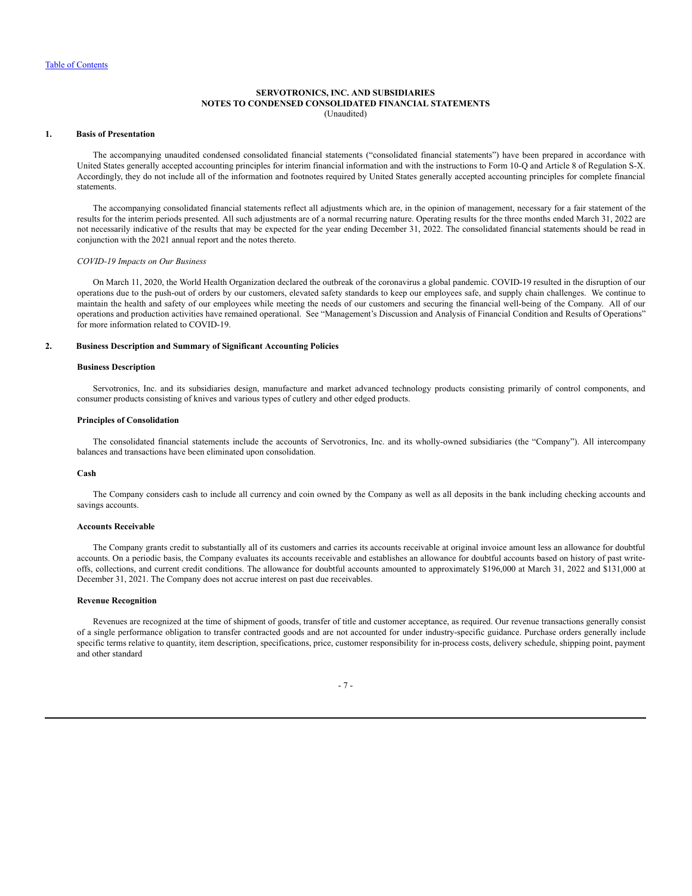[Table of Contents](#)

**SERVOTRONICS, INC. AND SUBSIDIARIES**
**NOTES TO CONDENSED CONSOLIDATED FINANCIAL STATEMENTS**
(Unaudited)

## 1. Basis of Presentation

The accompanying unaudited condensed consolidated financial statements ("consolidated financial statements") have been prepared in accordance with United States generally accepted accounting principles for interim financial information and with the instructions to Form 10-Q and Article 8 of Regulation S-X. Accordingly, they do not include all of the information and footnotes required by United States generally accepted accounting principles for complete financial statements.

The accompanying consolidated financial statements reflect all adjustments which are, in the opinion of management, necessary for a fair statement of the results for the interim periods presented. All such adjustments are of a normal recurring nature. Operating results for the three months ended March 31, 2022 are not necessarily indicative of the results that may be expected for the year ending December 31, 2022. The consolidated financial statements should be read in conjunction with the 2021 annual report and the notes thereto.

*COVID-19 Impacts on Our Business*

On March 11, 2020, the World Health Organization declared the outbreak of the coronavirus a global pandemic. COVID-19 resulted in the disruption of our operations due to the push-out of orders by our customers, elevated safety standards to keep our employees safe, and supply chain challenges. We continue to maintain the health and safety of our employees while meeting the needs of our customers and securing the financial well-being of the Company. All of our operations and production activities have remained operational. See "Management's Discussion and Analysis of Financial Condition and Results of Operations" for more information related to COVID-19.

## 2. Business Description and Summary of Significant Accounting Policies

### Business Description

Servotronics, Inc. and its subsidiaries design, manufacture and market advanced technology products consisting primarily of control components, and consumer products consisting of knives and various types of cutlery and other edged products.

### Principles of Consolidation

The consolidated financial statements include the accounts of Servotronics, Inc. and its wholly-owned subsidiaries (the "Company"). All intercompany balances and transactions have been eliminated upon consolidation.

### Cash

The Company considers cash to include all currency and coin owned by the Company as well as all deposits in the bank including checking accounts and savings accounts.

### Accounts Receivable

The Company grants credit to substantially all of its customers and carries its accounts receivable at original invoice amount less an allowance for doubtful accounts. On a periodic basis, the Company evaluates its accounts receivable and establishes an allowance for doubtful accounts based on history of past write-offs, collections, and current credit conditions. The allowance for doubtful accounts amounted to approximately $196,000 at March 31, 2022 and $131,000 at December 31, 2021. The Company does not accrue interest on past due receivables.

### Revenue Recognition

Revenues are recognized at the time of shipment of goods, transfer of title and customer acceptance, as required. Our revenue transactions generally consist of a single performance obligation to transfer contracted goods and are not accounted for under industry-specific guidance. Purchase orders generally include specific terms relative to quantity, item description, specifications, price, customer responsibility for in-process costs, delivery schedule, shipping point, payment and other standard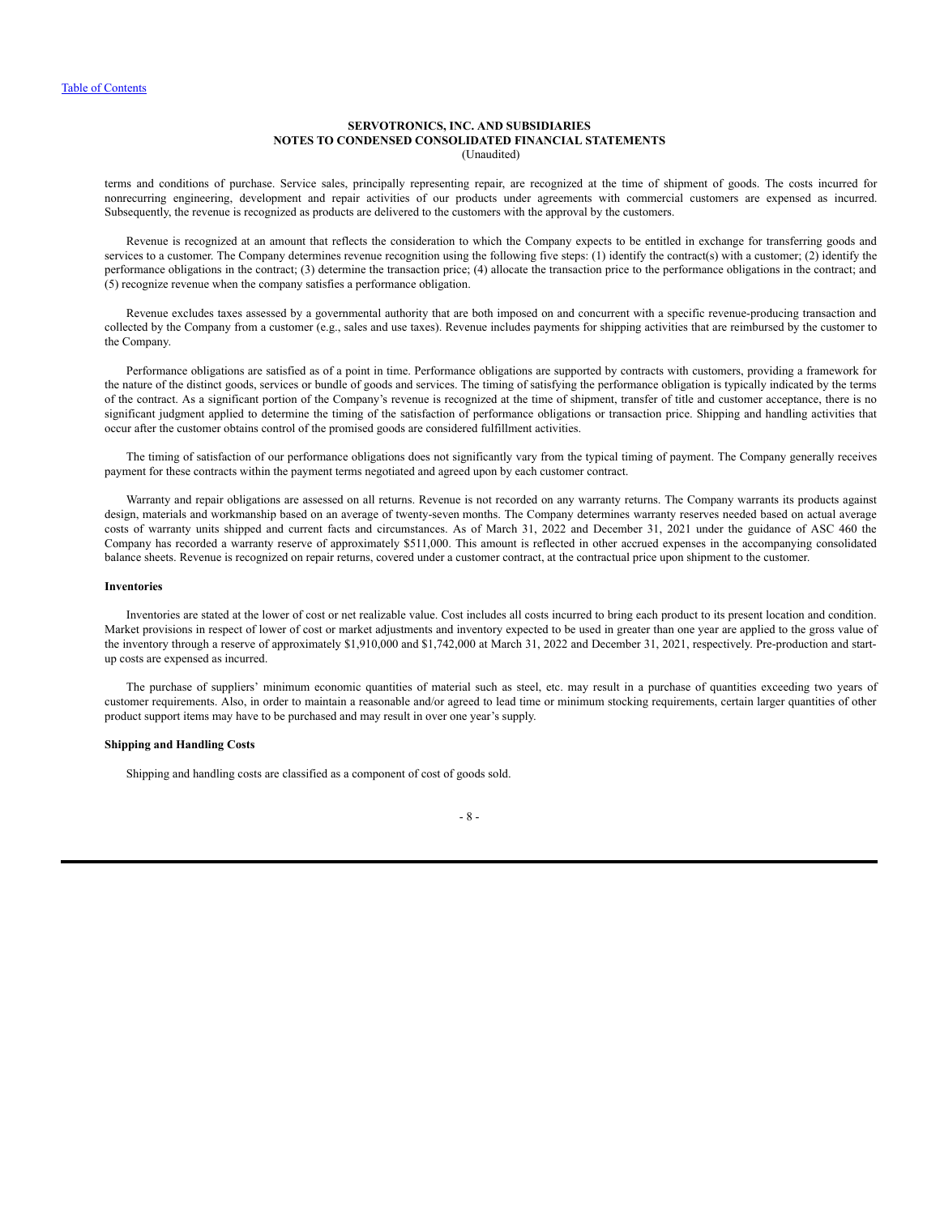terms and conditions of purchase. Service sales, principally representing repair, are recognized at the time of shipment of goods. The costs incurred for nonrecurring engineering, development and repair activities of our products under agreements with commercial customers are expensed as incurred. Subsequently, the revenue is recognized as products are delivered to the customers with the approval by the customers.

Revenue is recognized at an amount that reflects the consideration to which the Company expects to be entitled in exchange for transferring goods and services to a customer. The Company determines revenue recognition using the following five steps: (1) identify the contract(s) with a customer; (2) identify the performance obligations in the contract; (3) determine the transaction price; (4) allocate the transaction price to the performance obligations in the contract; and (5) recognize revenue when the company satisfies a performance obligation.

Revenue excludes taxes assessed by a governmental authority that are both imposed on and concurrent with a specific revenue-producing transaction and collected by the Company from a customer (e.g., sales and use taxes). Revenue includes payments for shipping activities that are reimbursed by the customer to the Company.

Performance obligations are satisfied as of a point in time. Performance obligations are supported by contracts with customers, providing a framework for the nature of the distinct goods, services or bundle of goods and services. The timing of satisfying the performance obligation is typically indicated by the terms of the contract. As a significant portion of the Company's revenue is recognized at the time of shipment, transfer of title and customer acceptance, there is no significant judgment applied to determine the timing of the satisfaction of performance obligations or transaction price. Shipping and handling activities that occur after the customer obtains control of the promised goods are considered fulfillment activities.

The timing of satisfaction of our performance obligations does not significantly vary from the typical timing of payment. The Company generally receives payment for these contracts within the payment terms negotiated and agreed upon by each customer contract.

Warranty and repair obligations are assessed on all returns. Revenue is not recorded on any warranty returns. The Company warrants its products against design, materials and workmanship based on an average of twenty-seven months. The Company determines warranty reserves needed based on actual average costs of warranty units shipped and current facts and circumstances. As of March 31, 2022 and December 31, 2021 under the guidance of ASC 460 the Company has recorded a warranty reserve of approximately $511,000. This amount is reflected in other accrued expenses in the accompanying consolidated balance sheets. Revenue is recognized on repair returns, covered under a customer contract, at the contractual price upon shipment to the customer.

**Inventories**

Inventories are stated at the lower of cost or net realizable value. Cost includes all costs incurred to bring each product to its present location and condition. Market provisions in respect of lower of cost or market adjustments and inventory expected to be used in greater than one year are applied to the gross value of the inventory through a reserve of approximately $1,910,000 and $1,742,000 at March 31, 2022 and December 31, 2021, respectively. Pre-production and start-up costs are expensed as incurred.

The purchase of suppliers' minimum economic quantities of material such as steel, etc. may result in a purchase of quantities exceeding two years of customer requirements. Also, in order to maintain a reasonable and/or agreed to lead time or minimum stocking requirements, certain larger quantities of other product support items may have to be purchased and may result in over one year's supply.

**Shipping and Handling Costs**

Shipping and handling costs are classified as a component of cost of goods sold.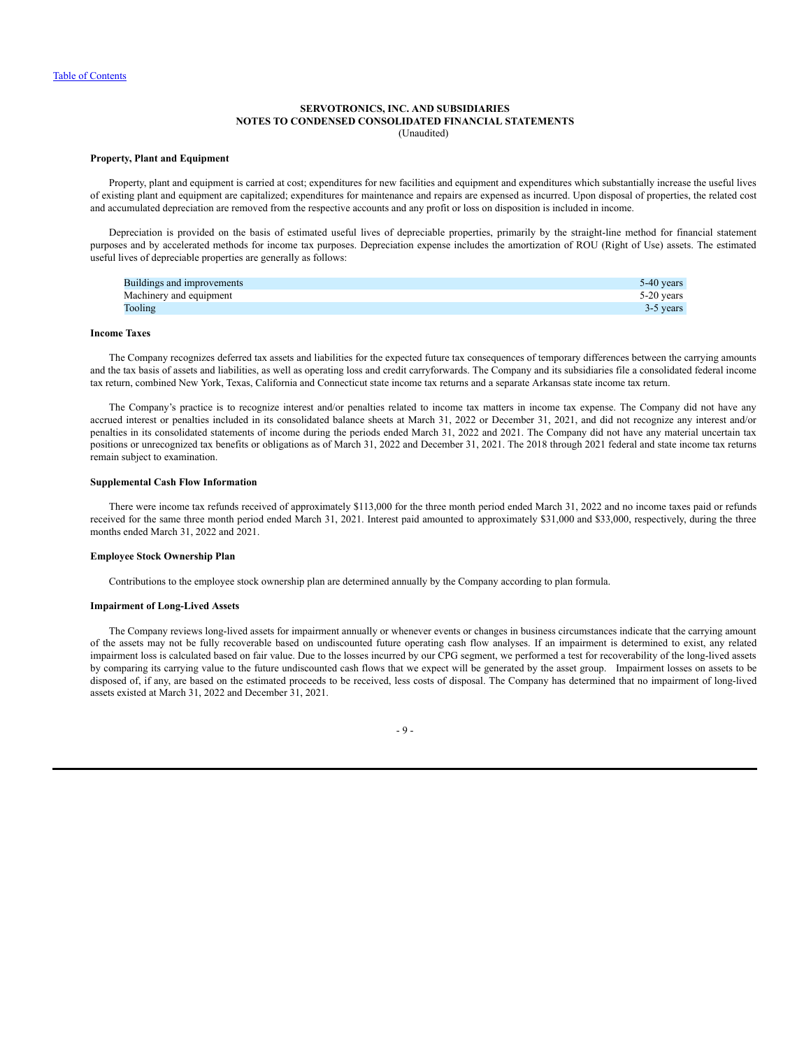**SERVOTRONICS, INC. AND SUBSIDIARIES**
**NOTES TO CONDENSED CONSOLIDATED FINANCIAL STATEMENTS**
(Unaudited)

**Property, Plant and Equipment**

Property, plant and equipment is carried at cost; expenditures for new facilities and equipment and expenditures which substantially increase the useful lives of existing plant and equipment are capitalized; expenditures for maintenance and repairs are expensed as incurred. Upon disposal of properties, the related cost and accumulated depreciation are removed from the respective accounts and any profit or loss on disposition is included in income.

Depreciation is provided on the basis of estimated useful lives of depreciable properties, primarily by the straight-line method for financial statement purposes and by accelerated methods for income tax purposes. Depreciation expense includes the amortization of ROU (Right of Use) assets. The estimated useful lives of depreciable properties are generally as follows:

| | |
|---|---|
| Buildings and improvements | 5-40 years |
| Machinery and equipment | 5-20 years |
| Tooling | 3-5 years |

**Income Taxes**

The Company recognizes deferred tax assets and liabilities for the expected future tax consequences of temporary differences between the carrying amounts and the tax basis of assets and liabilities, as well as operating loss and credit carryforwards. The Company and its subsidiaries file a consolidated federal income tax return, combined New York, Texas, California and Connecticut state income tax returns and a separate Arkansas state income tax return.

The Company's practice is to recognize interest and/or penalties related to income tax matters in income tax expense. The Company did not have any accrued interest or penalties included in its consolidated balance sheets at March 31, 2022 or December 31, 2021, and did not recognize any interest and/or penalties in its consolidated statements of income during the periods ended March 31, 2022 and 2021. The Company did not have any material uncertain tax positions or unrecognized tax benefits or obligations as of March 31, 2022 and December 31, 2021. The 2018 through 2021 federal and state income tax returns remain subject to examination.

**Supplemental Cash Flow Information**

There were income tax refunds received of approximately $113,000 for the three month period ended March 31, 2022 and no income taxes paid or refunds received for the same three month period ended March 31, 2021. Interest paid amounted to approximately $31,000 and $33,000, respectively, during the three months ended March 31, 2022 and 2021.

**Employee Stock Ownership Plan**

Contributions to the employee stock ownership plan are determined annually by the Company according to plan formula.

**Impairment of Long-Lived Assets**

The Company reviews long-lived assets for impairment annually or whenever events or changes in business circumstances indicate that the carrying amount of the assets may not be fully recoverable based on undiscounted future operating cash flow analyses. If an impairment is determined to exist, any related impairment loss is calculated based on fair value. Due to the losses incurred by our CPG segment, we performed a test for recoverability of the long-lived assets by comparing its carrying value to the future undiscounted cash flows that we expect will be generated by the asset group. Impairment losses on assets to be disposed of, if any, are based on the estimated proceeds to be received, less costs of disposal. The Company has determined that no impairment of long-lived assets existed at March 31, 2022 and December 31, 2021.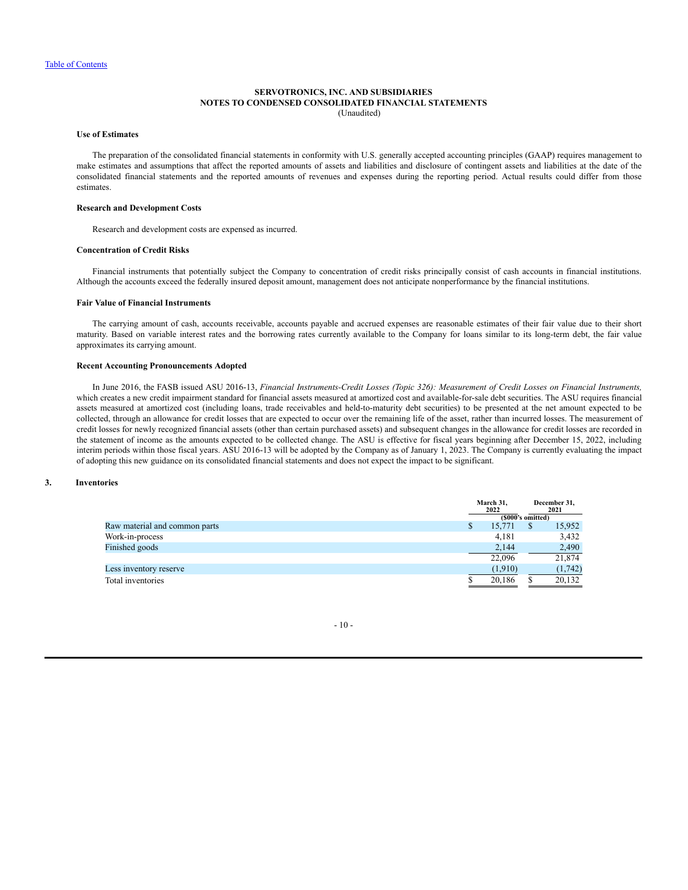**SERVOTRONICS, INC. AND SUBSIDIARIES**
**NOTES TO CONDENSED CONSOLIDATED FINANCIAL STATEMENTS**
(Unaudited)

**Use of Estimates**

The preparation of the consolidated financial statements in conformity with U.S. generally accepted accounting principles (GAAP) requires management to make estimates and assumptions that affect the reported amounts of assets and liabilities and disclosure of contingent assets and liabilities at the date of the consolidated financial statements and the reported amounts of revenues and expenses during the reporting period. Actual results could differ from those estimates.

**Research and Development Costs**

Research and development costs are expensed as incurred.

**Concentration of Credit Risks**

Financial instruments that potentially subject the Company to concentration of credit risks principally consist of cash accounts in financial institutions. Although the accounts exceed the federally insured deposit amount, management does not anticipate nonperformance by the financial institutions.

**Fair Value of Financial Instruments**

The carrying amount of cash, accounts receivable, accounts payable and accrued expenses are reasonable estimates of their fair value due to their short maturity. Based on variable interest rates and the borrowing rates currently available to the Company for loans similar to its long-term debt, the fair value approximates its carrying amount.

**Recent Accounting Pronouncements Adopted**

In June 2016, the FASB issued ASU 2016-13, *Financial Instruments-Credit Losses (Topic 326): Measurement of Credit Losses on Financial Instruments,* which creates a new credit impairment standard for financial assets measured at amortized cost and available-for-sale debt securities. The ASU requires financial assets measured at amortized cost (including loans, trade receivables and held-to-maturity debt securities) to be presented at the net amount expected to be collected, through an allowance for credit losses that are expected to occur over the remaining life of the asset, rather than incurred losses. The measurement of credit losses for newly recognized financial assets (other than certain purchased assets) and subsequent changes in the allowance for credit losses are recorded in the statement of income as the amounts expected to be collected change. The ASU is effective for fiscal years beginning after December 15, 2022, including interim periods within those fiscal years. ASU 2016-13 will be adopted by the Company as of January 1, 2023. The Company is currently evaluating the impact of adopting this new guidance on its consolidated financial statements and does not expect the impact to be significant.

**3. Inventories**

| | March 31, 2022 | December 31, 2021 |
|---|---|---|
| | ($000's omitted) | |
| Raw material and common parts | $ 15,771 | $ 15,952 |
| Work-in-process | 4,181 | 3,432 |
| Finished goods | 2,144 | 2,490 |
| | 22,096 | 21,874 |
| Less inventory reserve | (1,910) | (1,742) |
| Total inventories | $ 20,186 | $ 20,132 |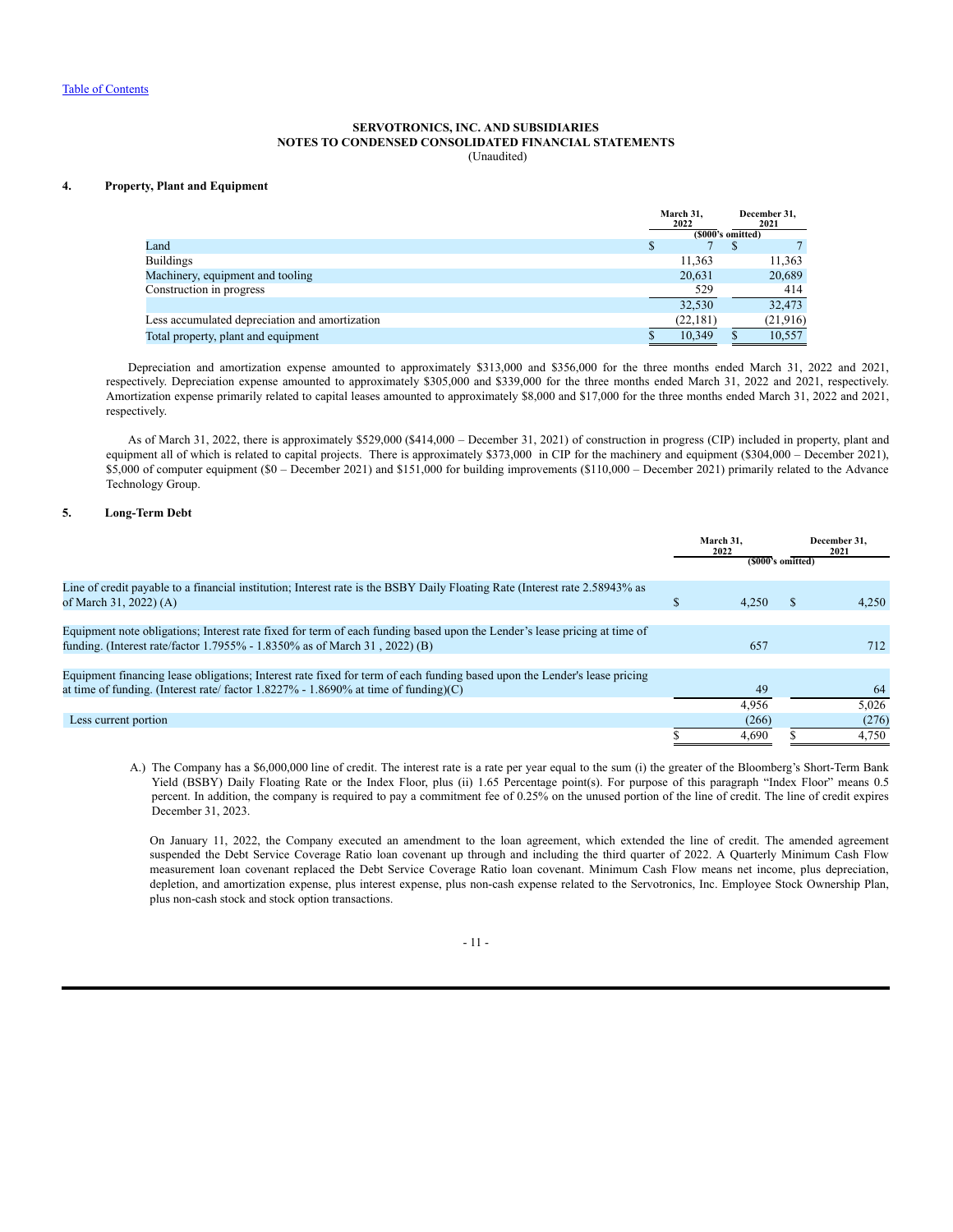SERVOTRONICS, INC. AND SUBSIDIARIES
NOTES TO CONDENSED CONSOLIDATED FINANCIAL STATEMENTS
(Unaudited)

## 4. Property, Plant and Equipment

| | March 31, 2022 | December 31, 2021 |
|---|---|---|
| | ($000's omitted) | |
| Land | $ 7 | $ 7 |
| Buildings | 11,363 | 11,363 |
| Machinery, equipment and tooling | 20,631 | 20,689 |
| Construction in progress | 529 | 414 |
| | 32,530 | 32,473 |
| Less accumulated depreciation and amortization | (22,181) | (21,916) |
| Total property, plant and equipment | $ 10,349 | $ 10,557 |

Depreciation and amortization expense amounted to approximately $313,000 and $356,000 for the three months ended March 31, 2022 and 2021, respectively. Depreciation expense amounted to approximately $305,000 and $339,000 for the three months ended March 31, 2022 and 2021, respectively. Amortization expense primarily related to capital leases amounted to approximately $8,000 and $17,000 for the three months ended March 31, 2022 and 2021, respectively.

As of March 31, 2022, there is approximately $529,000 ($414,000 – December 31, 2021) of construction in progress (CIP) included in property, plant and equipment all of which is related to capital projects. There is approximately $373,000 in CIP for the machinery and equipment ($304,000 – December 2021), $5,000 of computer equipment ($0 – December 2021) and $151,000 for building improvements ($110,000 – December 2021) primarily related to the Advance Technology Group.

## 5. Long-Term Debt

| | March 31, 2022 | December 31, 2021 |
|---|---|---|
| | ($000's omitted) | |
| Line of credit payable to a financial institution; Interest rate is the BSBY Daily Floating Rate (Interest rate 2.58943% as of March 31, 2022) (A) | $ 4,250 | $ 4,250 |
| Equipment note obligations; Interest rate fixed for term of each funding based upon the Lender's lease pricing at time of funding. (Interest rate/factor 1.7955% - 1.8350% as of March 31 , 2022) (B) | 657 | 712 |
| Equipment financing lease obligations; Interest rate fixed for term of each funding based upon the Lender's lease pricing at time of funding. (Interest rate/ factor 1.8227% - 1.8690% at time of funding)(C) | 49 | 64 |
| | 4,956 | 5,026 |
| Less current portion | (266) | (276) |
| | $ 4,690 | $ 4,750 |

A.) The Company has a $6,000,000 line of credit. The interest rate is a rate per year equal to the sum (i) the greater of the Bloomberg's Short-Term Bank Yield (BSBY) Daily Floating Rate or the Index Floor, plus (ii) 1.65 Percentage point(s). For purpose of this paragraph "Index Floor" means 0.5 percent. In addition, the company is required to pay a commitment fee of 0.25% on the unused portion of the line of credit. The line of credit expires December 31, 2023.

On January 11, 2022, the Company executed an amendment to the loan agreement, which extended the line of credit. The amended agreement suspended the Debt Service Coverage Ratio loan covenant up through and including the third quarter of 2022. A Quarterly Minimum Cash Flow measurement loan covenant replaced the Debt Service Coverage Ratio loan covenant. Minimum Cash Flow means net income, plus depreciation, depletion, and amortization expense, plus interest expense, plus non-cash expense related to the Servotronics, Inc. Employee Stock Ownership Plan, plus non-cash stock and stock option transactions.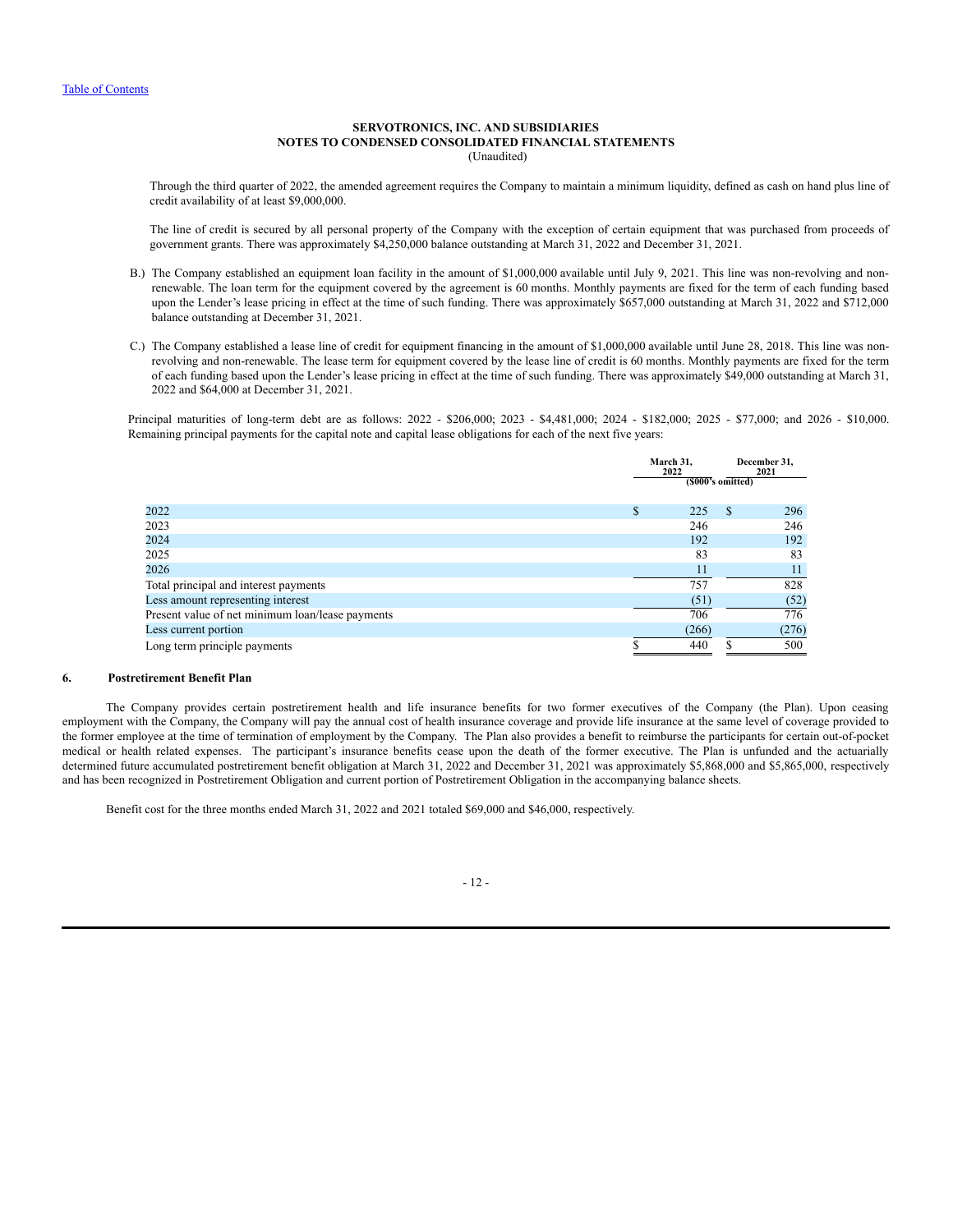Through the third quarter of 2022, the amended agreement requires the Company to maintain a minimum liquidity, defined as cash on hand plus line of credit availability of at least $9,000,000.

The line of credit is secured by all personal property of the Company with the exception of certain equipment that was purchased from proceeds of government grants. There was approximately $4,250,000 balance outstanding at March 31, 2022 and December 31, 2021.

B.) The Company established an equipment loan facility in the amount of $1,000,000 available until July 9, 2021. This line was non-revolving and non-renewable. The loan term for the equipment covered by the agreement is 60 months. Monthly payments are fixed for the term of each funding based upon the Lender's lease pricing in effect at the time of such funding. There was approximately $657,000 outstanding at March 31, 2022 and $712,000 balance outstanding at December 31, 2021.

C.) The Company established a lease line of credit for equipment financing in the amount of $1,000,000 available until June 28, 2018. This line was non-revolving and non-renewable. The lease term for equipment covered by the lease line of credit is 60 months. Monthly payments are fixed for the term of each funding based upon the Lender's lease pricing in effect at the time of such funding. There was approximately $49,000 outstanding at March 31, 2022 and $64,000 at December 31, 2021.

Principal maturities of long-term debt are as follows: 2022 - $206,000; 2023 - $4,481,000; 2024 - $182,000; 2025 - $77,000; and 2026 - $10,000. Remaining principal payments for the capital note and capital lease obligations for each of the next five years:

| | March 31, 2022 | December 31, 2021 |
|---|---|---|
| | ($000's omitted) | |
| 2022 | $ 225 | $ 296 |
| 2023 | 246 | 246 |
| 2024 | 192 | 192 |
| 2025 | 83 | 83 |
| 2026 | 11 | 11 |
| Total principal and interest payments | 757 | 828 |
| Less amount representing interest | (51) | (52) |
| Present value of net minimum loan/lease payments | 706 | 776 |
| Less current portion | (266) | (276) |
| Long term principle payments | $ 440 | $ 500 |

## 6. Postretirement Benefit Plan

The Company provides certain postretirement health and life insurance benefits for two former executives of the Company (the Plan). Upon ceasing employment with the Company, the Company will pay the annual cost of health insurance coverage and provide life insurance at the same level of coverage provided to the former employee at the time of termination of employment by the Company. The Plan also provides a benefit to reimburse the participants for certain out-of-pocket medical or health related expenses. The participant's insurance benefits cease upon the death of the former executive. The Plan is unfunded and the actuarially determined future accumulated postretirement benefit obligation at March 31, 2022 and December 31, 2021 was approximately $5,868,000 and $5,865,000, respectively and has been recognized in Postretirement Obligation and current portion of Postretirement Obligation in the accompanying balance sheets.

Benefit cost for the three months ended March 31, 2022 and 2021 totaled $69,000 and $46,000, respectively.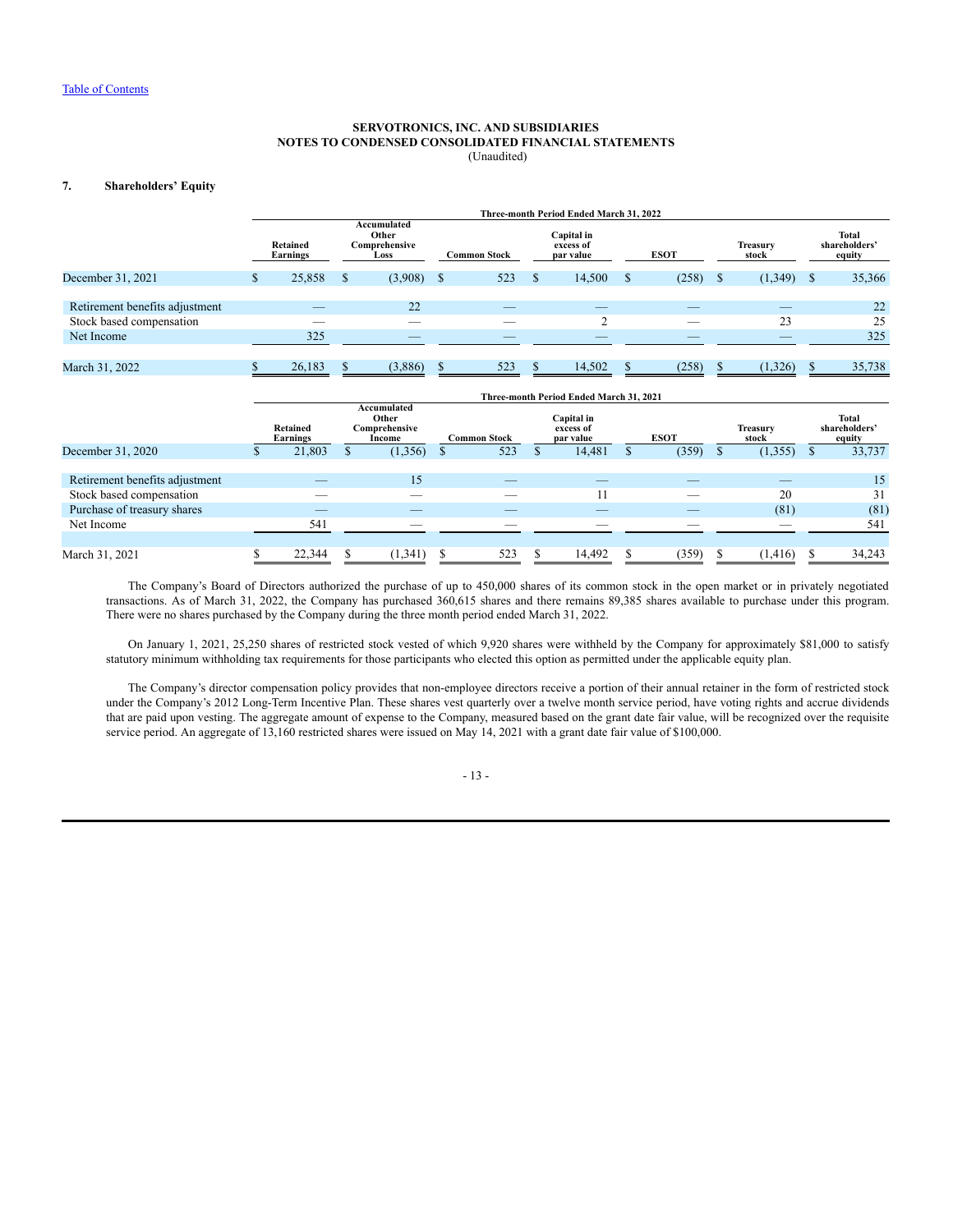SERVOTRONICS, INC. AND SUBSIDIARIES
NOTES TO CONDENSED CONSOLIDATED FINANCIAL STATEMENTS
(Unaudited)

## 7. Shareholders' Equity

| | Three-month Period Ended March 31, 2022 | | | | | | |
|---|---|---|---|---|---|---|---|
| | Retained Earnings | Accumulated Other Comprehensive Loss | Common Stock | Capital in excess of par value | ESOT | Treasury stock | Total shareholders' equity |
| December 31, 2021 | $ 25,858 | $ (3,908) | $ 523 | $ 14,500 | $ (258) | $ (1,349) | $ 35,366 |
| Retirement benefits adjustment | — | 22 | — | — | — | — | 22 |
| Stock based compensation | — | — | — | 2 | — | 23 | 25 |
| Net Income | 325 | — | — | — | — | — | 325 |
| March 31, 2022 | $ 26,183 | $ (3,886) | $ 523 | $ 14,502 | $ (258) | $ (1,326) | $ 35,738 |

| | Three-month Period Ended March 31, 2021 | | | | | | |
|---|---|---|---|---|---|---|---|
| | Retained Earnings | Accumulated Other Comprehensive Income | Common Stock | Capital in excess of par value | ESOT | Treasury stock | Total shareholders' equity |
| December 31, 2020 | $ 21,803 | $ (1,356) | $ 523 | $ 14,481 | $ (359) | $ (1,355) | $ 33,737 |
| Retirement benefits adjustment | — | 15 | — | — | — | — | 15 |
| Stock based compensation | — | — | — | 11 | — | 20 | 31 |
| Purchase of treasury shares | — | — | — | — | — | (81) | (81) |
| Net Income | 541 | — | — | — | — | — | 541 |
| March 31, 2021 | $ 22,344 | $ (1,341) | $ 523 | $ 14,492 | $ (359) | $ (1,416) | $ 34,243 |

The Company's Board of Directors authorized the purchase of up to 450,000 shares of its common stock in the open market or in privately negotiated transactions. As of March 31, 2022, the Company has purchased 360,615 shares and there remains 89,385 shares available to purchase under this program. There were no shares purchased by the Company during the three month period ended March 31, 2022.

On January 1, 2021, 25,250 shares of restricted stock vested of which 9,920 shares were withheld by the Company for approximately $81,000 to satisfy statutory minimum withholding tax requirements for those participants who elected this option as permitted under the applicable equity plan.

The Company's director compensation policy provides that non-employee directors receive a portion of their annual retainer in the form of restricted stock under the Company's 2012 Long-Term Incentive Plan. These shares vest quarterly over a twelve month service period, have voting rights and accrue dividends that are paid upon vesting. The aggregate amount of expense to the Company, measured based on the grant date fair value, will be recognized over the requisite service period. An aggregate of 13,160 restricted shares were issued on May 14, 2021 with a grant date fair value of $100,000.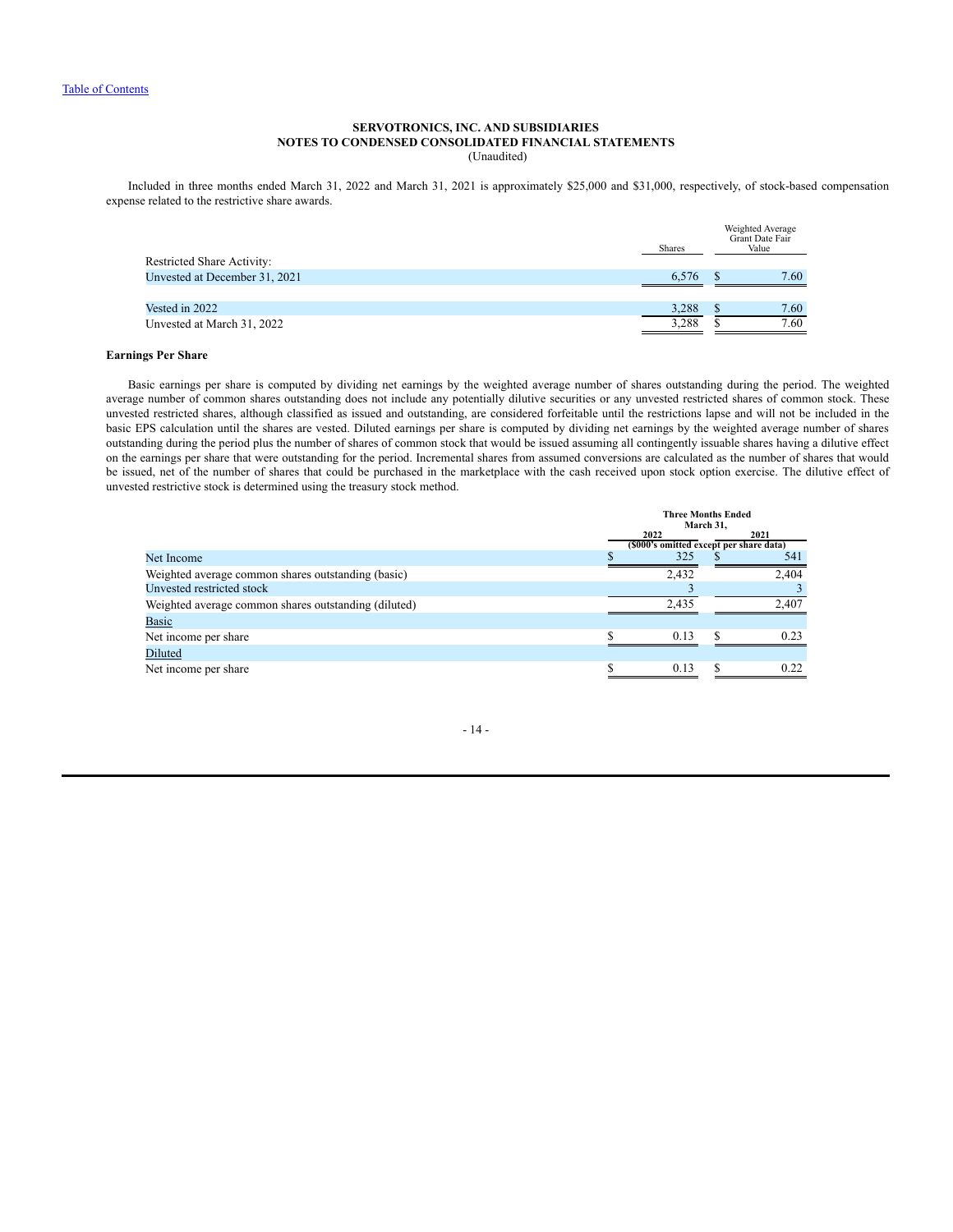## SERVOTRONICS, INC. AND SUBSIDIARIES
## NOTES TO CONDENSED CONSOLIDATED FINANCIAL STATEMENTS
(Unaudited)

Included in three months ended March 31, 2022 and March 31, 2021 is approximately $25,000 and $31,000, respectively, of stock-based compensation expense related to the restrictive share awards.

| | Shares | Weighted Average Grant Date Fair Value |
|---|---|---|
| Restricted Share Activity: | | |
| Unvested at December 31, 2021 | 6,576 | $ 7.60 |
| | | |
| Vested in 2022 | 3,288 | $ 7.60 |
| Unvested at March 31, 2022 | 3,288 | $ 7.60 |

**Earnings Per Share**

Basic earnings per share is computed by dividing net earnings by the weighted average number of shares outstanding during the period. The weighted average number of common shares outstanding does not include any potentially dilutive securities or any unvested restricted shares of common stock. These unvested restricted shares, although classified as issued and outstanding, are considered forfeitable until the restrictions lapse and will not be included in the basic EPS calculation until the shares are vested. Diluted earnings per share is computed by dividing net earnings by the weighted average number of shares outstanding during the period plus the number of shares of common stock that would be issued assuming all contingently issuable shares having a dilutive effect on the earnings per share that were outstanding for the period. Incremental shares from assumed conversions are calculated as the number of shares that would be issued, net of the number of shares that could be purchased in the marketplace with the cash received upon stock option exercise. The dilutive effect of unvested restrictive stock is determined using the treasury stock method.

| | Three Months Ended March 31, | |
|---|---|---|
| | 2022 | 2021 |
| | ($000's omitted except per share data) | |
| Net Income | $ 325 | $ 541 |
| Weighted average common shares outstanding (basic) | 2,432 | 2,404 |
| Unvested restricted stock | 3 | 3 |
| Weighted average common shares outstanding (diluted) | 2,435 | 2,407 |
| Basic | | |
| Net income per share | $ 0.13 | $ 0.23 |
| Diluted | | |
| Net income per share | $ 0.13 | $ 0.22 |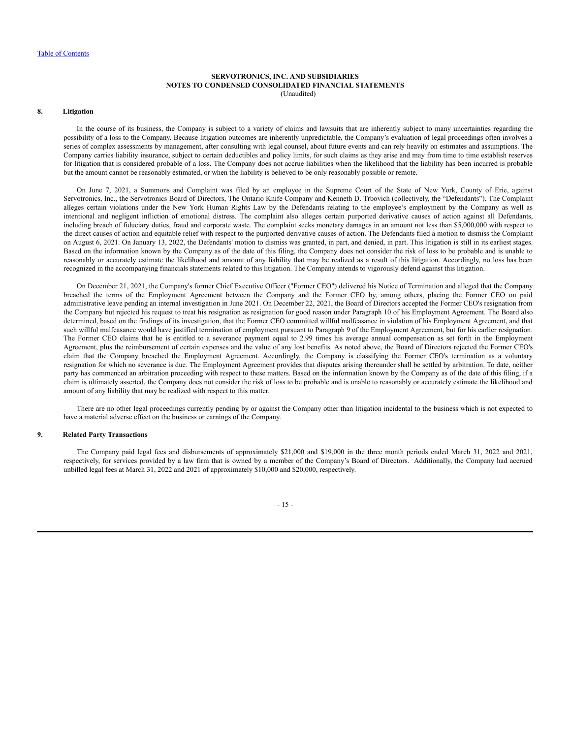**SERVOTRONICS, INC. AND SUBSIDIARIES**
**NOTES TO CONDENSED CONSOLIDATED FINANCIAL STATEMENTS**
(Unaudited)

## 8. Litigation

In the course of its business, the Company is subject to a variety of claims and lawsuits that are inherently subject to many uncertainties regarding the possibility of a loss to the Company. Because litigation outcomes are inherently unpredictable, the Company's evaluation of legal proceedings often involves a series of complex assessments by management, after consulting with legal counsel, about future events and can rely heavily on estimates and assumptions. The Company carries liability insurance, subject to certain deductibles and policy limits, for such claims as they arise and may from time to time establish reserves for litigation that is considered probable of a loss. The Company does not accrue liabilities when the likelihood that the liability has been incurred is probable but the amount cannot be reasonably estimated, or when the liability is believed to be only reasonably possible or remote.

On June 7, 2021, a Summons and Complaint was filed by an employee in the Supreme Court of the State of New York, County of Erie, against Servotronics, Inc., the Servotronics Board of Directors, The Ontario Knife Company and Kenneth D. Trbovich (collectively, the "Defendants"). The Complaint alleges certain violations under the New York Human Rights Law by the Defendants relating to the employee's employment by the Company as well as intentional and negligent infliction of emotional distress. The complaint also alleges certain purported derivative causes of action against all Defendants, including breach of fiduciary duties, fraud and corporate waste. The complaint seeks monetary damages in an amount not less than $5,000,000 with respect to the direct causes of action and equitable relief with respect to the purported derivative causes of action. The Defendants filed a motion to dismiss the Complaint on August 6, 2021. On January 13, 2022, the Defendants' motion to dismiss was granted, in part, and denied, in part. This litigation is still in its earliest stages. Based on the information known by the Company as of the date of this filing, the Company does not consider the risk of loss to be probable and is unable to reasonably or accurately estimate the likelihood and amount of any liability that may be realized as a result of this litigation. Accordingly, no loss has been recognized in the accompanying financials statements related to this litigation. The Company intends to vigorously defend against this litigation.

On December 21, 2021, the Company's former Chief Executive Officer ("Former CEO") delivered his Notice of Termination and alleged that the Company breached the terms of the Employment Agreement between the Company and the Former CEO by, among others, placing the Former CEO on paid administrative leave pending an internal investigation in June 2021. On December 22, 2021, the Board of Directors accepted the Former CEO's resignation from the Company but rejected his request to treat his resignation as resignation for good reason under Paragraph 10 of his Employment Agreement. The Board also determined, based on the findings of its investigation, that the Former CEO committed willful malfeasance in violation of his Employment Agreement, and that such willful malfeasance would have justified termination of employment pursuant to Paragraph 9 of the Employment Agreement, but for his earlier resignation. The Former CEO claims that he is entitled to a severance payment equal to 2.99 times his average annual compensation as set forth in the Employment Agreement, plus the reimbursement of certain expenses and the value of any lost benefits. As noted above, the Board of Directors rejected the Former CEO's claim that the Company breached the Employment Agreement. Accordingly, the Company is classifying the Former CEO's termination as a voluntary resignation for which no severance is due. The Employment Agreement provides that disputes arising thereunder shall be settled by arbitration. To date, neither party has commenced an arbitration proceeding with respect to these matters. Based on the information known by the Company as of the date of this filing, if a claim is ultimately asserted, the Company does not consider the risk of loss to be probable and is unable to reasonably or accurately estimate the likelihood and amount of any liability that may be realized with respect to this matter.

There are no other legal proceedings currently pending by or against the Company other than litigation incidental to the business which is not expected to have a material adverse effect on the business or earnings of the Company.

## 9. Related Party Transactions

The Company paid legal fees and disbursements of approximately $21,000 and $19,000 in the three month periods ended March 31, 2022 and 2021, respectively, for services provided by a law firm that is owned by a member of the Company's Board of Directors. Additionally, the Company had accrued unbilled legal fees at March 31, 2022 and 2021 of approximately $10,000 and $20,000, respectively.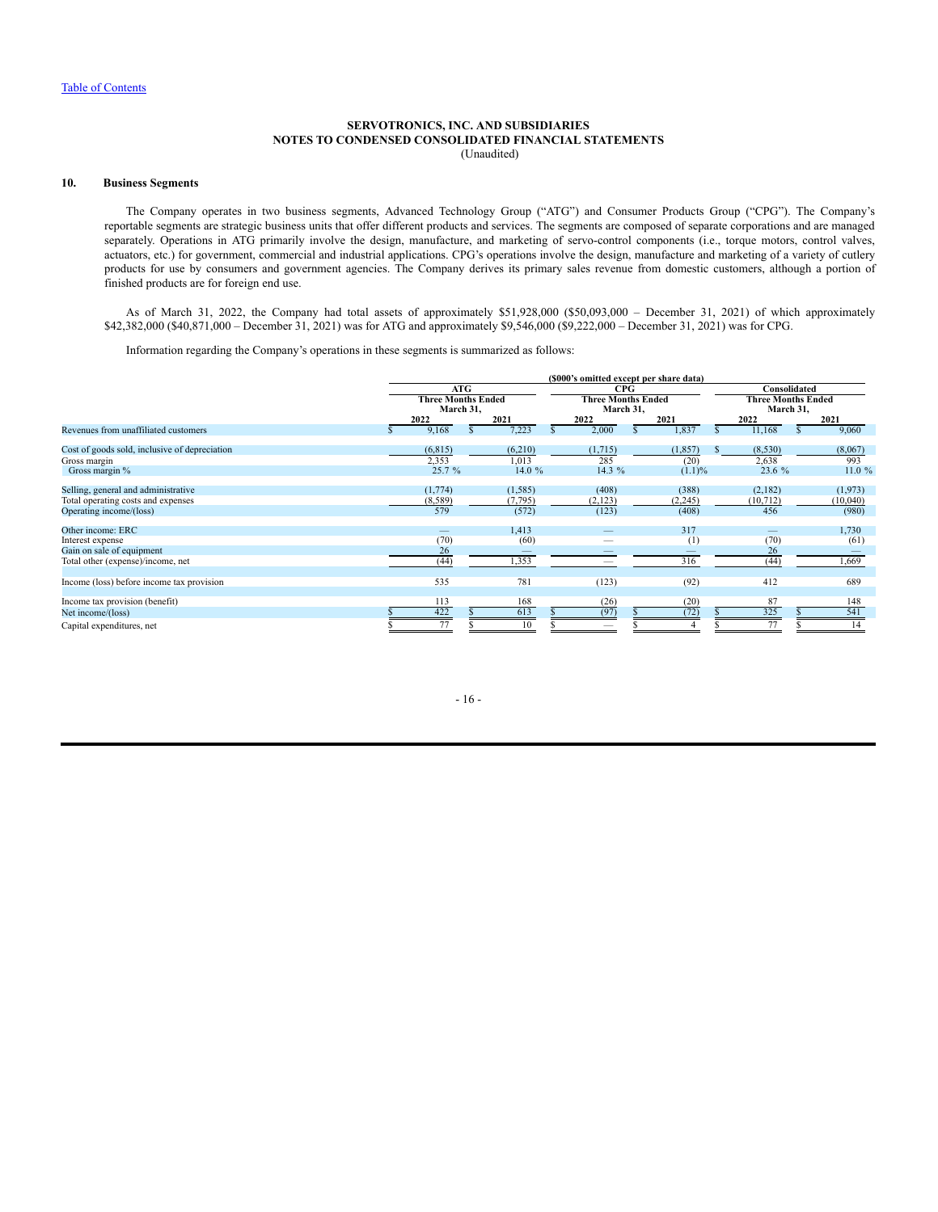[Table of Contents](#)

**SERVOTRONICS, INC. AND SUBSIDIARIES**
**NOTES TO CONDENSED CONSOLIDATED FINANCIAL STATEMENTS**
(Unaudited)

## 10. Business Segments

The Company operates in two business segments, Advanced Technology Group ("ATG") and Consumer Products Group ("CPG"). The Company's reportable segments are strategic business units that offer different products and services. The segments are composed of separate corporations and are managed separately. Operations in ATG primarily involve the design, manufacture, and marketing of servo-control components (i.e., torque motors, control valves, actuators, etc.) for government, commercial and industrial applications. CPG's operations involve the design, manufacture and marketing of a variety of cutlery products for use by consumers and government agencies. The Company derives its primary sales revenue from domestic customers, although a portion of finished products are for foreign end use.

As of March 31, 2022, the Company had total assets of approximately $51,928,000 ($50,093,000 – December 31, 2021) of which approximately $42,382,000 ($40,871,000 – December 31, 2021) was for ATG and approximately $9,546,000 ($9,222,000 – December 31, 2021) was for CPG.

Information regarding the Company's operations in these segments is summarized as follows:

($000's omitted except per share data)

| | ATG Three Months Ended March 31, | | CPG Three Months Ended March 31, | | Consolidated Three Months Ended March 31, | |
|---|---|---|---|---|---|---|
| | 2022 | 2021 | 2022 | 2021 | 2022 | 2021 |
| Revenues from unaffiliated customers | $ 9,168 | $ 7,223 | $ 2,000 | $ 1,837 | $ 11,168 | $ 9,060 |
| Cost of goods sold, inclusive of depreciation | (6,815) | (6,210) | (1,715) | (1,857) | $ (8,530) | (8,067) |
| Gross margin | 2,353 | 1,013 | 285 | (20) | 2,638 | 993 |
| Gross margin % | 25.7 % | 14.0 % | 14.3 % | (1.1)% | 23.6 % | 11.0 % |
| Selling, general and administrative | (1,774) | (1,585) | (408) | (388) | (2,182) | (1,973) |
| Total operating costs and expenses | (8,589) | (7,795) | (2,123) | (2,245) | (10,712) | (10,040) |
| Operating income/(loss) | 579 | (572) | (123) | (408) | 456 | (980) |
| Other income: ERC | — | 1,413 | — | 317 | — | 1,730 |
| Interest expense | (70) | (60) | — | (1) | (70) | (61) |
| Gain on sale of equipment | 26 | — | — | — | 26 | — |
| Total other (expense)/income, net | (44) | 1,353 | — | 316 | (44) | 1,669 |
| Income (loss) before income tax provision | 535 | 781 | (123) | (92) | 412 | 689 |
| Income tax provision (benefit) | 113 | 168 | (26) | (20) | 87 | 148 |
| Net income/(loss) | $ 422 | $ 613 | $ (97) | $ (72) | $ 325 | $ 541 |
| Capital expenditures, net | $ 77 | $ 10 | $ — | $ 4 | $ 77 | $ 14 |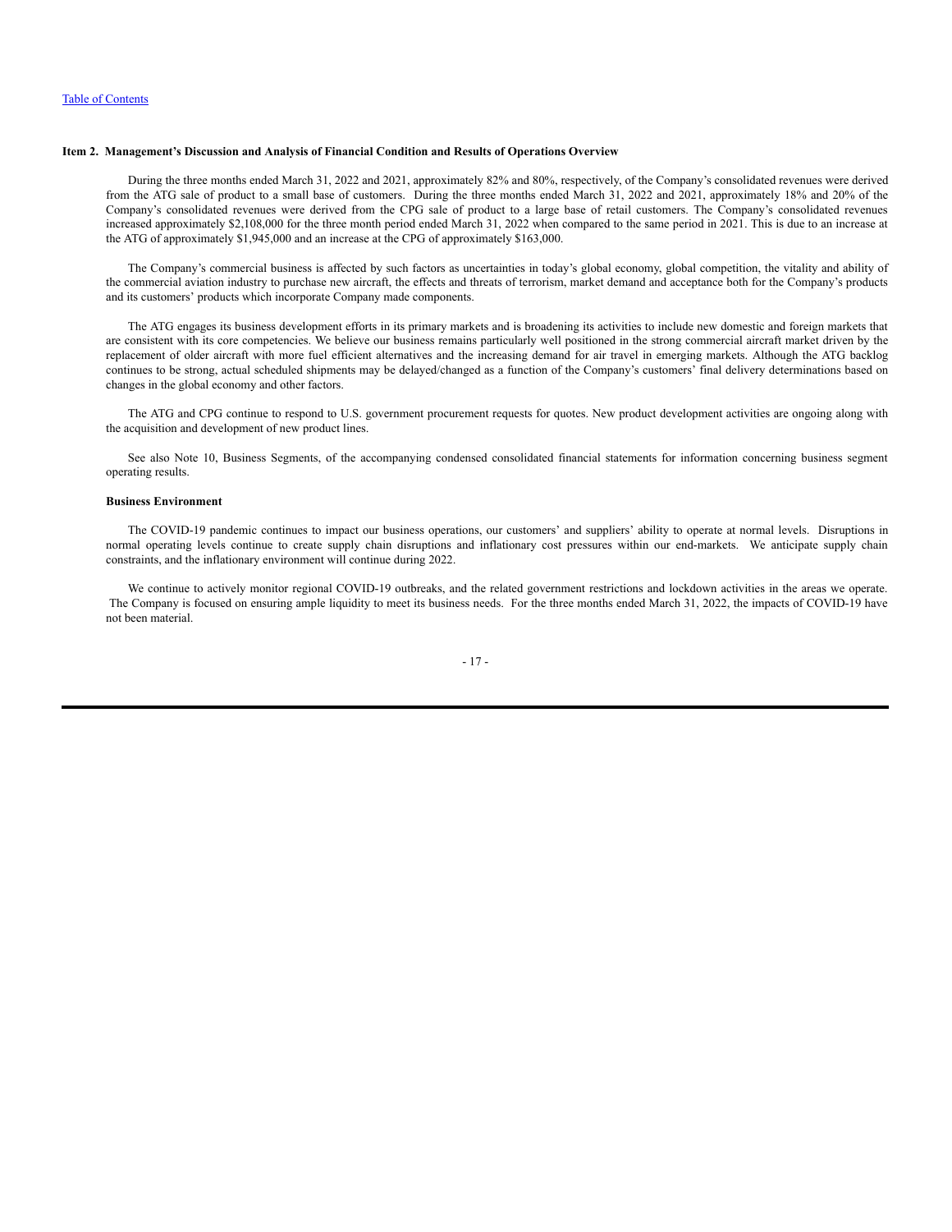**Item 2. Management's Discussion and Analysis of Financial Condition and Results of Operations Overview**

During the three months ended March 31, 2022 and 2021, approximately 82% and 80%, respectively, of the Company's consolidated revenues were derived from the ATG sale of product to a small base of customers. During the three months ended March 31, 2022 and 2021, approximately 18% and 20% of the Company's consolidated revenues were derived from the CPG sale of product to a large base of retail customers. The Company's consolidated revenues increased approximately $2,108,000 for the three month period ended March 31, 2022 when compared to the same period in 2021. This is due to an increase at the ATG of approximately $1,945,000 and an increase at the CPG of approximately $163,000.

The Company's commercial business is affected by such factors as uncertainties in today's global economy, global competition, the vitality and ability of the commercial aviation industry to purchase new aircraft, the effects and threats of terrorism, market demand and acceptance both for the Company's products and its customers' products which incorporate Company made components.

The ATG engages its business development efforts in its primary markets and is broadening its activities to include new domestic and foreign markets that are consistent with its core competencies. We believe our business remains particularly well positioned in the strong commercial aircraft market driven by the replacement of older aircraft with more fuel efficient alternatives and the increasing demand for air travel in emerging markets. Although the ATG backlog continues to be strong, actual scheduled shipments may be delayed/changed as a function of the Company's customers' final delivery determinations based on changes in the global economy and other factors.

The ATG and CPG continue to respond to U.S. government procurement requests for quotes. New product development activities are ongoing along with the acquisition and development of new product lines.

See also Note 10, Business Segments, of the accompanying condensed consolidated financial statements for information concerning business segment operating results.

**Business Environment**

The COVID-19 pandemic continues to impact our business operations, our customers' and suppliers' ability to operate at normal levels. Disruptions in normal operating levels continue to create supply chain disruptions and inflationary cost pressures within our end-markets. We anticipate supply chain constraints, and the inflationary environment will continue during 2022.

We continue to actively monitor regional COVID-19 outbreaks, and the related government restrictions and lockdown activities in the areas we operate. The Company is focused on ensuring ample liquidity to meet its business needs. For the three months ended March 31, 2022, the impacts of COVID-19 have not been material.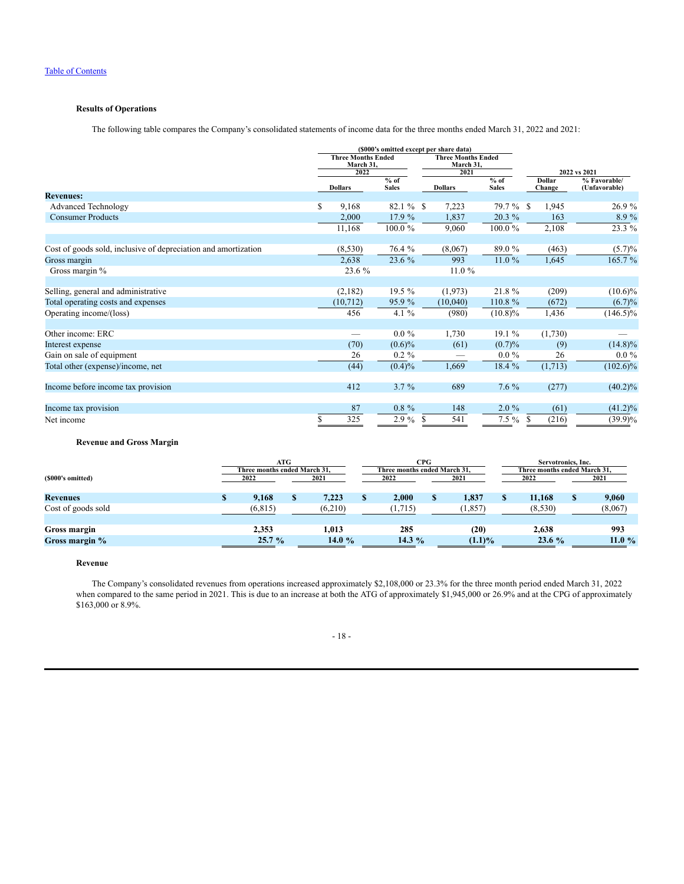[Table of Contents](#)

### Results of Operations

The following table compares the Company's consolidated statements of income data for the three months ended March 31, 2022 and 2021:

| ($000's omitted except per share data) | Three Months Ended March 31, 2022 | | Three Months Ended March 31, 2021 | | 2022 vs 2021 | |
|---|---|---|---|---|---|---|
| | Dollars | % of Sales | Dollars | % of Sales | Dollar Change | % Favorable/ (Unfavorable) |
| **Revenues:** | | | | | | |
| Advanced Technology | $ 9,168 | 82.1 % | $ 7,223 | 79.7 % | $ 1,945 | 26.9 % |
| Consumer Products | 2,000 | 17.9 % | 1,837 | 20.3 % | 163 | 8.9 % |
| | 11,168 | 100.0 % | 9,060 | 100.0 % | 2,108 | 23.3 % |
| | | | | | | |
| Cost of goods sold, inclusive of depreciation and amortization | (8,530) | 76.4 % | (8,067) | 89.0 % | (463) | (5.7)% |
| Gross margin | 2,638 | 23.6 % | 993 | 11.0 % | 1,645 | 165.7 % |
| Gross margin % | 23.6 % | | 11.0 % | | | |
| | | | | | | |
| Selling, general and administrative | (2,182) | 19.5 % | (1,973) | 21.8 % | (209) | (10.6)% |
| Total operating costs and expenses | (10,712) | 95.9 % | (10,040) | 110.8 % | (672) | (6.7)% |
| Operating income/(loss) | 456 | 4.1 % | (980) | (10.8)% | 1,436 | (146.5)% |
| | | | | | | |
| Other income: ERC | — | 0.0 % | 1,730 | 19.1 % | (1,730) | — |
| Interest expense | (70) | (0.6)% | (61) | (0.7)% | (9) | (14.8)% |
| Gain on sale of equipment | 26 | 0.2 % | — | 0.0 % | 26 | 0.0 % |
| Total other (expense)/income, net | (44) | (0.4)% | 1,669 | 18.4 % | (1,713) | (102.6)% |
| | | | | | | |
| Income before income tax provision | 412 | 3.7 % | 689 | 7.6 % | (277) | (40.2)% |
| | | | | | | |
| Income tax provision | 87 | 0.8 % | 148 | 2.0 % | (61) | (41.2)% |
| Net income | $ 325 | 2.9 % | $ 541 | 7.5 % | $ (216) | (39.9)% |

### Revenue and Gross Margin

| ($000's omitted) | ATG Three months ended March 31, 2022 | ATG Three months ended March 31, 2021 | CPG Three months ended March 31, 2022 | CPG Three months ended March 31, 2021 | Servotronics, Inc. Three months ended March 31, 2022 | Servotronics, Inc. Three months ended March 31, 2021 |
|---|---|---|---|---|---|---|
| **Revenues** | **$ 9,168** | **$ 7,223** | **$ 2,000** | **$ 1,837** | **$ 11,168** | **$ 9,060** |
| Cost of goods sold | (6,815) | (6,210) | (1,715) | (1,857) | (8,530) | (8,067) |
| | | | | | | |
| **Gross margin** | **2,353** | **1,013** | **285** | **(20)** | **2,638** | **993** |
| **Gross margin %** | **25.7 %** | **14.0 %** | **14.3 %** | **(1.1)%** | **23.6 %** | **11.0 %** |

### Revenue

The Company's consolidated revenues from operations increased approximately $2,108,000 or 23.3% for the three month period ended March 31, 2022 when compared to the same period in 2021. This is due to an increase at both the ATG of approximately $1,945,000 or 26.9% and at the CPG of approximately $163,000 or 8.9%.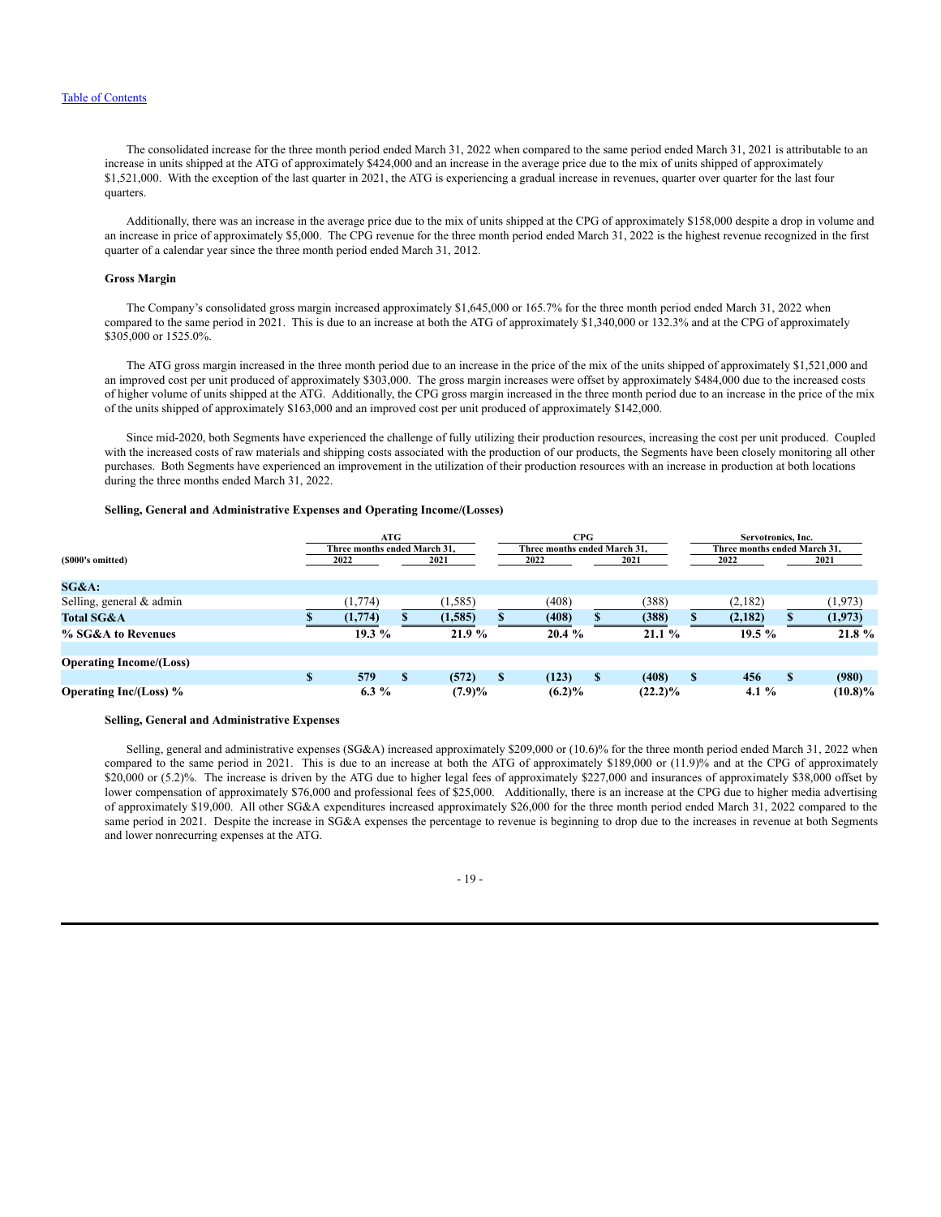The consolidated increase for the three month period ended March 31, 2022 when compared to the same period ended March 31, 2021 is attributable to an increase in units shipped at the ATG of approximately $424,000 and an increase in the average price due to the mix of units shipped of approximately $1,521,000. With the exception of the last quarter in 2021, the ATG is experiencing a gradual increase in revenues, quarter over quarter for the last four quarters.

Additionally, there was an increase in the average price due to the mix of units shipped at the CPG of approximately $158,000 despite a drop in volume and an increase in price of approximately $5,000. The CPG revenue for the three month period ended March 31, 2022 is the highest revenue recognized in the first quarter of a calendar year since the three month period ended March 31, 2012.

**Gross Margin**

The Company's consolidated gross margin increased approximately $1,645,000 or 165.7% for the three month period ended March 31, 2022 when compared to the same period in 2021. This is due to an increase at both the ATG of approximately $1,340,000 or 132.3% and at the CPG of approximately $305,000 or 1525.0%.

The ATG gross margin increased in the three month period due to an increase in the price of the mix of the units shipped of approximately $1,521,000 and an improved cost per unit produced of approximately $303,000. The gross margin increases were offset by approximately $484,000 due to the increased costs of higher volume of units shipped at the ATG. Additionally, the CPG gross margin increased in the three month period due to an increase in the price of the mix of the units shipped of approximately $163,000 and an improved cost per unit produced of approximately $142,000.

Since mid-2020, both Segments have experienced the challenge of fully utilizing their production resources, increasing the cost per unit produced. Coupled with the increased costs of raw materials and shipping costs associated with the production of our products, the Segments have been closely monitoring all other purchases. Both Segments have experienced an improvement in the utilization of their production resources with an increase in production at both locations during the three months ended March 31, 2022.

**Selling, General and Administrative Expenses and Operating Income/(Losses)**

| ($000's omitted) | ATG | | CPG | | Servotronics, Inc. | |
|---|---|---|---|---|---|---|
| | Three months ended March 31, | | Three months ended March 31, | | Three months ended March 31, | |
| | 2022 | 2021 | 2022 | 2021 | 2022 | 2021 |
| **SG&A:** | | | | | | |
| Selling, general & admin | (1,774) | (1,585) | (408) | (388) | (2,182) | (1,973) |
| **Total SG&A** | **$ (1,774)** | **$ (1,585)** | **$ (408)** | **$ (388)** | **$ (2,182)** | **$ (1,973)** |
| **% SG&A to Revenues** | **19.3 %** | **21.9 %** | **20.4 %** | **21.1 %** | **19.5 %** | **21.8 %** |
| | | | | | | |
| **Operating Income/(Loss)** | | | | | | |
| | **$ 579** | **$ (572)** | **$ (123)** | **$ (408)** | **$ 456** | **$ (980)** |
| **Operating Inc/(Loss) %** | **6.3 %** | **(7.9)%** | **(6.2)%** | **(22.2)%** | **4.1 %** | **(10.8)%** |

**Selling, General and Administrative Expenses**

Selling, general and administrative expenses (SG&A) increased approximately $209,000 or (10.6)% for the three month period ended March 31, 2022 when compared to the same period in 2021. This is due to an increase at both the ATG of approximately $189,000 or (11.9)% and at the CPG of approximately $20,000 or (5.2)%. The increase is driven by the ATG due to higher legal fees of approximately $227,000 and insurances of approximately $38,000 offset by lower compensation of approximately $76,000 and professional fees of $25,000. Additionally, there is an increase at the CPG due to higher media advertising of approximately $19,000. All other SG&A expenditures increased approximately $26,000 for the three month period ended March 31, 2022 compared to the same period in 2021. Despite the increase in SG&A expenses the percentage to revenue is beginning to drop due to the increases in revenue at both Segments and lower nonrecurring expenses at the ATG.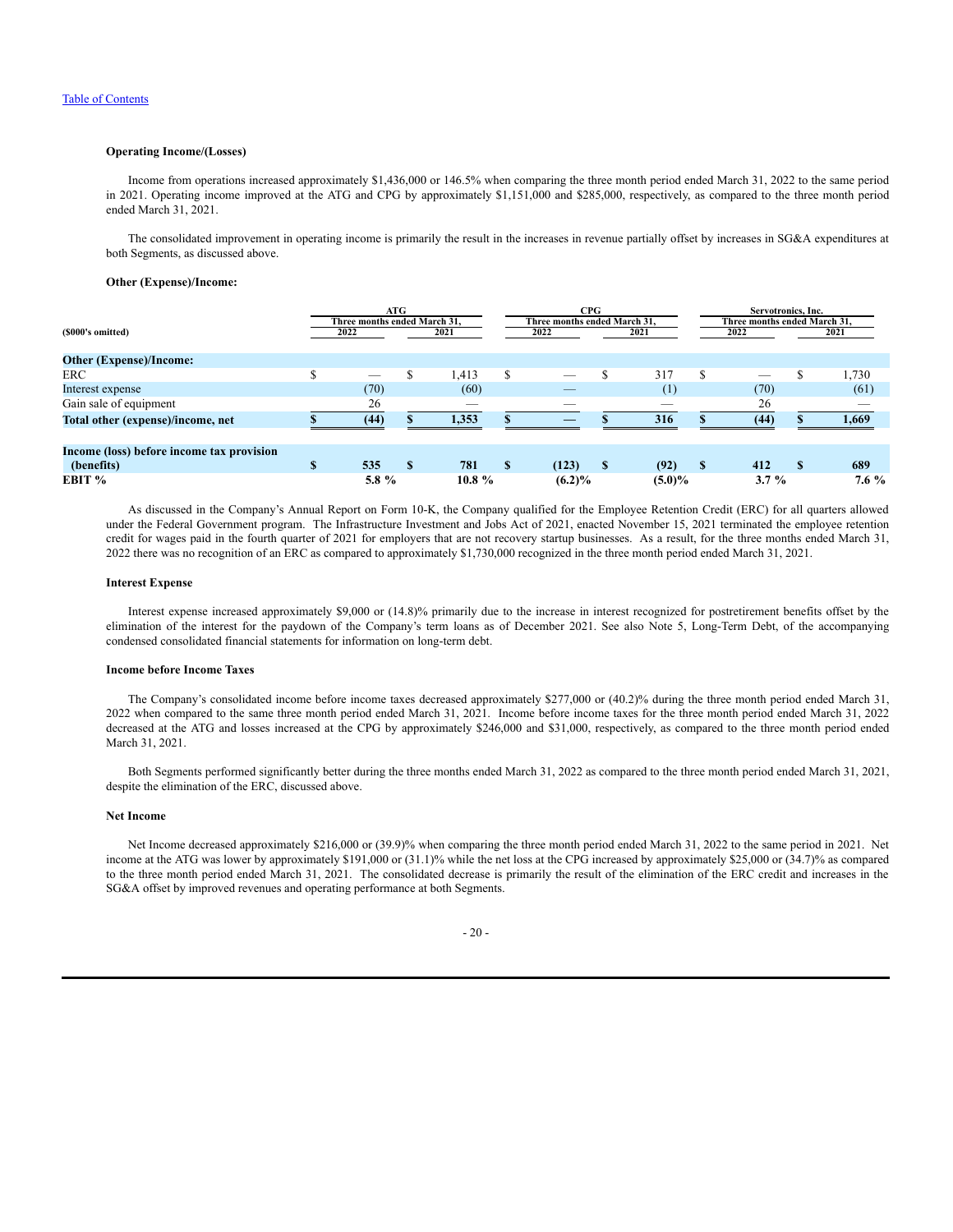[Table of Contents](#)

**Operating Income/(Losses)**

Income from operations increased approximately $1,436,000 or 146.5% when comparing the three month period ended March 31, 2022 to the same period in 2021. Operating income improved at the ATG and CPG by approximately $1,151,000 and $285,000, respectively, as compared to the three month period ended March 31, 2021.

The consolidated improvement in operating income is primarily the result in the increases in revenue partially offset by increases in SG&A expenditures at both Segments, as discussed above.

**Other (Expense)/Income:**

| ($000's omitted) | ATG Three months ended March 31, 2022 | ATG Three months ended March 31, 2021 | CPG Three months ended March 31, 2022 | CPG Three months ended March 31, 2021 | Servotronics, Inc. Three months ended March 31, 2022 | Servotronics, Inc. Three months ended March 31, 2021 |
|---|---|---|---|---|---|---|
| **Other (Expense)/Income:** | | | | | | |
| ERC | $ — | $ 1,413 | $ — | $ 317 | $ — | $ 1,730 |
| Interest expense | (70) | (60) | — | (1) | (70) | (61) |
| Gain sale of equipment | 26 | — | — | — | 26 | — |
| **Total other (expense)/income, net** | **$ (44)** | **$ 1,353** | **$ —** | **$ 316** | **$ (44)** | **$ 1,669** |
| **Income (loss) before income tax provision (benefits)** | **$ 535** | **$ 781** | **$ (123)** | **$ (92)** | **$ 412** | **$ 689** |
| **EBIT %** | **5.8 %** | **10.8 %** | **(6.2)%** | **(5.0)%** | **3.7 %** | **7.6 %** |

As discussed in the Company's Annual Report on Form 10-K, the Company qualified for the Employee Retention Credit (ERC) for all quarters allowed under the Federal Government program. The Infrastructure Investment and Jobs Act of 2021, enacted November 15, 2021 terminated the employee retention credit for wages paid in the fourth quarter of 2021 for employers that are not recovery startup businesses. As a result, for the three months ended March 31, 2022 there was no recognition of an ERC as compared to approximately $1,730,000 recognized in the three month period ended March 31, 2021.

**Interest Expense**

Interest expense increased approximately $9,000 or (14.8)% primarily due to the increase in interest recognized for postretirement benefits offset by the elimination of the interest for the paydown of the Company's term loans as of December 2021. See also Note 5, Long-Term Debt, of the accompanying condensed consolidated financial statements for information on long-term debt.

**Income before Income Taxes**

The Company's consolidated income before income taxes decreased approximately $277,000 or (40.2)% during the three month period ended March 31, 2022 when compared to the same three month period ended March 31, 2021. Income before income taxes for the three month period ended March 31, 2022 decreased at the ATG and losses increased at the CPG by approximately $246,000 and $31,000, respectively, as compared to the three month period ended March 31, 2021.

Both Segments performed significantly better during the three months ended March 31, 2022 as compared to the three month period ended March 31, 2021, despite the elimination of the ERC, discussed above.

**Net Income**

Net Income decreased approximately $216,000 or (39.9)% when comparing the three month period ended March 31, 2022 to the same period in 2021. Net income at the ATG was lower by approximately $191,000 or (31.1)% while the net loss at the CPG increased by approximately $25,000 or (34.7)% as compared to the three month period ended March 31, 2021. The consolidated decrease is primarily the result of the elimination of the ERC credit and increases in the SG&A offset by improved revenues and operating performance at both Segments.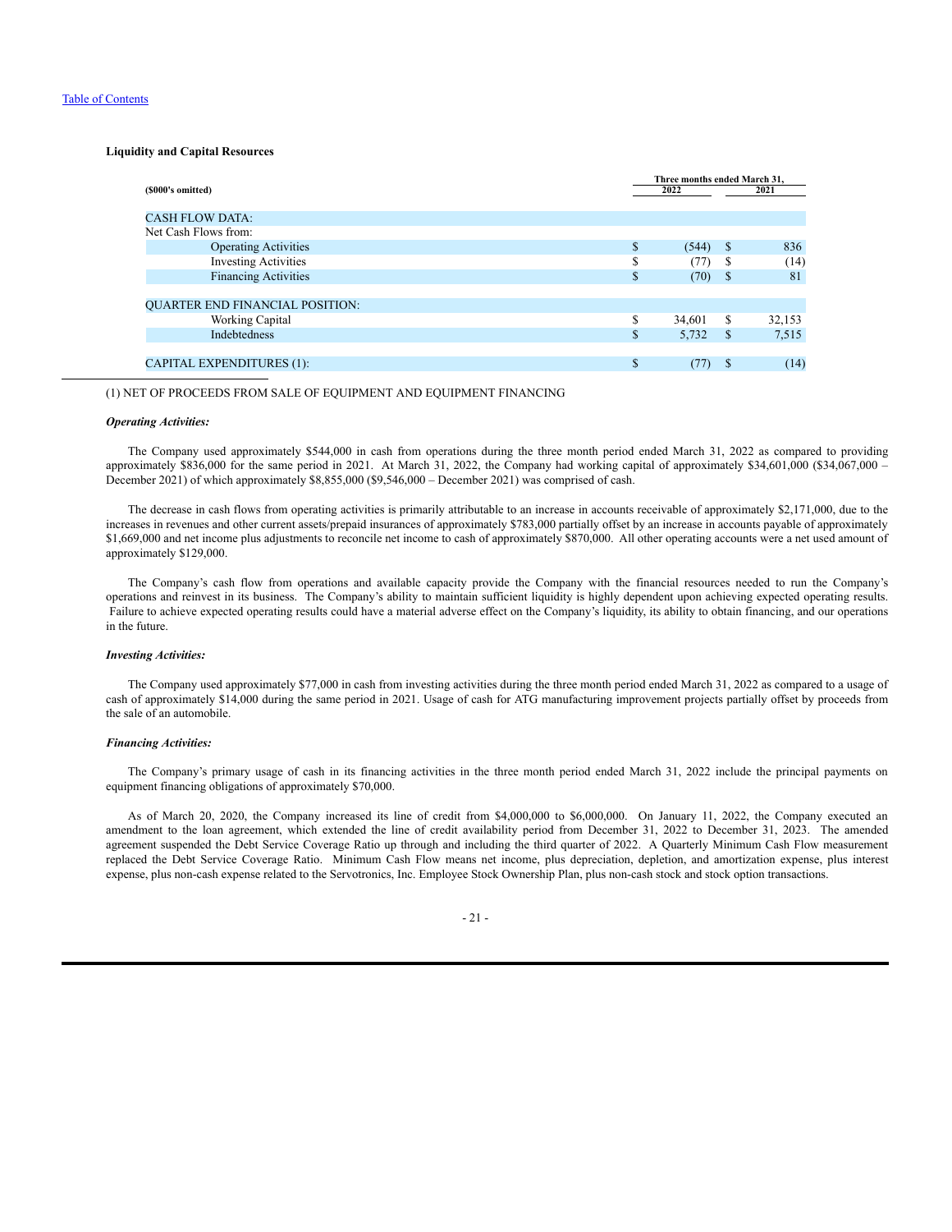[Table of Contents](#)

**Liquidity and Capital Resources**

| ($000's omitted) | Three months ended March 31, 2022 | 2021 |
|---|---|---|
| CASH FLOW DATA: | | |
| Net Cash Flows from: | | |
| Operating Activities | $ (544) | $ 836 |
| Investing Activities | $ (77) | $ (14) |
| Financing Activities | $ (70) | $ 81 |
| QUARTER END FINANCIAL POSITION: | | |
| Working Capital | $ 34,601 | $ 32,153 |
| Indebtedness | $ 5,732 | $ 7,515 |
| CAPITAL EXPENDITURES (1): | $ (77) | $ (14) |

(1) NET OF PROCEEDS FROM SALE OF EQUIPMENT AND EQUIPMENT FINANCING

***Operating Activities:***

The Company used approximately $544,000 in cash from operations during the three month period ended March 31, 2022 as compared to providing approximately $836,000 for the same period in 2021. At March 31, 2022, the Company had working capital of approximately $34,601,000 ($34,067,000 – December 2021) of which approximately $8,855,000 ($9,546,000 – December 2021) was comprised of cash.

The decrease in cash flows from operating activities is primarily attributable to an increase in accounts receivable of approximately $2,171,000, due to the increases in revenues and other current assets/prepaid insurances of approximately $783,000 partially offset by an increase in accounts payable of approximately $1,669,000 and net income plus adjustments to reconcile net income to cash of approximately $870,000. All other operating accounts were a net used amount of approximately $129,000.

The Company's cash flow from operations and available capacity provide the Company with the financial resources needed to run the Company's operations and reinvest in its business. The Company's ability to maintain sufficient liquidity is highly dependent upon achieving expected operating results. Failure to achieve expected operating results could have a material adverse effect on the Company's liquidity, its ability to obtain financing, and our operations in the future.

***Investing Activities:***

The Company used approximately $77,000 in cash from investing activities during the three month period ended March 31, 2022 as compared to a usage of cash of approximately $14,000 during the same period in 2021. Usage of cash for ATG manufacturing improvement projects partially offset by proceeds from the sale of an automobile.

***Financing Activities:***

The Company's primary usage of cash in its financing activities in the three month period ended March 31, 2022 include the principal payments on equipment financing obligations of approximately $70,000.

As of March 20, 2020, the Company increased its line of credit from $4,000,000 to $6,000,000. On January 11, 2022, the Company executed an amendment to the loan agreement, which extended the line of credit availability period from December 31, 2022 to December 31, 2023. The amended agreement suspended the Debt Service Coverage Ratio up through and including the third quarter of 2022. A Quarterly Minimum Cash Flow measurement replaced the Debt Service Coverage Ratio. Minimum Cash Flow means net income, plus depreciation, depletion, and amortization expense, plus interest expense, plus non-cash expense related to the Servotronics, Inc. Employee Stock Ownership Plan, plus non-cash stock and stock option transactions.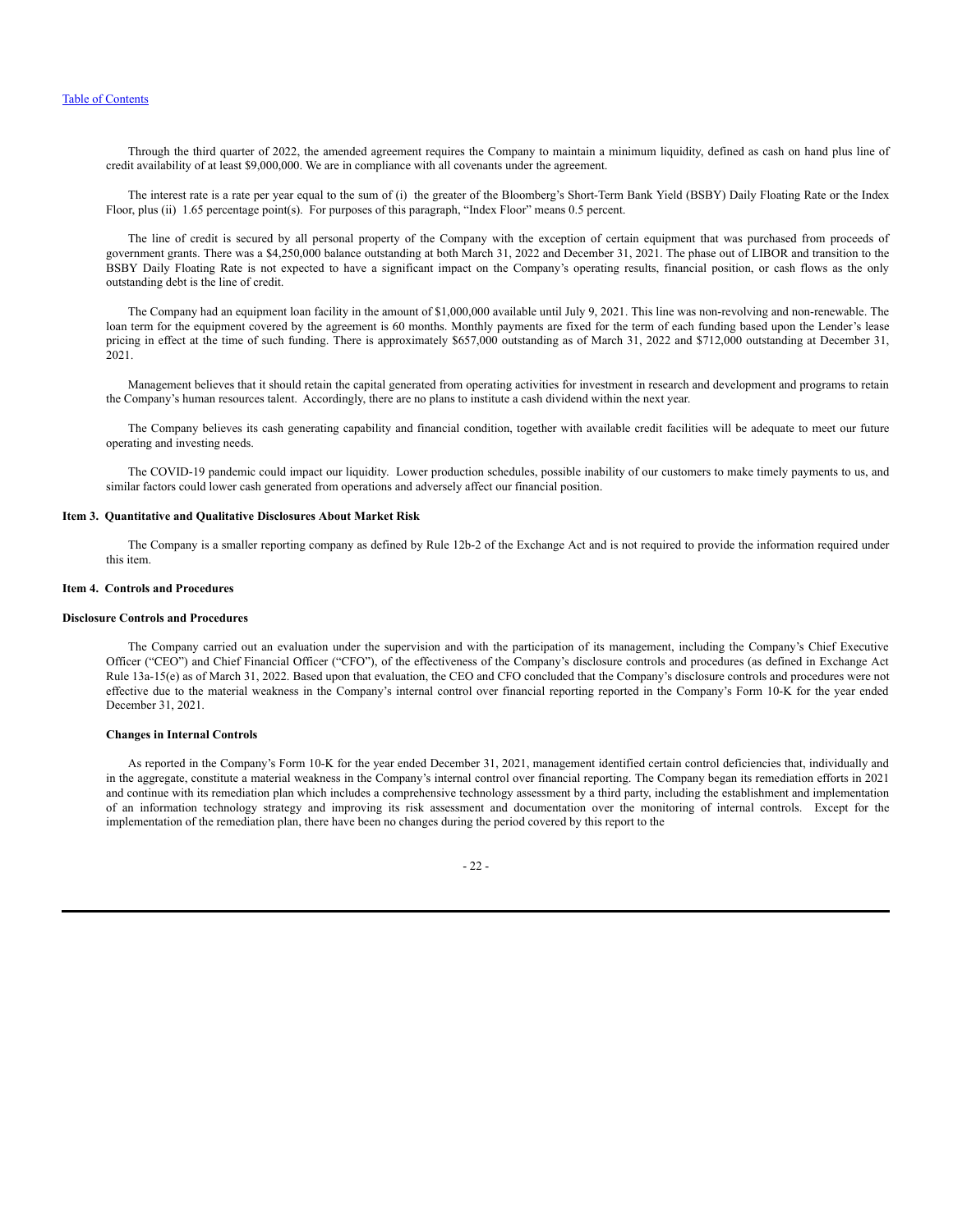Through the third quarter of 2022, the amended agreement requires the Company to maintain a minimum liquidity, defined as cash on hand plus line of credit availability of at least $9,000,000. We are in compliance with all covenants under the agreement.

The interest rate is a rate per year equal to the sum of (i) the greater of the Bloomberg's Short-Term Bank Yield (BSBY) Daily Floating Rate or the Index Floor, plus (ii) 1.65 percentage point(s). For purposes of this paragraph, "Index Floor" means 0.5 percent.

The line of credit is secured by all personal property of the Company with the exception of certain equipment that was purchased from proceeds of government grants. There was a $4,250,000 balance outstanding at both March 31, 2022 and December 31, 2021. The phase out of LIBOR and transition to the BSBY Daily Floating Rate is not expected to have a significant impact on the Company's operating results, financial position, or cash flows as the only outstanding debt is the line of credit.

The Company had an equipment loan facility in the amount of $1,000,000 available until July 9, 2021. This line was non-revolving and non-renewable. The loan term for the equipment covered by the agreement is 60 months. Monthly payments are fixed for the term of each funding based upon the Lender's lease pricing in effect at the time of such funding. There is approximately $657,000 outstanding as of March 31, 2022 and $712,000 outstanding at December 31, 2021.

Management believes that it should retain the capital generated from operating activities for investment in research and development and programs to retain the Company's human resources talent. Accordingly, there are no plans to institute a cash dividend within the next year.

The Company believes its cash generating capability and financial condition, together with available credit facilities will be adequate to meet our future operating and investing needs.

The COVID-19 pandemic could impact our liquidity. Lower production schedules, possible inability of our customers to make timely payments to us, and similar factors could lower cash generated from operations and adversely affect our financial position.

## Item 3. Quantitative and Qualitative Disclosures About Market Risk

The Company is a smaller reporting company as defined by Rule 12b-2 of the Exchange Act and is not required to provide the information required under this item.

## Item 4. Controls and Procedures

### Disclosure Controls and Procedures

The Company carried out an evaluation under the supervision and with the participation of its management, including the Company's Chief Executive Officer ("CEO") and Chief Financial Officer ("CFO"), of the effectiveness of the Company's disclosure controls and procedures (as defined in Exchange Act Rule 13a-15(e) as of March 31, 2022. Based upon that evaluation, the CEO and CFO concluded that the Company's disclosure controls and procedures were not effective due to the material weakness in the Company's internal control over financial reporting reported in the Company's Form 10-K for the year ended December 31, 2021.

### Changes in Internal Controls

As reported in the Company's Form 10-K for the year ended December 31, 2021, management identified certain control deficiencies that, individually and in the aggregate, constitute a material weakness in the Company's internal control over financial reporting. The Company began its remediation efforts in 2021 and continue with its remediation plan which includes a comprehensive technology assessment by a third party, including the establishment and implementation of an information technology strategy and improving its risk assessment and documentation over the monitoring of internal controls. Except for the implementation of the remediation plan, there have been no changes during the period covered by this report to the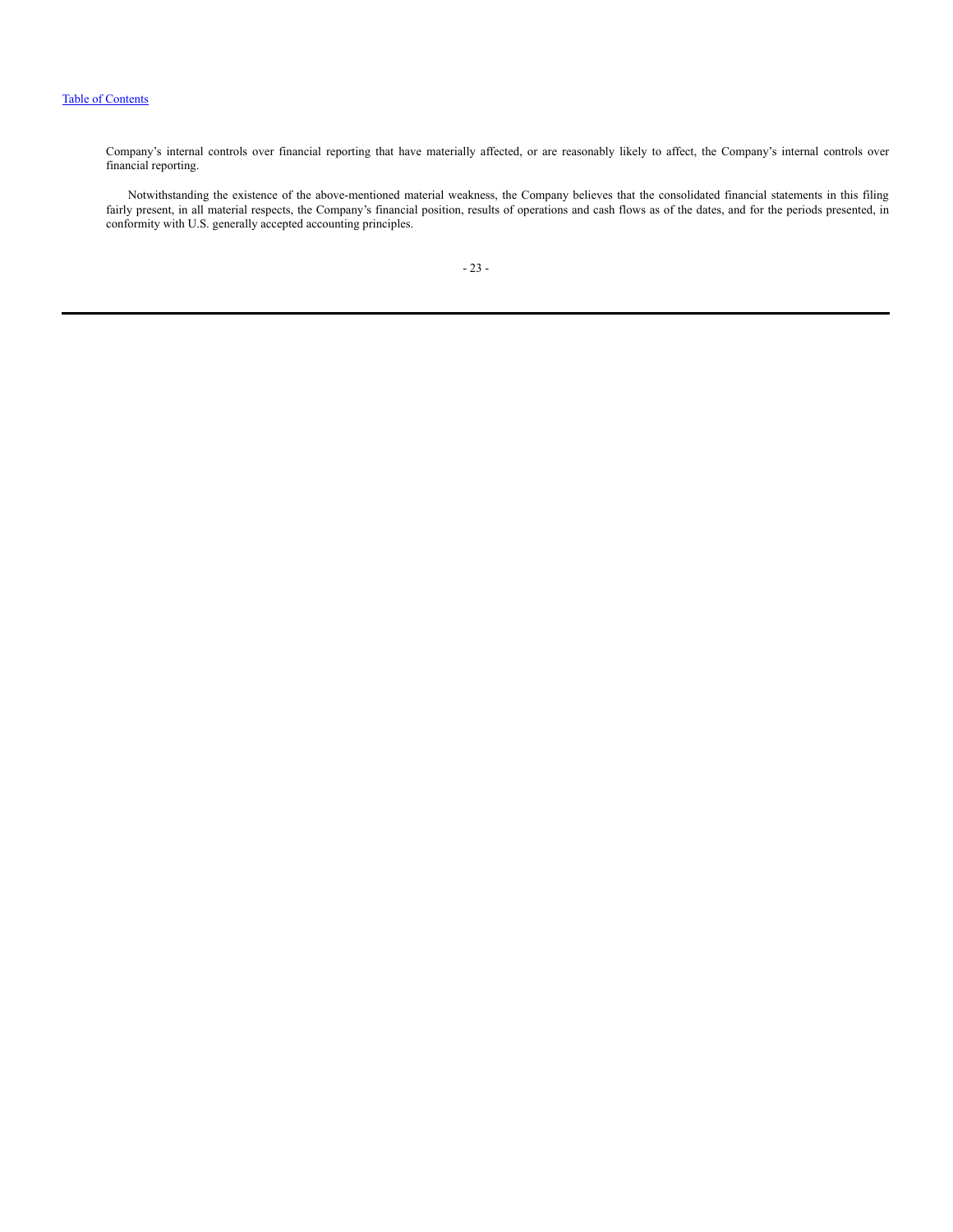Company’s internal controls over financial reporting that have materially affected, or are reasonably likely to affect, the Company’s internal controls over financial reporting.

Notwithstanding the existence of the above-mentioned material weakness, the Company believes that the consolidated financial statements in this filing fairly present, in all material respects, the Company’s financial position, results of operations and cash flows as of the dates, and for the periods presented, in conformity with U.S. generally accepted accounting principles.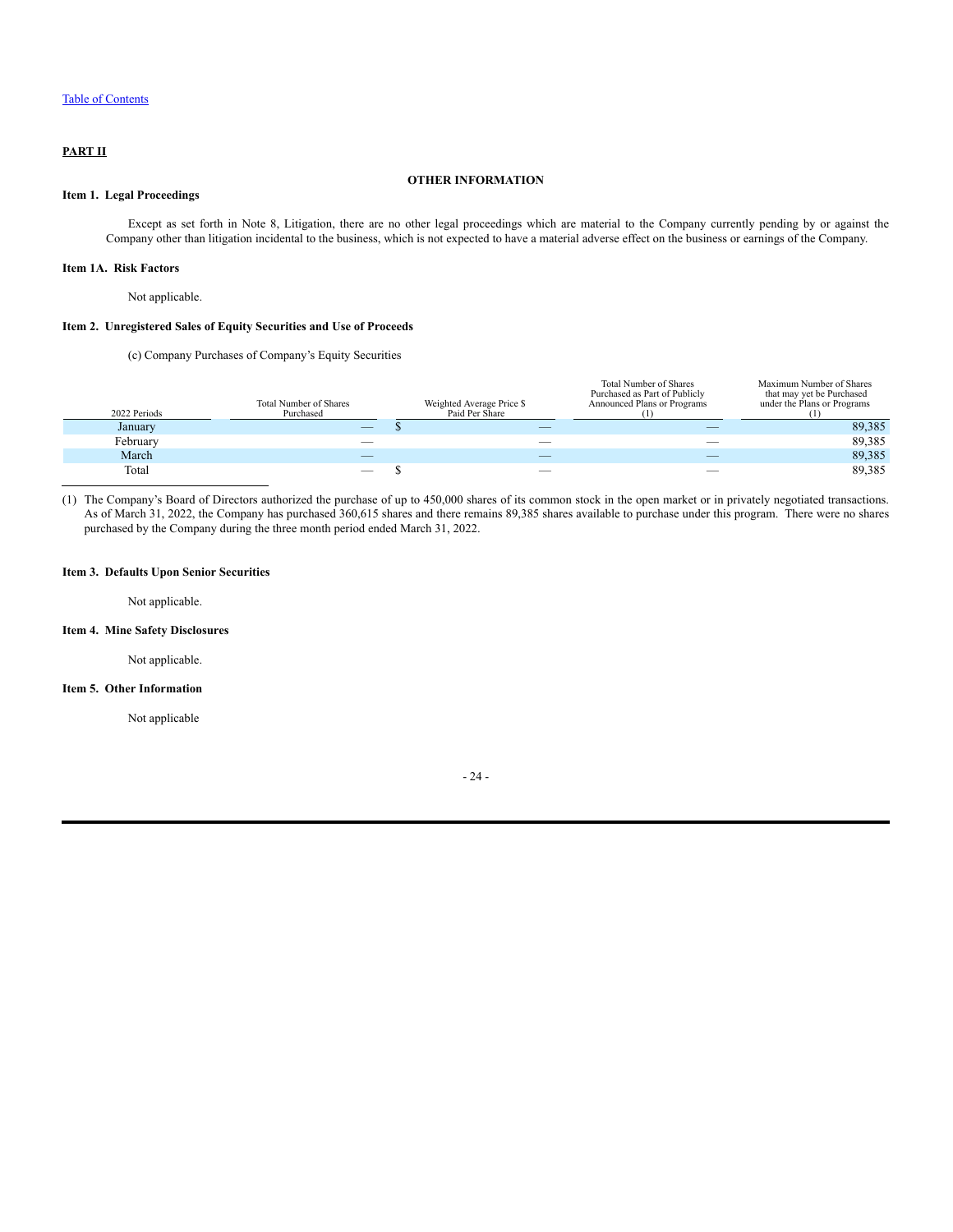[Table of Contents](#)

**PART II**

**OTHER INFORMATION**

**Item 1. Legal Proceedings**

Except as set forth in Note 8, Litigation, there are no other legal proceedings which are material to the Company currently pending by or against the Company other than litigation incidental to the business, which is not expected to have a material adverse effect on the business or earnings of the Company.

**Item 1A. Risk Factors**

Not applicable.

**Item 2. Unregistered Sales of Equity Securities and Use of Proceeds**

(c) Company Purchases of Company's Equity Securities

| 2022 Periods | Total Number of Shares Purchased | Weighted Average Price $ Paid Per Share | Total Number of Shares Purchased as Part of Publicly Announced Plans or Programs (1) | Maximum Number of Shares that may yet be Purchased under the Plans or Programs (1) |
|---|---|---|---|---|
| January | — | $ — | — | 89,385 |
| February | — | — | — | 89,385 |
| March | — | — | — | 89,385 |
| Total | — | $ — | — | 89,385 |

(1) The Company's Board of Directors authorized the purchase of up to 450,000 shares of its common stock in the open market or in privately negotiated transactions. As of March 31, 2022, the Company has purchased 360,615 shares and there remains 89,385 shares available to purchase under this program. There were no shares purchased by the Company during the three month period ended March 31, 2022.

**Item 3. Defaults Upon Senior Securities**

Not applicable.

**Item 4. Mine Safety Disclosures**

Not applicable.

**Item 5. Other Information**

Not applicable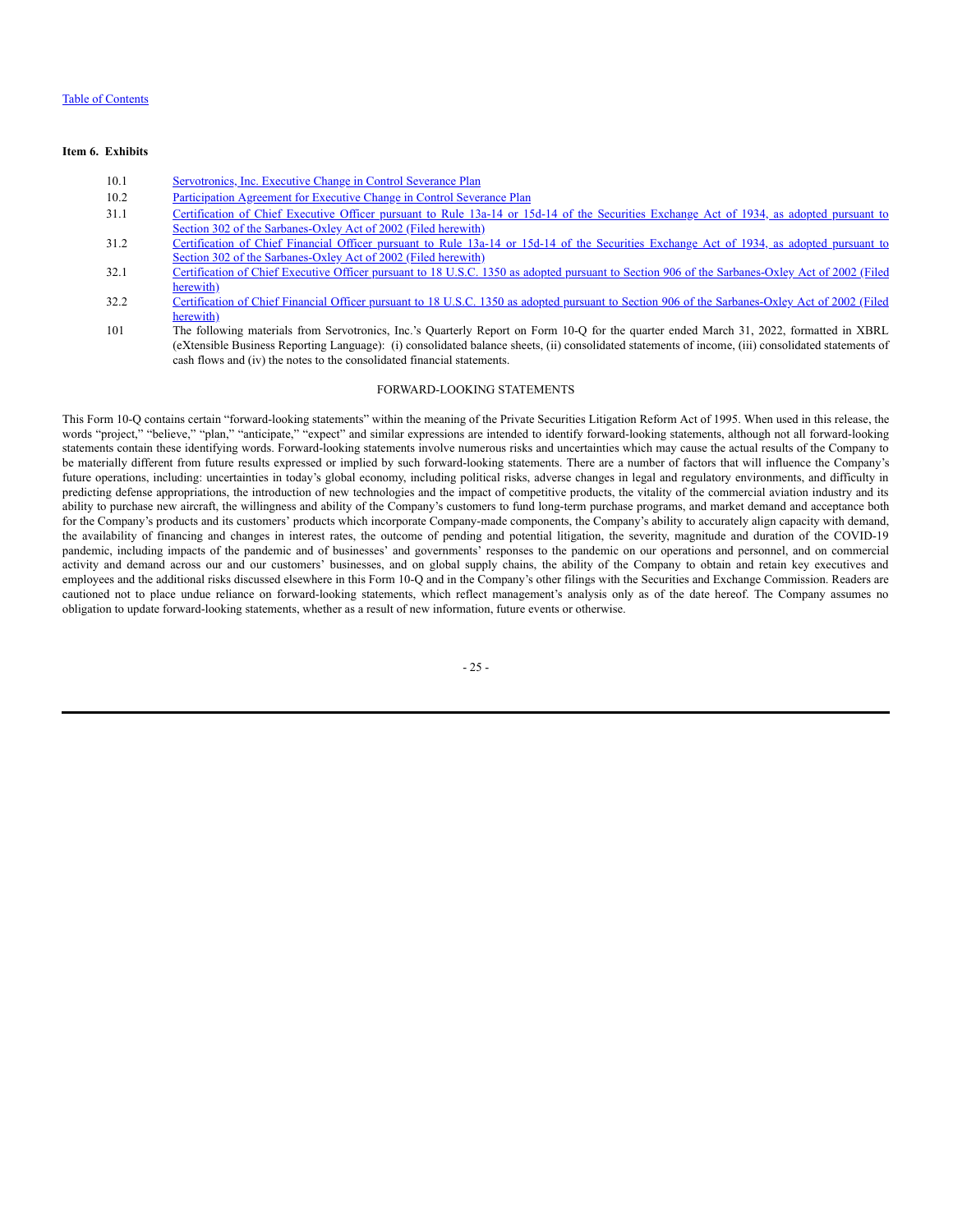### Item 6. Exhibits

| | |
|---|---|
| 10.1 | Servotronics, Inc. Executive Change in Control Severance Plan |
| 10.2 | Participation Agreement for Executive Change in Control Severance Plan |
| 31.1 | Certification of Chief Executive Officer pursuant to Rule 13a-14 or 15d-14 of the Securities Exchange Act of 1934, as adopted pursuant to Section 302 of the Sarbanes-Oxley Act of 2002 (Filed herewith) |
| 31.2 | Certification of Chief Financial Officer pursuant to Rule 13a-14 or 15d-14 of the Securities Exchange Act of 1934, as adopted pursuant to Section 302 of the Sarbanes-Oxley Act of 2002 (Filed herewith) |
| 32.1 | Certification of Chief Executive Officer pursuant to 18 U.S.C. 1350 as adopted pursuant to Section 906 of the Sarbanes-Oxley Act of 2002 (Filed herewith) |
| 32.2 | Certification of Chief Financial Officer pursuant to 18 U.S.C. 1350 as adopted pursuant to Section 906 of the Sarbanes-Oxley Act of 2002 (Filed herewith) |
| 101 | The following materials from Servotronics, Inc.'s Quarterly Report on Form 10-Q for the quarter ended March 31, 2022, formatted in XBRL (eXtensible Business Reporting Language): (i) consolidated balance sheets, (ii) consolidated statements of income, (iii) consolidated statements of cash flows and (iv) the notes to the consolidated financial statements. |

FORWARD-LOOKING STATEMENTS

This Form 10-Q contains certain "forward-looking statements" within the meaning of the Private Securities Litigation Reform Act of 1995. When used in this release, the words "project," "believe," "plan," "anticipate," "expect" and similar expressions are intended to identify forward-looking statements, although not all forward-looking statements contain these identifying words. Forward-looking statements involve numerous risks and uncertainties which may cause the actual results of the Company to be materially different from future results expressed or implied by such forward-looking statements. There are a number of factors that will influence the Company's future operations, including: uncertainties in today's global economy, including political risks, adverse changes in legal and regulatory environments, and difficulty in predicting defense appropriations, the introduction of new technologies and the impact of competitive products, the vitality of the commercial aviation industry and its ability to purchase new aircraft, the willingness and ability of the Company's customers to fund long-term purchase programs, and market demand and acceptance both for the Company's products and its customers' products which incorporate Company-made components, the Company's ability to accurately align capacity with demand, the availability of financing and changes in interest rates, the outcome of pending and potential litigation, the severity, magnitude and duration of the COVID-19 pandemic, including impacts of the pandemic and of businesses' and governments' responses to the pandemic on our operations and personnel, and on commercial activity and demand across our and our customers' businesses, and on global supply chains, the ability of the Company to obtain and retain key executives and employees and the additional risks discussed elsewhere in this Form 10-Q and in the Company's other filings with the Securities and Exchange Commission. Readers are cautioned not to place undue reliance on forward-looking statements, which reflect management's analysis only as of the date hereof. The Company assumes no obligation to update forward-looking statements, whether as a result of new information, future events or otherwise.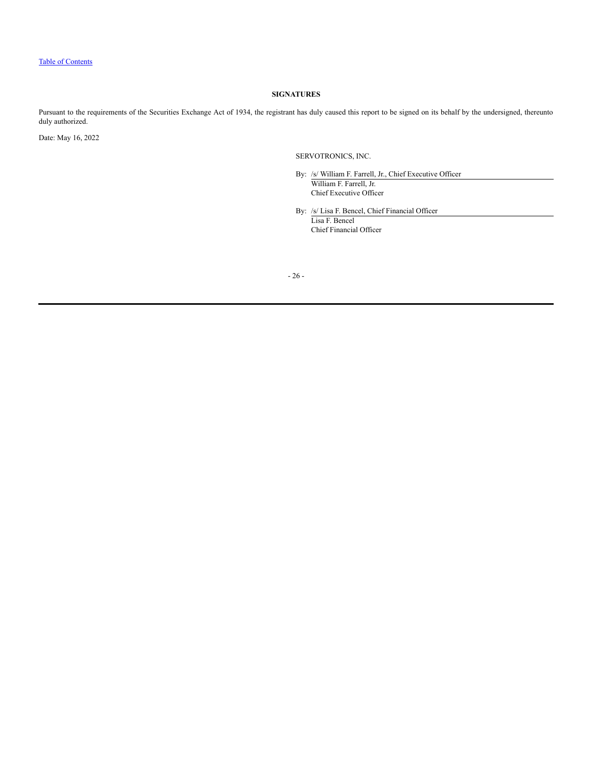## SIGNATURES

Pursuant to the requirements of the Securities Exchange Act of 1934, the registrant has duly caused this report to be signed on its behalf by the undersigned, thereunto duly authorized.

Date: May 16, 2022

SERVOTRONICS, INC.

By: /s/ William F. Farrell, Jr., Chief Executive Officer
William F. Farrell, Jr.
Chief Executive Officer

By: /s/ Lisa F. Bencel, Chief Financial Officer
Lisa F. Bencel
Chief Financial Officer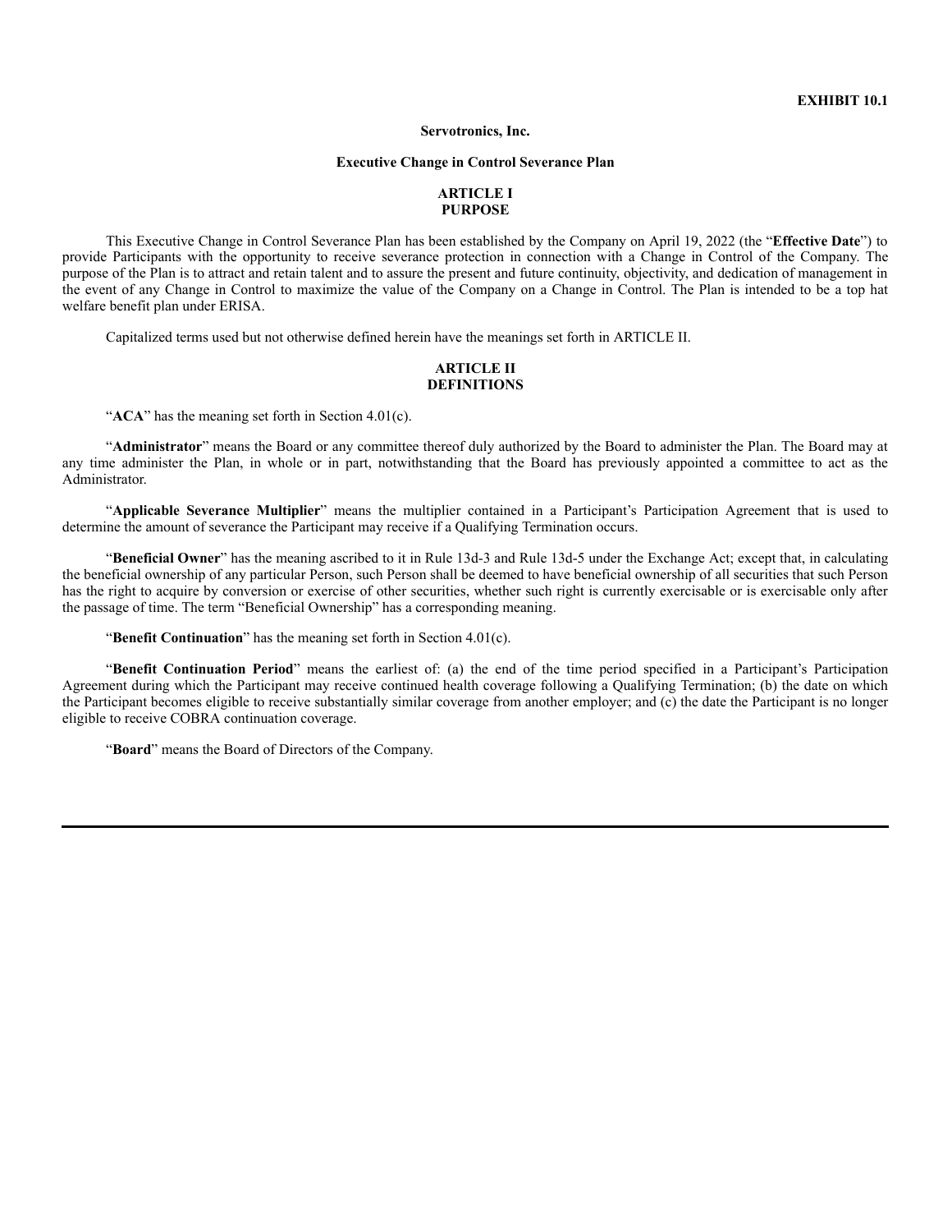**EXHIBIT 10.1**

**Servotronics, Inc.**

**Executive Change in Control Severance Plan**

**ARTICLE I**
**PURPOSE**

This Executive Change in Control Severance Plan has been established by the Company on April 19, 2022 (the "**Effective Date**") to provide Participants with the opportunity to receive severance protection in connection with a Change in Control of the Company. The purpose of the Plan is to attract and retain talent and to assure the present and future continuity, objectivity, and dedication of management in the event of any Change in Control to maximize the value of the Company on a Change in Control. The Plan is intended to be a top hat welfare benefit plan under ERISA.

Capitalized terms used but not otherwise defined herein have the meanings set forth in ARTICLE II.

**ARTICLE II**
**DEFINITIONS**

"**ACA**" has the meaning set forth in Section 4.01(c).

"**Administrator**" means the Board or any committee thereof duly authorized by the Board to administer the Plan. The Board may at any time administer the Plan, in whole or in part, notwithstanding that the Board has previously appointed a committee to act as the Administrator.

"**Applicable Severance Multiplier**" means the multiplier contained in a Participant's Participation Agreement that is used to determine the amount of severance the Participant may receive if a Qualifying Termination occurs.

"**Beneficial Owner**" has the meaning ascribed to it in Rule 13d-3 and Rule 13d-5 under the Exchange Act; except that, in calculating the beneficial ownership of any particular Person, such Person shall be deemed to have beneficial ownership of all securities that such Person has the right to acquire by conversion or exercise of other securities, whether such right is currently exercisable or is exercisable only after the passage of time. The term "Beneficial Ownership" has a corresponding meaning.

"**Benefit Continuation**" has the meaning set forth in Section 4.01(c).

"**Benefit Continuation Period**" means the earliest of: (a) the end of the time period specified in a Participant's Participation Agreement during which the Participant may receive continued health coverage following a Qualifying Termination; (b) the date on which the Participant becomes eligible to receive substantially similar coverage from another employer; and (c) the date the Participant is no longer eligible to receive COBRA continuation coverage.

"**Board**" means the Board of Directors of the Company.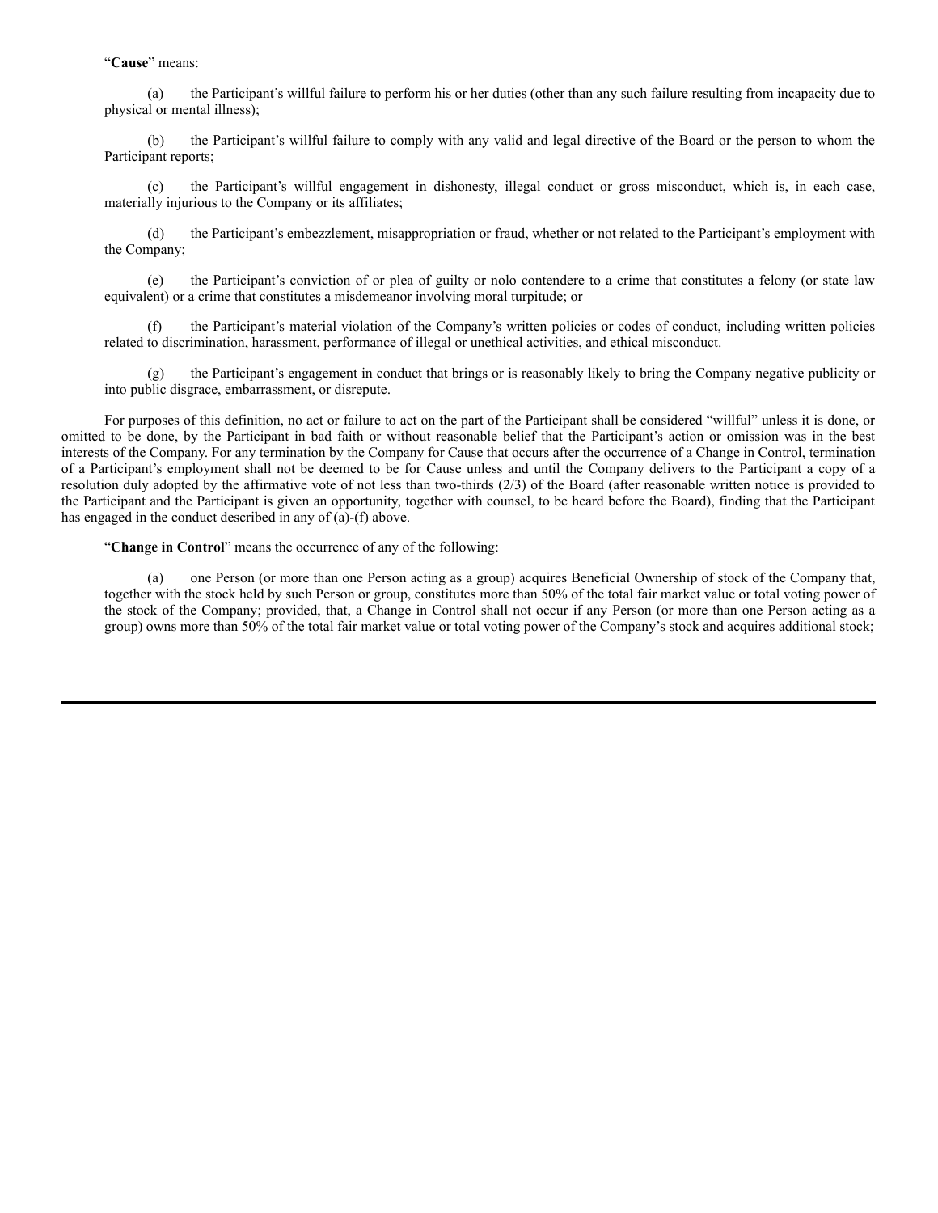"**Cause**" means:

(a) the Participant's willful failure to perform his or her duties (other than any such failure resulting from incapacity due to physical or mental illness);

(b) the Participant's willful failure to comply with any valid and legal directive of the Board or the person to whom the Participant reports;

(c) the Participant's willful engagement in dishonesty, illegal conduct or gross misconduct, which is, in each case, materially injurious to the Company or its affiliates;

(d) the Participant's embezzlement, misappropriation or fraud, whether or not related to the Participant's employment with the Company;

(e) the Participant's conviction of or plea of guilty or nolo contendere to a crime that constitutes a felony (or state law equivalent) or a crime that constitutes a misdemeanor involving moral turpitude; or

(f) the Participant's material violation of the Company's written policies or codes of conduct, including written policies related to discrimination, harassment, performance of illegal or unethical activities, and ethical misconduct.

(g) the Participant's engagement in conduct that brings or is reasonably likely to bring the Company negative publicity or into public disgrace, embarrassment, or disrepute.

For purposes of this definition, no act or failure to act on the part of the Participant shall be considered "willful" unless it is done, or omitted to be done, by the Participant in bad faith or without reasonable belief that the Participant's action or omission was in the best interests of the Company. For any termination by the Company for Cause that occurs after the occurrence of a Change in Control, termination of a Participant's employment shall not be deemed to be for Cause unless and until the Company delivers to the Participant a copy of a resolution duly adopted by the affirmative vote of not less than two-thirds (2/3) of the Board (after reasonable written notice is provided to the Participant and the Participant is given an opportunity, together with counsel, to be heard before the Board), finding that the Participant has engaged in the conduct described in any of (a)-(f) above.

"**Change in Control**" means the occurrence of any of the following:

(a) one Person (or more than one Person acting as a group) acquires Beneficial Ownership of stock of the Company that, together with the stock held by such Person or group, constitutes more than 50% of the total fair market value or total voting power of the stock of the Company; provided, that, a Change in Control shall not occur if any Person (or more than one Person acting as a group) owns more than 50% of the total fair market value or total voting power of the Company's stock and acquires additional stock;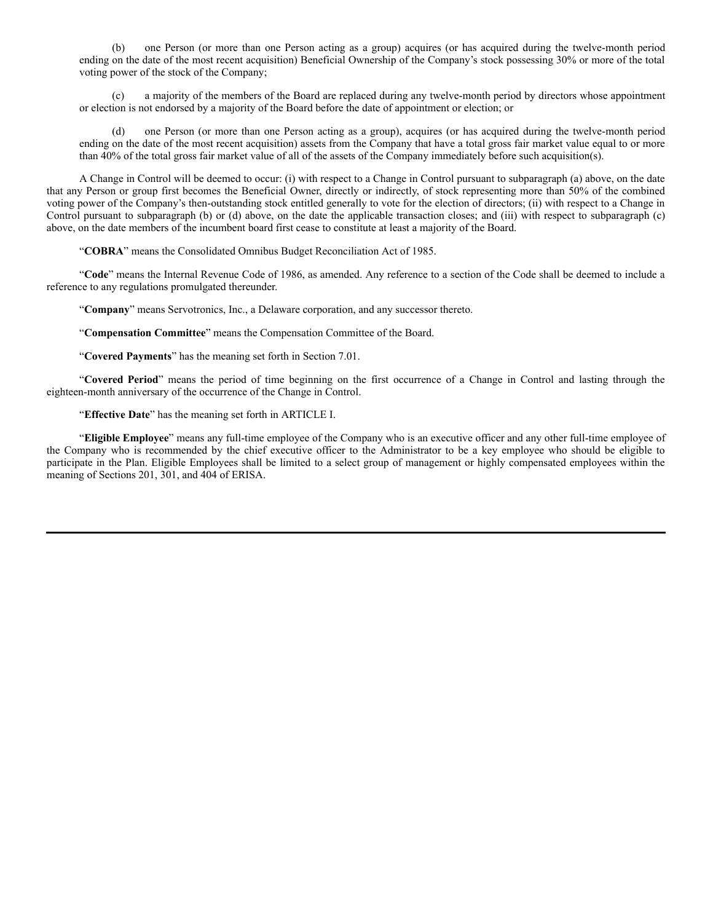(b) one Person (or more than one Person acting as a group) acquires (or has acquired during the twelve-month period ending on the date of the most recent acquisition) Beneficial Ownership of the Company's stock possessing 30% or more of the total voting power of the stock of the Company;

(c) a majority of the members of the Board are replaced during any twelve-month period by directors whose appointment or election is not endorsed by a majority of the Board before the date of appointment or election; or

(d) one Person (or more than one Person acting as a group), acquires (or has acquired during the twelve-month period ending on the date of the most recent acquisition) assets from the Company that have a total gross fair market value equal to or more than 40% of the total gross fair market value of all of the assets of the Company immediately before such acquisition(s).

A Change in Control will be deemed to occur: (i) with respect to a Change in Control pursuant to subparagraph (a) above, on the date that any Person or group first becomes the Beneficial Owner, directly or indirectly, of stock representing more than 50% of the combined voting power of the Company's then-outstanding stock entitled generally to vote for the election of directors; (ii) with respect to a Change in Control pursuant to subparagraph (b) or (d) above, on the date the applicable transaction closes; and (iii) with respect to subparagraph (c) above, on the date members of the incumbent board first cease to constitute at least a majority of the Board.

"**COBRA**" means the Consolidated Omnibus Budget Reconciliation Act of 1985.

"**Code**" means the Internal Revenue Code of 1986, as amended. Any reference to a section of the Code shall be deemed to include a reference to any regulations promulgated thereunder.

"**Company**" means Servotronics, Inc., a Delaware corporation, and any successor thereto.

"**Compensation Committee**" means the Compensation Committee of the Board.

"**Covered Payments**" has the meaning set forth in Section 7.01.

"**Covered Period**" means the period of time beginning on the first occurrence of a Change in Control and lasting through the eighteen-month anniversary of the occurrence of the Change in Control.

"**Effective Date**" has the meaning set forth in ARTICLE I.

"**Eligible Employee**" means any full-time employee of the Company who is an executive officer and any other full-time employee of the Company who is recommended by the chief executive officer to the Administrator to be a key employee who should be eligible to participate in the Plan. Eligible Employees shall be limited to a select group of management or highly compensated employees within the meaning of Sections 201, 301, and 404 of ERISA.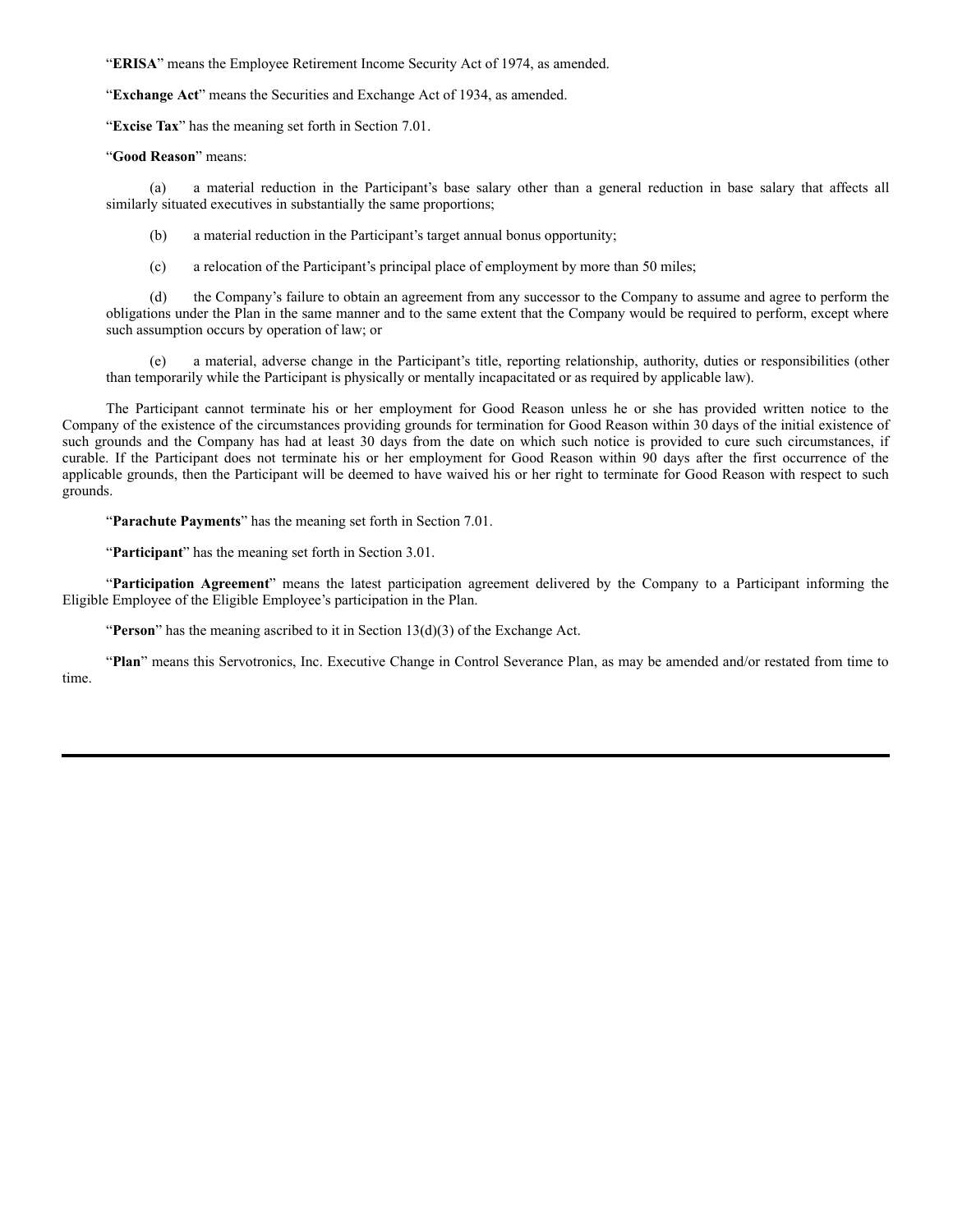"**ERISA**" means the Employee Retirement Income Security Act of 1974, as amended.

"**Exchange Act**" means the Securities and Exchange Act of 1934, as amended.

"**Excise Tax**" has the meaning set forth in Section 7.01.

"**Good Reason**" means:

(a) a material reduction in the Participant's base salary other than a general reduction in base salary that affects all similarly situated executives in substantially the same proportions;

(b) a material reduction in the Participant's target annual bonus opportunity;

(c) a relocation of the Participant's principal place of employment by more than 50 miles;

(d) the Company's failure to obtain an agreement from any successor to the Company to assume and agree to perform the obligations under the Plan in the same manner and to the same extent that the Company would be required to perform, except where such assumption occurs by operation of law; or

(e) a material, adverse change in the Participant's title, reporting relationship, authority, duties or responsibilities (other than temporarily while the Participant is physically or mentally incapacitated or as required by applicable law).

The Participant cannot terminate his or her employment for Good Reason unless he or she has provided written notice to the Company of the existence of the circumstances providing grounds for termination for Good Reason within 30 days of the initial existence of such grounds and the Company has had at least 30 days from the date on which such notice is provided to cure such circumstances, if curable. If the Participant does not terminate his or her employment for Good Reason within 90 days after the first occurrence of the applicable grounds, then the Participant will be deemed to have waived his or her right to terminate for Good Reason with respect to such grounds.

"**Parachute Payments**" has the meaning set forth in Section 7.01.

"**Participant**" has the meaning set forth in Section 3.01.

"**Participation Agreement**" means the latest participation agreement delivered by the Company to a Participant informing the Eligible Employee of the Eligible Employee's participation in the Plan.

"**Person**" has the meaning ascribed to it in Section 13(d)(3) of the Exchange Act.

"**Plan**" means this Servotronics, Inc. Executive Change in Control Severance Plan, as may be amended and/or restated from time to time.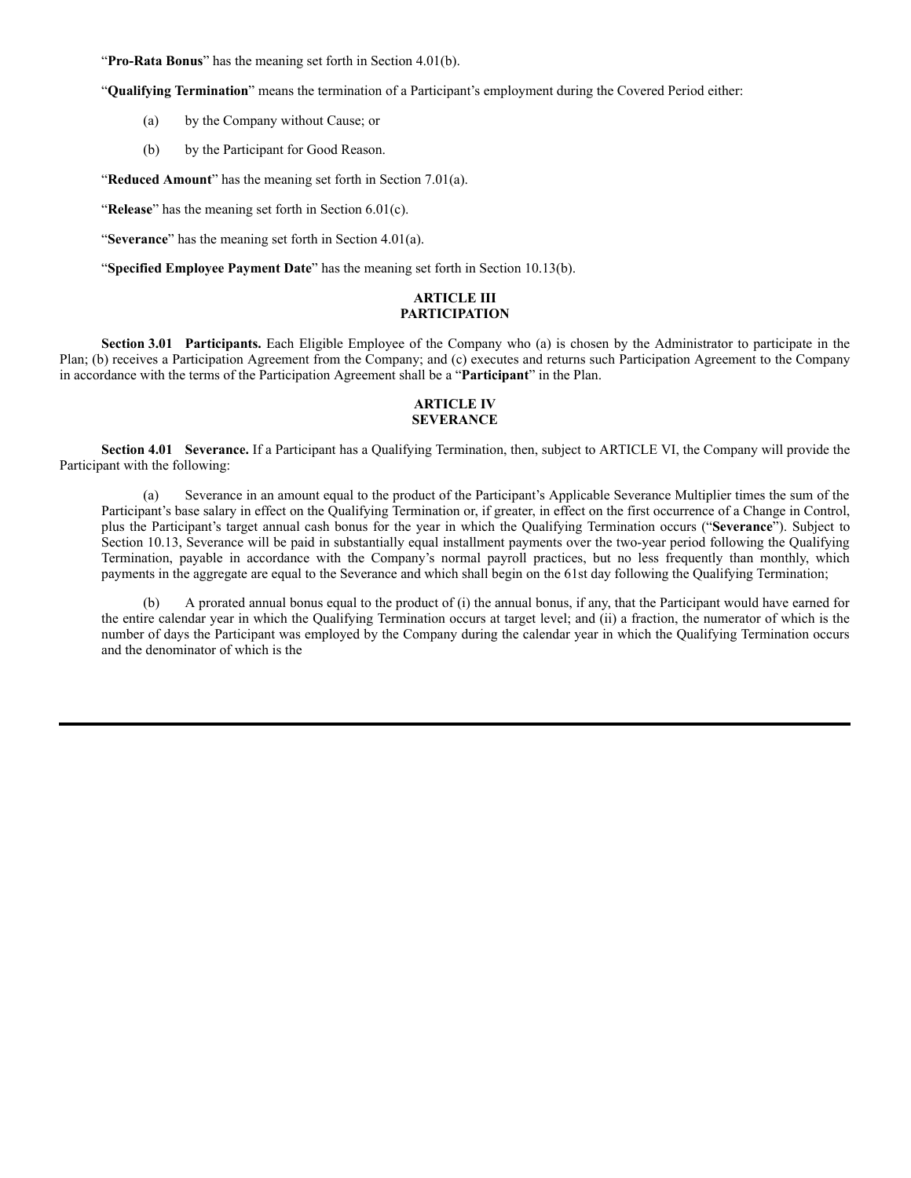"**Pro-Rata Bonus**" has the meaning set forth in Section 4.01(b).

"**Qualifying Termination**" means the termination of a Participant's employment during the Covered Period either:

(a) by the Company without Cause; or

(b) by the Participant for Good Reason.

"**Reduced Amount**" has the meaning set forth in Section 7.01(a).

"**Release**" has the meaning set forth in Section 6.01(c).

"**Severance**" has the meaning set forth in Section 4.01(a).

"**Specified Employee Payment Date**" has the meaning set forth in Section 10.13(b).

## ARTICLE III
## PARTICIPATION

**Section 3.01 Participants.** Each Eligible Employee of the Company who (a) is chosen by the Administrator to participate in the Plan; (b) receives a Participation Agreement from the Company; and (c) executes and returns such Participation Agreement to the Company in accordance with the terms of the Participation Agreement shall be a "**Participant**" in the Plan.

## ARTICLE IV
## SEVERANCE

**Section 4.01 Severance.** If a Participant has a Qualifying Termination, then, subject to ARTICLE VI, the Company will provide the Participant with the following:

(a) Severance in an amount equal to the product of the Participant's Applicable Severance Multiplier times the sum of the Participant's base salary in effect on the Qualifying Termination or, if greater, in effect on the first occurrence of a Change in Control, plus the Participant's target annual cash bonus for the year in which the Qualifying Termination occurs ("**Severance**"). Subject to Section 10.13, Severance will be paid in substantially equal installment payments over the two-year period following the Qualifying Termination, payable in accordance with the Company's normal payroll practices, but no less frequently than monthly, which payments in the aggregate are equal to the Severance and which shall begin on the 61st day following the Qualifying Termination;

(b) A prorated annual bonus equal to the product of (i) the annual bonus, if any, that the Participant would have earned for the entire calendar year in which the Qualifying Termination occurs at target level; and (ii) a fraction, the numerator of which is the number of days the Participant was employed by the Company during the calendar year in which the Qualifying Termination occurs and the denominator of which is the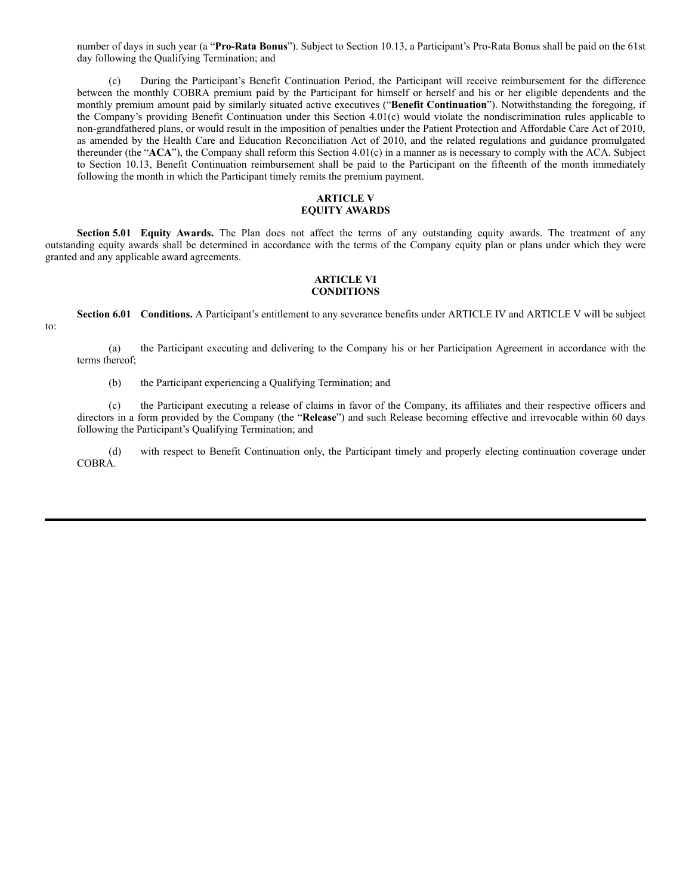number of days in such year (a "**Pro-Rata Bonus**"). Subject to Section 10.13, a Participant's Pro-Rata Bonus shall be paid on the 61st day following the Qualifying Termination; and

(c) During the Participant's Benefit Continuation Period, the Participant will receive reimbursement for the difference between the monthly COBRA premium paid by the Participant for himself or herself and his or her eligible dependents and the monthly premium amount paid by similarly situated active executives ("**Benefit Continuation**"). Notwithstanding the foregoing, if the Company's providing Benefit Continuation under this Section 4.01(c) would violate the nondiscrimination rules applicable to non-grandfathered plans, or would result in the imposition of penalties under the Patient Protection and Affordable Care Act of 2010, as amended by the Health Care and Education Reconciliation Act of 2010, and the related regulations and guidance promulgated thereunder (the "**ACA**"), the Company shall reform this Section 4.01(c) in a manner as is necessary to comply with the ACA. Subject to Section 10.13, Benefit Continuation reimbursement shall be paid to the Participant on the fifteenth of the month immediately following the month in which the Participant timely remits the premium payment.

## ARTICLE V
## EQUITY AWARDS

**Section 5.01 Equity Awards.** The Plan does not affect the terms of any outstanding equity awards. The treatment of any outstanding equity awards shall be determined in accordance with the terms of the Company equity plan or plans under which they were granted and any applicable award agreements.

## ARTICLE VI
## CONDITIONS

**Section 6.01 Conditions.** A Participant's entitlement to any severance benefits under ARTICLE IV and ARTICLE V will be subject to:

(a) the Participant executing and delivering to the Company his or her Participation Agreement in accordance with the terms thereof;

(b) the Participant experiencing a Qualifying Termination; and

(c) the Participant executing a release of claims in favor of the Company, its affiliates and their respective officers and directors in a form provided by the Company (the "**Release**") and such Release becoming effective and irrevocable within 60 days following the Participant's Qualifying Termination; and

(d) with respect to Benefit Continuation only, the Participant timely and properly electing continuation coverage under COBRA.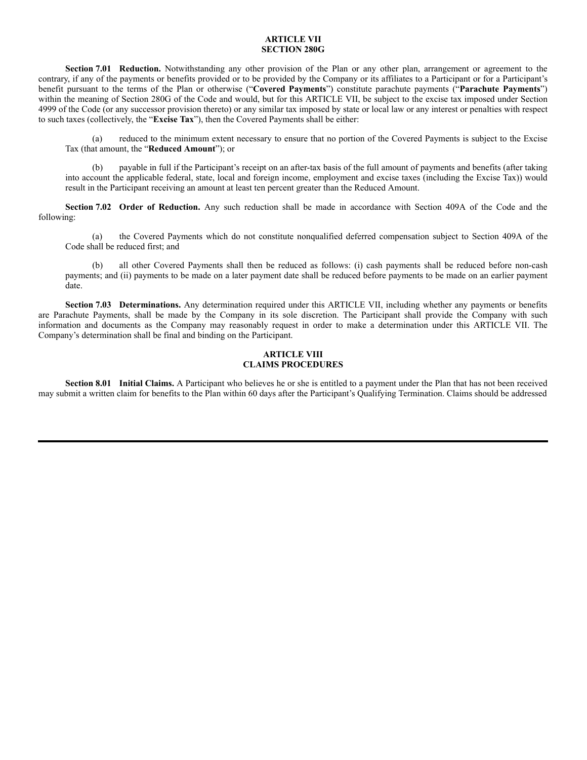# ARTICLE VII
# SECTION 280G

**Section 7.01 Reduction.** Notwithstanding any other provision of the Plan or any other plan, arrangement or agreement to the contrary, if any of the payments or benefits provided or to be provided by the Company or its affiliates to a Participant or for a Participant's benefit pursuant to the terms of the Plan or otherwise ("**Covered Payments**") constitute parachute payments ("**Parachute Payments**") within the meaning of Section 280G of the Code and would, but for this ARTICLE VII, be subject to the excise tax imposed under Section 4999 of the Code (or any successor provision thereto) or any similar tax imposed by state or local law or any interest or penalties with respect to such taxes (collectively, the "**Excise Tax**"), then the Covered Payments shall be either:

(a) reduced to the minimum extent necessary to ensure that no portion of the Covered Payments is subject to the Excise Tax (that amount, the "**Reduced Amount**"); or

(b) payable in full if the Participant's receipt on an after-tax basis of the full amount of payments and benefits (after taking into account the applicable federal, state, local and foreign income, employment and excise taxes (including the Excise Tax)) would result in the Participant receiving an amount at least ten percent greater than the Reduced Amount.

**Section 7.02 Order of Reduction.** Any such reduction shall be made in accordance with Section 409A of the Code and the following:

(a) the Covered Payments which do not constitute nonqualified deferred compensation subject to Section 409A of the Code shall be reduced first; and

(b) all other Covered Payments shall then be reduced as follows: (i) cash payments shall be reduced before non-cash payments; and (ii) payments to be made on a later payment date shall be reduced before payments to be made on an earlier payment date.

**Section 7.03 Determinations.** Any determination required under this ARTICLE VII, including whether any payments or benefits are Parachute Payments, shall be made by the Company in its sole discretion. The Participant shall provide the Company with such information and documents as the Company may reasonably request in order to make a determination under this ARTICLE VII. The Company's determination shall be final and binding on the Participant.

# ARTICLE VIII
# CLAIMS PROCEDURES

**Section 8.01 Initial Claims.** A Participant who believes he or she is entitled to a payment under the Plan that has not been received may submit a written claim for benefits to the Plan within 60 days after the Participant's Qualifying Termination. Claims should be addressed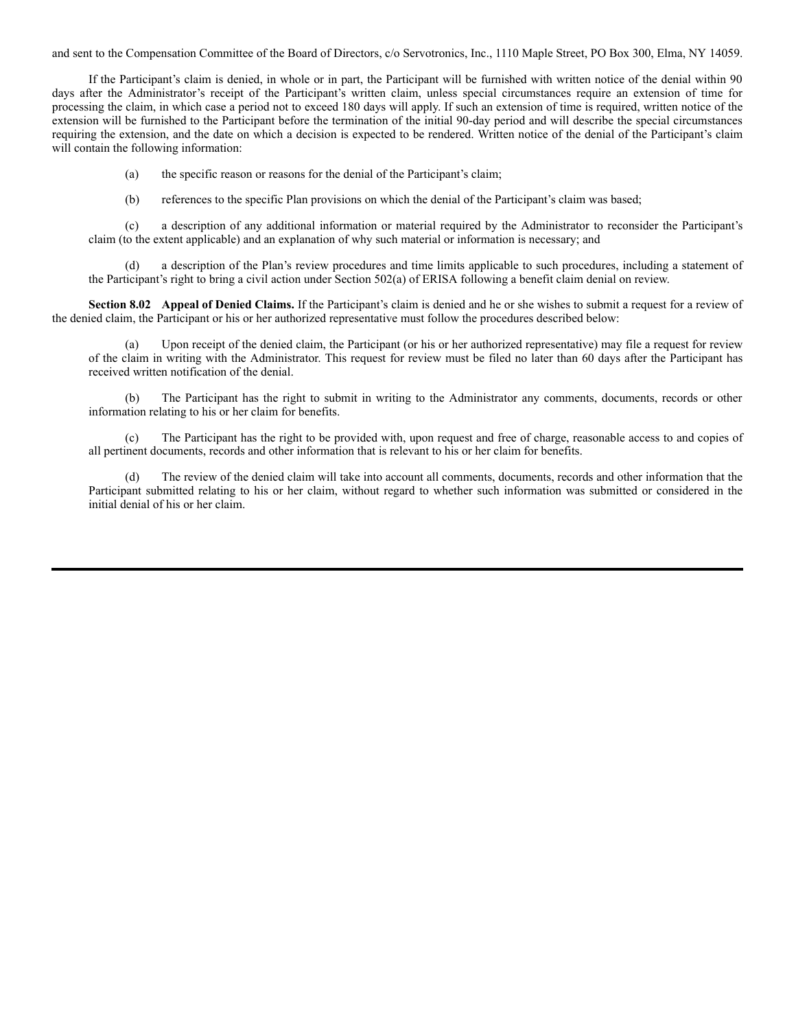and sent to the Compensation Committee of the Board of Directors, c/o Servotronics, Inc., 1110 Maple Street, PO Box 300, Elma, NY 14059.

If the Participant's claim is denied, in whole or in part, the Participant will be furnished with written notice of the denial within 90 days after the Administrator's receipt of the Participant's written claim, unless special circumstances require an extension of time for processing the claim, in which case a period not to exceed 180 days will apply. If such an extension of time is required, written notice of the extension will be furnished to the Participant before the termination of the initial 90-day period and will describe the special circumstances requiring the extension, and the date on which a decision is expected to be rendered. Written notice of the denial of the Participant's claim will contain the following information:

(a) the specific reason or reasons for the denial of the Participant's claim;

(b) references to the specific Plan provisions on which the denial of the Participant's claim was based;

(c) a description of any additional information or material required by the Administrator to reconsider the Participant's claim (to the extent applicable) and an explanation of why such material or information is necessary; and

(d) a description of the Plan's review procedures and time limits applicable to such procedures, including a statement of the Participant's right to bring a civil action under Section 502(a) of ERISA following a benefit claim denial on review.

**Section 8.02 Appeal of Denied Claims.** If the Participant's claim is denied and he or she wishes to submit a request for a review of the denied claim, the Participant or his or her authorized representative must follow the procedures described below:

(a) Upon receipt of the denied claim, the Participant (or his or her authorized representative) may file a request for review of the claim in writing with the Administrator. This request for review must be filed no later than 60 days after the Participant has received written notification of the denial.

(b) The Participant has the right to submit in writing to the Administrator any comments, documents, records or other information relating to his or her claim for benefits.

(c) The Participant has the right to be provided with, upon request and free of charge, reasonable access to and copies of all pertinent documents, records and other information that is relevant to his or her claim for benefits.

(d) The review of the denied claim will take into account all comments, documents, records and other information that the Participant submitted relating to his or her claim, without regard to whether such information was submitted or considered in the initial denial of his or her claim.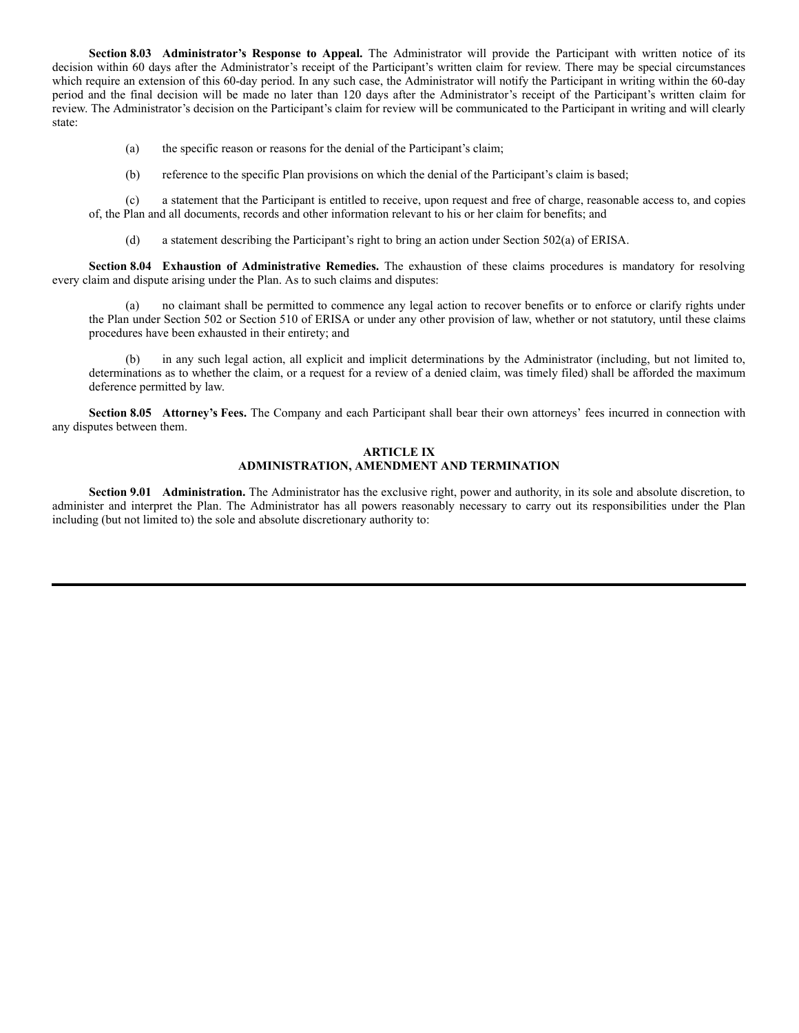**Section 8.03 Administrator's Response to Appeal.** The Administrator will provide the Participant with written notice of its decision within 60 days after the Administrator's receipt of the Participant's written claim for review. There may be special circumstances which require an extension of this 60-day period. In any such case, the Administrator will notify the Participant in writing within the 60-day period and the final decision will be made no later than 120 days after the Administrator's receipt of the Participant's written claim for review. The Administrator's decision on the Participant's claim for review will be communicated to the Participant in writing and will clearly state:

(a) the specific reason or reasons for the denial of the Participant's claim;

(b) reference to the specific Plan provisions on which the denial of the Participant's claim is based;

(c) a statement that the Participant is entitled to receive, upon request and free of charge, reasonable access to, and copies of, the Plan and all documents, records and other information relevant to his or her claim for benefits; and

(d) a statement describing the Participant's right to bring an action under Section 502(a) of ERISA.

**Section 8.04 Exhaustion of Administrative Remedies.** The exhaustion of these claims procedures is mandatory for resolving every claim and dispute arising under the Plan. As to such claims and disputes:

(a) no claimant shall be permitted to commence any legal action to recover benefits or to enforce or clarify rights under the Plan under Section 502 or Section 510 of ERISA or under any other provision of law, whether or not statutory, until these claims procedures have been exhausted in their entirety; and

(b) in any such legal action, all explicit and implicit determinations by the Administrator (including, but not limited to, determinations as to whether the claim, or a request for a review of a denied claim, was timely filed) shall be afforded the maximum deference permitted by law.

**Section 8.05 Attorney's Fees.** The Company and each Participant shall bear their own attorneys' fees incurred in connection with any disputes between them.

## ARTICLE IX
## ADMINISTRATION, AMENDMENT AND TERMINATION

**Section 9.01 Administration.** The Administrator has the exclusive right, power and authority, in its sole and absolute discretion, to administer and interpret the Plan. The Administrator has all powers reasonably necessary to carry out its responsibilities under the Plan including (but not limited to) the sole and absolute discretionary authority to: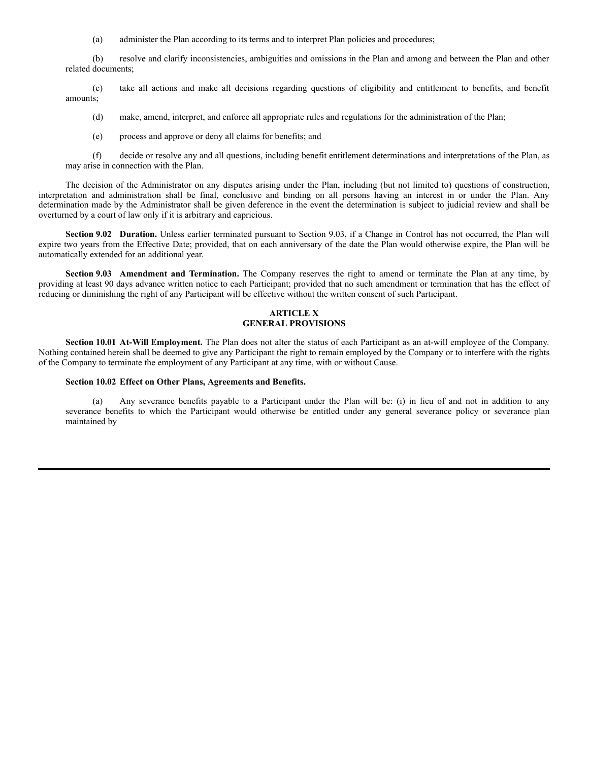(a) administer the Plan according to its terms and to interpret Plan policies and procedures;

(b) resolve and clarify inconsistencies, ambiguities and omissions in the Plan and among and between the Plan and other related documents;

(c) take all actions and make all decisions regarding questions of eligibility and entitlement to benefits, and benefit amounts;

(d) make, amend, interpret, and enforce all appropriate rules and regulations for the administration of the Plan;

(e) process and approve or deny all claims for benefits; and

(f) decide or resolve any and all questions, including benefit entitlement determinations and interpretations of the Plan, as may arise in connection with the Plan.

The decision of the Administrator on any disputes arising under the Plan, including (but not limited to) questions of construction, interpretation and administration shall be final, conclusive and binding on all persons having an interest in or under the Plan. Any determination made by the Administrator shall be given deference in the event the determination is subject to judicial review and shall be overturned by a court of law only if it is arbitrary and capricious.

**Section 9.02 Duration.** Unless earlier terminated pursuant to Section 9.03, if a Change in Control has not occurred, the Plan will expire two years from the Effective Date; provided, that on each anniversary of the date the Plan would otherwise expire, the Plan will be automatically extended for an additional year.

**Section 9.03 Amendment and Termination.** The Company reserves the right to amend or terminate the Plan at any time, by providing at least 90 days advance written notice to each Participant; provided that no such amendment or termination that has the effect of reducing or diminishing the right of any Participant will be effective without the written consent of such Participant.

## ARTICLE X
## GENERAL PROVISIONS

**Section 10.01 At-Will Employment.** The Plan does not alter the status of each Participant as an at-will employee of the Company. Nothing contained herein shall be deemed to give any Participant the right to remain employed by the Company or to interfere with the rights of the Company to terminate the employment of any Participant at any time, with or without Cause.

**Section 10.02 Effect on Other Plans, Agreements and Benefits.**

(a) Any severance benefits payable to a Participant under the Plan will be: (i) in lieu of and not in addition to any severance benefits to which the Participant would otherwise be entitled under any general severance policy or severance plan maintained by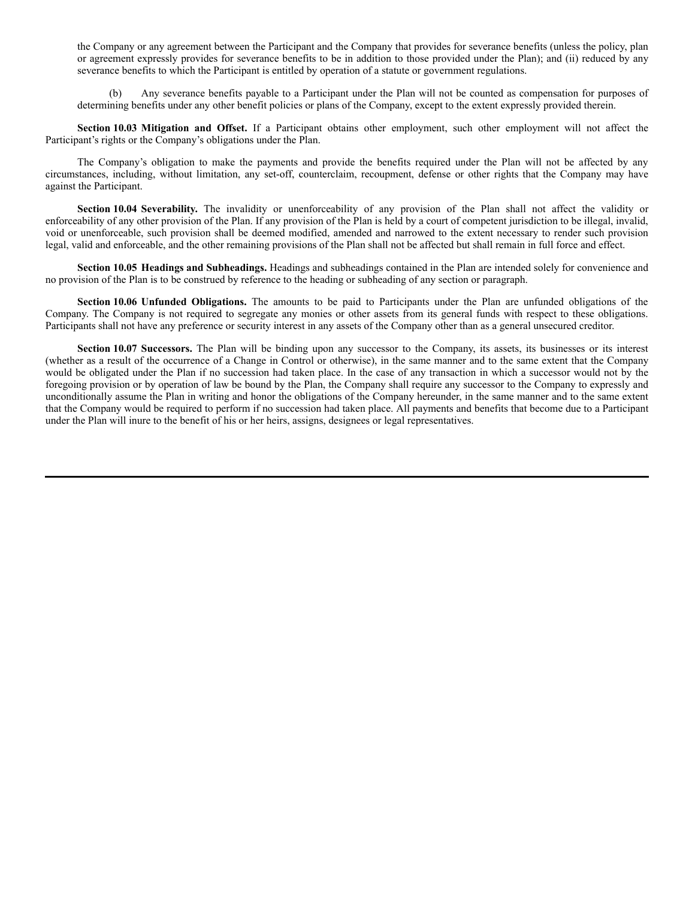the Company or any agreement between the Participant and the Company that provides for severance benefits (unless the policy, plan or agreement expressly provides for severance benefits to be in addition to those provided under the Plan); and (ii) reduced by any severance benefits to which the Participant is entitled by operation of a statute or government regulations.

(b) Any severance benefits payable to a Participant under the Plan will not be counted as compensation for purposes of determining benefits under any other benefit policies or plans of the Company, except to the extent expressly provided therein.

**Section 10.03 Mitigation and Offset.** If a Participant obtains other employment, such other employment will not affect the Participant's rights or the Company's obligations under the Plan.

The Company's obligation to make the payments and provide the benefits required under the Plan will not be affected by any circumstances, including, without limitation, any set-off, counterclaim, recoupment, defense or other rights that the Company may have against the Participant.

**Section 10.04 Severability.** The invalidity or unenforceability of any provision of the Plan shall not affect the validity or enforceability of any other provision of the Plan. If any provision of the Plan is held by a court of competent jurisdiction to be illegal, invalid, void or unenforceable, such provision shall be deemed modified, amended and narrowed to the extent necessary to render such provision legal, valid and enforceable, and the other remaining provisions of the Plan shall not be affected but shall remain in full force and effect.

**Section 10.05 Headings and Subheadings.** Headings and subheadings contained in the Plan are intended solely for convenience and no provision of the Plan is to be construed by reference to the heading or subheading of any section or paragraph.

**Section 10.06 Unfunded Obligations.** The amounts to be paid to Participants under the Plan are unfunded obligations of the Company. The Company is not required to segregate any monies or other assets from its general funds with respect to these obligations. Participants shall not have any preference or security interest in any assets of the Company other than as a general unsecured creditor.

**Section 10.07 Successors.** The Plan will be binding upon any successor to the Company, its assets, its businesses or its interest (whether as a result of the occurrence of a Change in Control or otherwise), in the same manner and to the same extent that the Company would be obligated under the Plan if no succession had taken place. In the case of any transaction in which a successor would not by the foregoing provision or by operation of law be bound by the Plan, the Company shall require any successor to the Company to expressly and unconditionally assume the Plan in writing and honor the obligations of the Company hereunder, in the same manner and to the same extent that the Company would be required to perform if no succession had taken place. All payments and benefits that become due to a Participant under the Plan will inure to the benefit of his or her heirs, assigns, designees or legal representatives.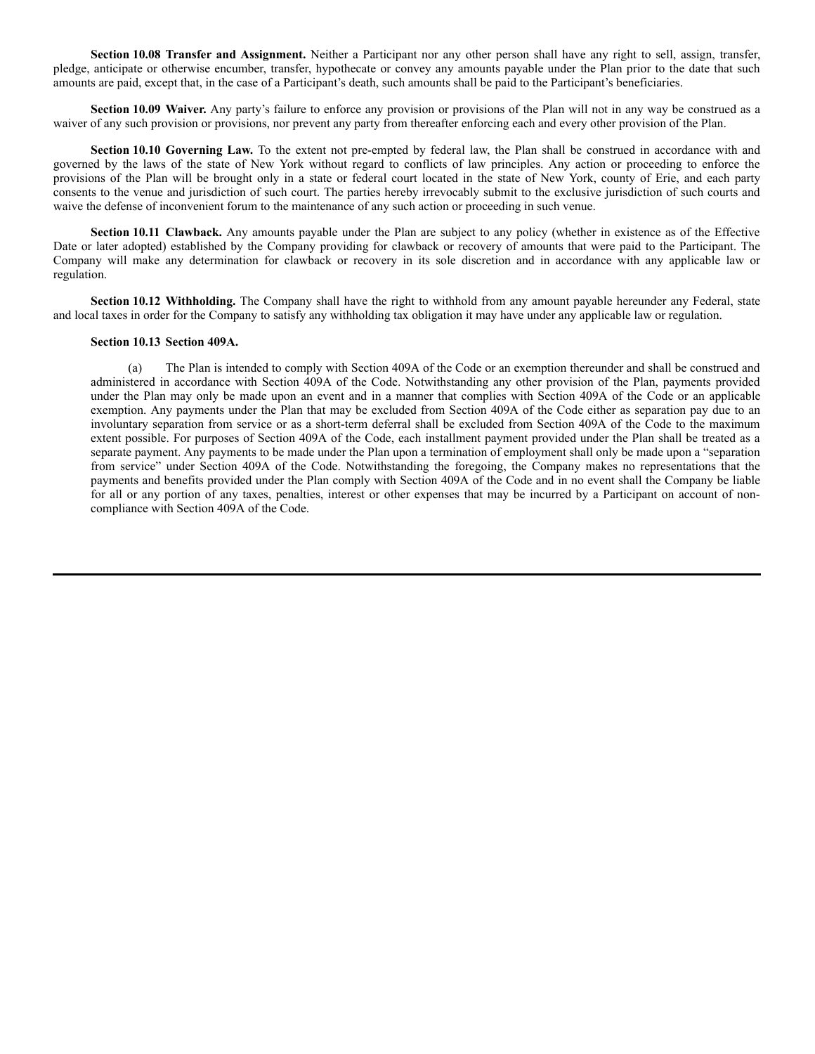**Section 10.08 Transfer and Assignment.** Neither a Participant nor any other person shall have any right to sell, assign, transfer, pledge, anticipate or otherwise encumber, transfer, hypothecate or convey any amounts payable under the Plan prior to the date that such amounts are paid, except that, in the case of a Participant's death, such amounts shall be paid to the Participant's beneficiaries.

**Section 10.09 Waiver.** Any party's failure to enforce any provision or provisions of the Plan will not in any way be construed as a waiver of any such provision or provisions, nor prevent any party from thereafter enforcing each and every other provision of the Plan.

**Section 10.10 Governing Law.** To the extent not pre-empted by federal law, the Plan shall be construed in accordance with and governed by the laws of the state of New York without regard to conflicts of law principles. Any action or proceeding to enforce the provisions of the Plan will be brought only in a state or federal court located in the state of New York, county of Erie, and each party consents to the venue and jurisdiction of such court. The parties hereby irrevocably submit to the exclusive jurisdiction of such courts and waive the defense of inconvenient forum to the maintenance of any such action or proceeding in such venue.

**Section 10.11 Clawback.** Any amounts payable under the Plan are subject to any policy (whether in existence as of the Effective Date or later adopted) established by the Company providing for clawback or recovery of amounts that were paid to the Participant. The Company will make any determination for clawback or recovery in its sole discretion and in accordance with any applicable law or regulation.

**Section 10.12 Withholding.** The Company shall have the right to withhold from any amount payable hereunder any Federal, state and local taxes in order for the Company to satisfy any withholding tax obligation it may have under any applicable law or regulation.

**Section 10.13 Section 409A.**

(a) The Plan is intended to comply with Section 409A of the Code or an exemption thereunder and shall be construed and administered in accordance with Section 409A of the Code. Notwithstanding any other provision of the Plan, payments provided under the Plan may only be made upon an event and in a manner that complies with Section 409A of the Code or an applicable exemption. Any payments under the Plan that may be excluded from Section 409A of the Code either as separation pay due to an involuntary separation from service or as a short-term deferral shall be excluded from Section 409A of the Code to the maximum extent possible. For purposes of Section 409A of the Code, each installment payment provided under the Plan shall be treated as a separate payment. Any payments to be made under the Plan upon a termination of employment shall only be made upon a "separation from service" under Section 409A of the Code. Notwithstanding the foregoing, the Company makes no representations that the payments and benefits provided under the Plan comply with Section 409A of the Code and in no event shall the Company be liable for all or any portion of any taxes, penalties, interest or other expenses that may be incurred by a Participant on account of non-compliance with Section 409A of the Code.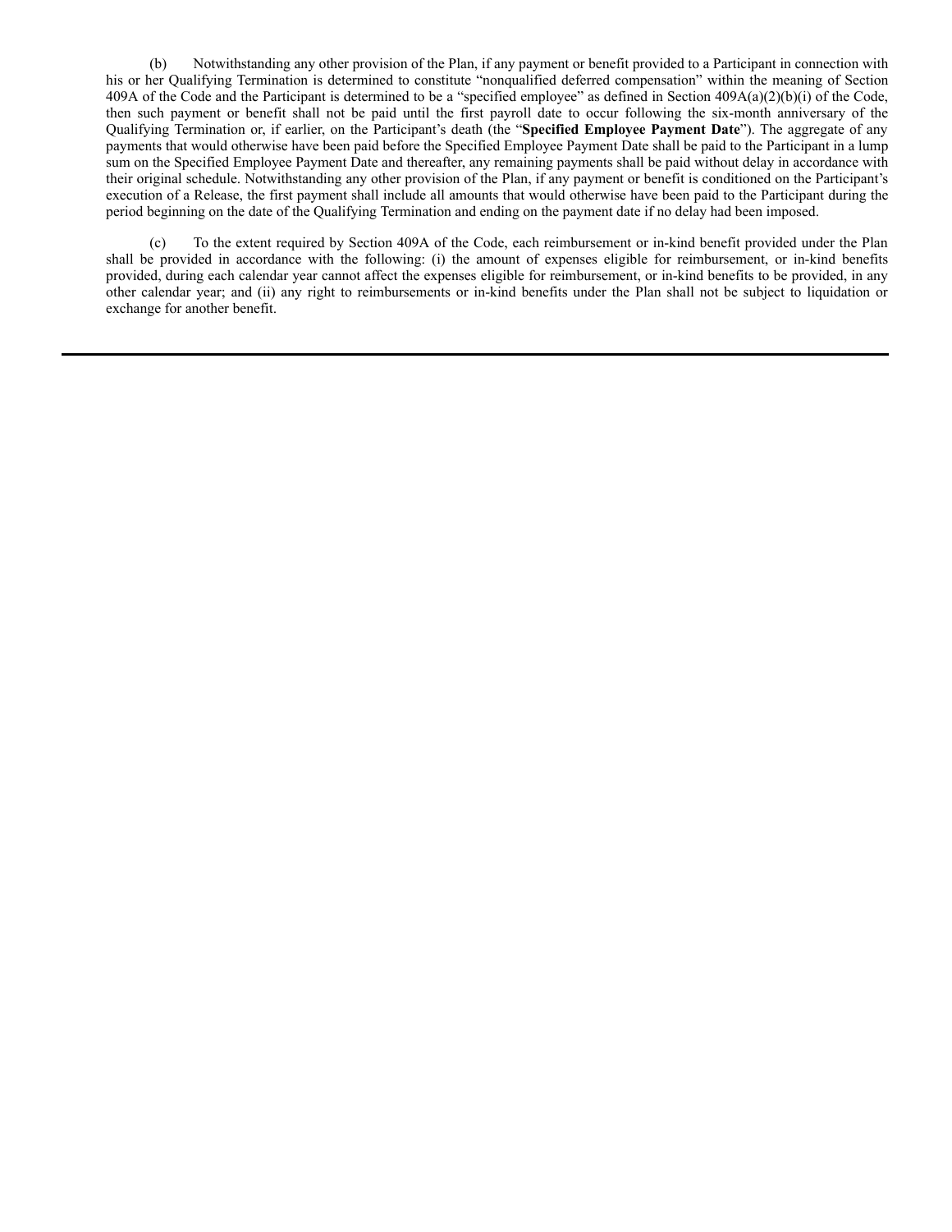(b) Notwithstanding any other provision of the Plan, if any payment or benefit provided to a Participant in connection with his or her Qualifying Termination is determined to constitute "nonqualified deferred compensation" within the meaning of Section 409A of the Code and the Participant is determined to be a "specified employee" as defined in Section 409A(a)(2)(b)(i) of the Code, then such payment or benefit shall not be paid until the first payroll date to occur following the six-month anniversary of the Qualifying Termination or, if earlier, on the Participant's death (the "**Specified Employee Payment Date**"). The aggregate of any payments that would otherwise have been paid before the Specified Employee Payment Date shall be paid to the Participant in a lump sum on the Specified Employee Payment Date and thereafter, any remaining payments shall be paid without delay in accordance with their original schedule. Notwithstanding any other provision of the Plan, if any payment or benefit is conditioned on the Participant's execution of a Release, the first payment shall include all amounts that would otherwise have been paid to the Participant during the period beginning on the date of the Qualifying Termination and ending on the payment date if no delay had been imposed.

(c) To the extent required by Section 409A of the Code, each reimbursement or in-kind benefit provided under the Plan shall be provided in accordance with the following: (i) the amount of expenses eligible for reimbursement, or in-kind benefits provided, during each calendar year cannot affect the expenses eligible for reimbursement, or in-kind benefits to be provided, in any other calendar year; and (ii) any right to reimbursements or in-kind benefits under the Plan shall not be subject to liquidation or exchange for another benefit.

---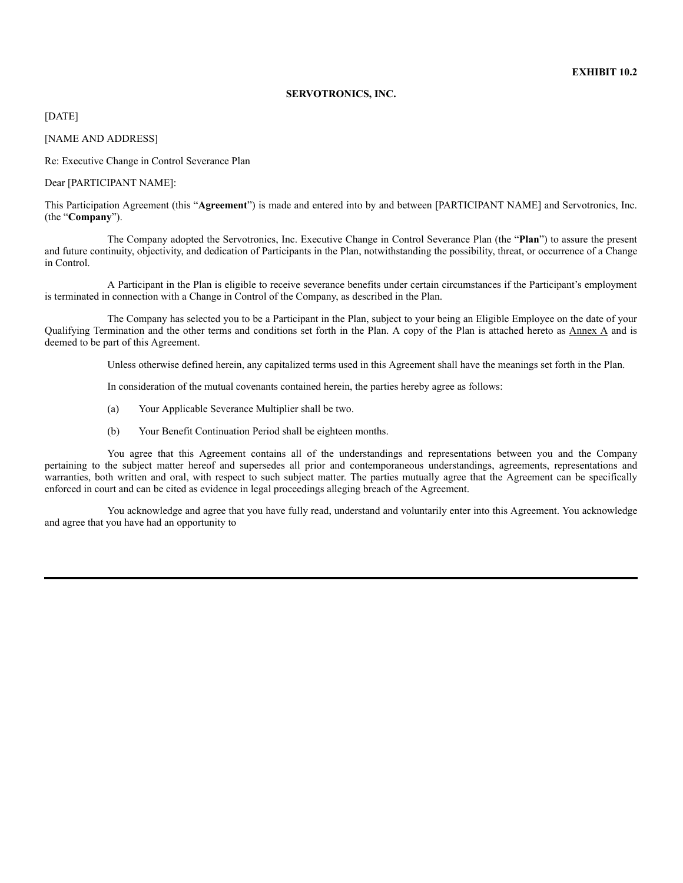**EXHIBIT 10.2**

**SERVOTRONICS, INC.**

[DATE]

[NAME AND ADDRESS]

Re: Executive Change in Control Severance Plan

Dear [PARTICIPANT NAME]:

This Participation Agreement (this "**Agreement**") is made and entered into by and between [PARTICIPANT NAME] and Servotronics, Inc. (the "**Company**").

The Company adopted the Servotronics, Inc. Executive Change in Control Severance Plan (the "**Plan**") to assure the present and future continuity, objectivity, and dedication of Participants in the Plan, notwithstanding the possibility, threat, or occurrence of a Change in Control.

A Participant in the Plan is eligible to receive severance benefits under certain circumstances if the Participant's employment is terminated in connection with a Change in Control of the Company, as described in the Plan.

The Company has selected you to be a Participant in the Plan, subject to your being an Eligible Employee on the date of your Qualifying Termination and the other terms and conditions set forth in the Plan. A copy of the Plan is attached hereto as Annex A and is deemed to be part of this Agreement.

Unless otherwise defined herein, any capitalized terms used in this Agreement shall have the meanings set forth in the Plan.

In consideration of the mutual covenants contained herein, the parties hereby agree as follows:

(a) Your Applicable Severance Multiplier shall be two.

(b) Your Benefit Continuation Period shall be eighteen months.

You agree that this Agreement contains all of the understandings and representations between you and the Company pertaining to the subject matter hereof and supersedes all prior and contemporaneous understandings, agreements, representations and warranties, both written and oral, with respect to such subject matter. The parties mutually agree that the Agreement can be specifically enforced in court and can be cited as evidence in legal proceedings alleging breach of the Agreement.

You acknowledge and agree that you have fully read, understand and voluntarily enter into this Agreement. You acknowledge and agree that you have had an opportunity to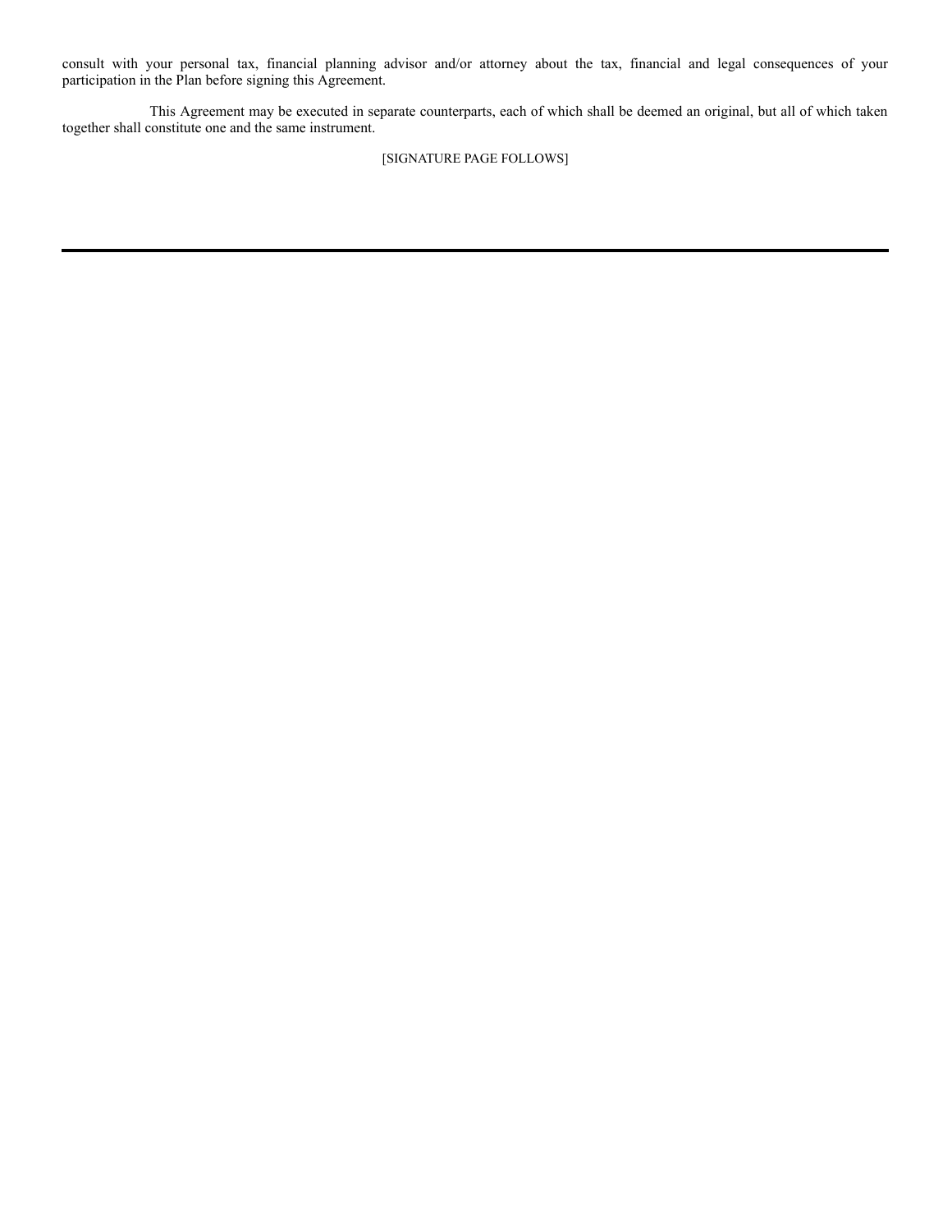consult with your personal tax, financial planning advisor and/or attorney about the tax, financial and legal consequences of your participation in the Plan before signing this Agreement.

This Agreement may be executed in separate counterparts, each of which shall be deemed an original, but all of which taken together shall constitute one and the same instrument.

[SIGNATURE PAGE FOLLOWS]

---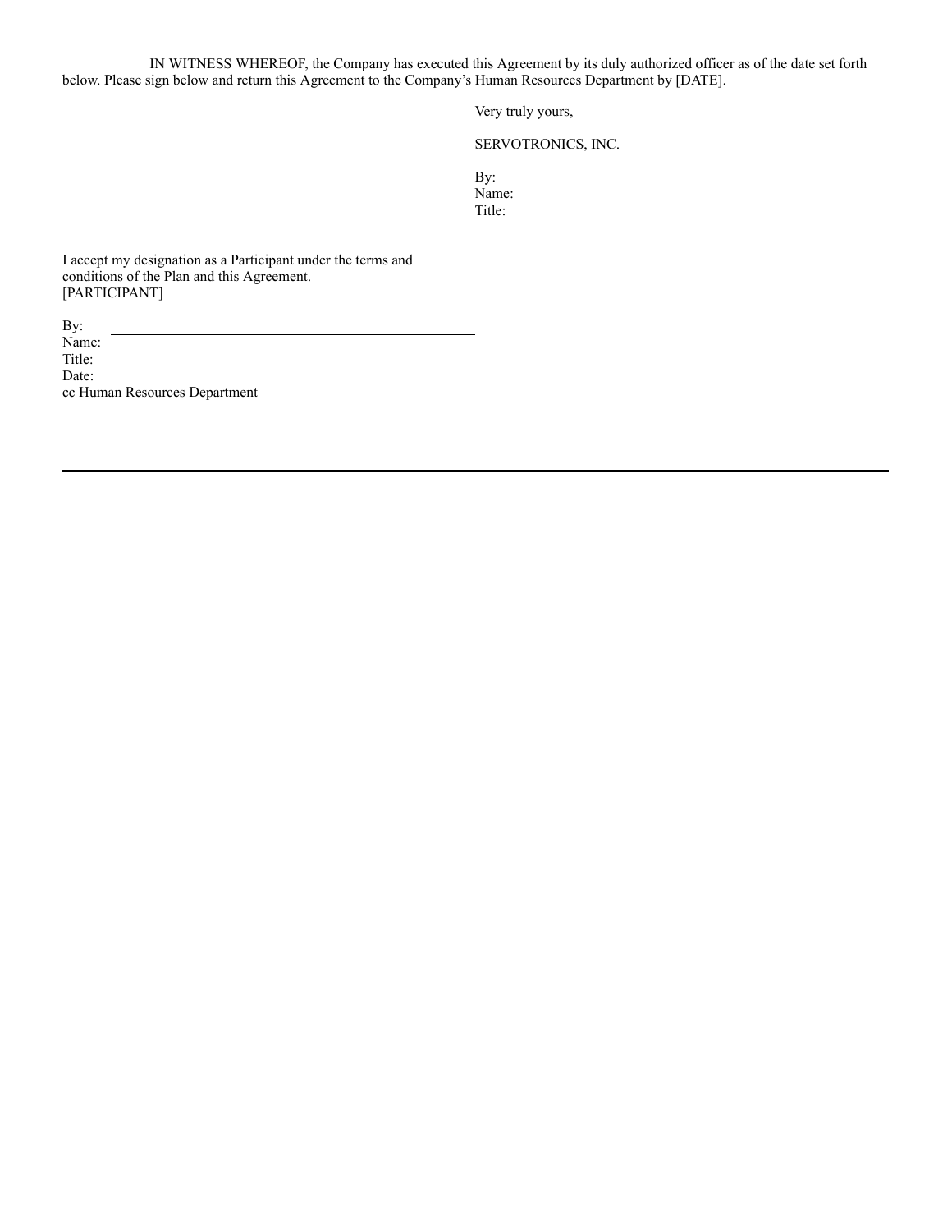IN WITNESS WHEREOF, the Company has executed this Agreement by its duly authorized officer as of the date set forth below. Please sign below and return this Agreement to the Company's Human Resources Department by [DATE].

Very truly yours,

SERVOTRONICS, INC.

By: \_\_\_\_\_\_\_\_\_\_\_\_\_\_\_\_\_\_\_\_\_\_\_\_\_\_\_\_\_\_\_\_\_\_\_\_\_\_\_\_
Name:
Title:

I accept my designation as a Participant under the terms and conditions of the Plan and this Agreement.
[PARTICIPANT]

By: \_\_\_\_\_\_\_\_\_\_\_\_\_\_\_\_\_\_\_\_\_\_\_\_\_\_\_\_\_\_\_\_\_\_\_\_\_\_\_\_
Name:
Title:
Date:
cc Human Resources Department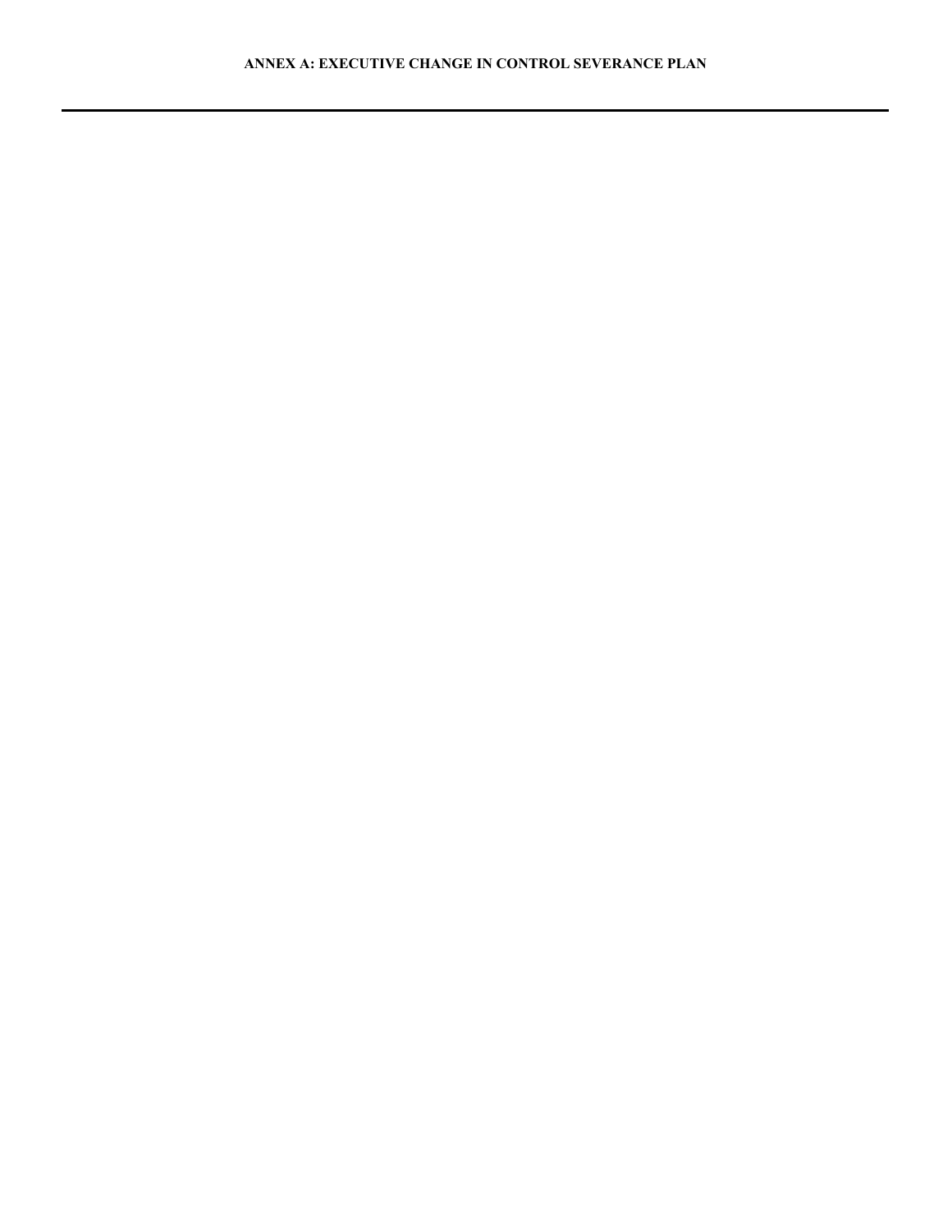# ANNEX A: EXECUTIVE CHANGE IN CONTROL SEVERANCE PLAN

---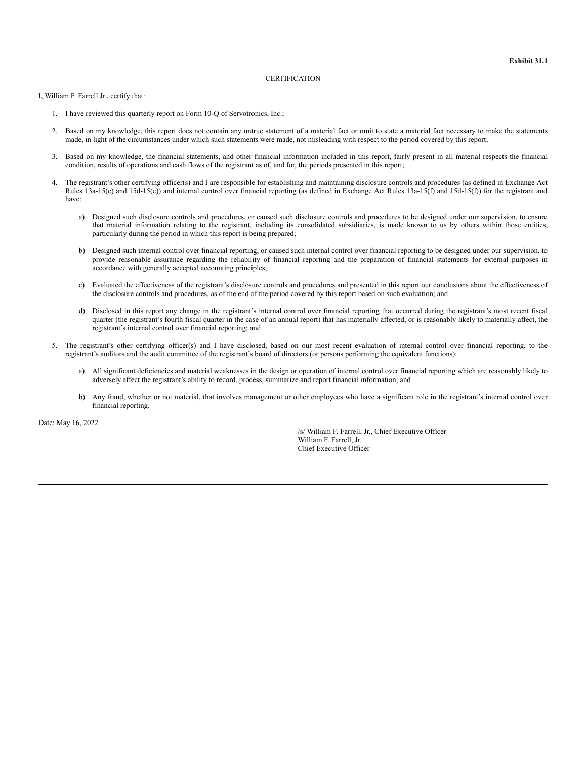**Exhibit 31.1**

CERTIFICATION

I, William F. Farrell Jr., certify that:

1. I have reviewed this quarterly report on Form 10-Q of Servotronics, Inc.;

2. Based on my knowledge, this report does not contain any untrue statement of a material fact or omit to state a material fact necessary to make the statements made, in light of the circumstances under which such statements were made, not misleading with respect to the period covered by this report;

3. Based on my knowledge, the financial statements, and other financial information included in this report, fairly present in all material respects the financial condition, results of operations and cash flows of the registrant as of, and for, the periods presented in this report;

4. The registrant's other certifying officer(s) and I are responsible for establishing and maintaining disclosure controls and procedures (as defined in Exchange Act Rules 13a-15(e) and 15d-15(e)) and internal control over financial reporting (as defined in Exchange Act Rules 13a-15(f) and 15d-15(f)) for the registrant and have:

   a) Designed such disclosure controls and procedures, or caused such disclosure controls and procedures to be designed under our supervision, to ensure that material information relating to the registrant, including its consolidated subsidiaries, is made known to us by others within those entities, particularly during the period in which this report is being prepared;

   b) Designed such internal control over financial reporting, or caused such internal control over financial reporting to be designed under our supervision, to provide reasonable assurance regarding the reliability of financial reporting and the preparation of financial statements for external purposes in accordance with generally accepted accounting principles;

   c) Evaluated the effectiveness of the registrant's disclosure controls and procedures and presented in this report our conclusions about the effectiveness of the disclosure controls and procedures, as of the end of the period covered by this report based on such evaluation; and

   d) Disclosed in this report any change in the registrant's internal control over financial reporting that occurred during the registrant's most recent fiscal quarter (the registrant's fourth fiscal quarter in the case of an annual report) that has materially affected, or is reasonably likely to materially affect, the registrant's internal control over financial reporting; and

5. The registrant's other certifying officer(s) and I have disclosed, based on our most recent evaluation of internal control over financial reporting, to the registrant's auditors and the audit committee of the registrant's board of directors (or persons performing the equivalent functions):

   a) All significant deficiencies and material weaknesses in the design or operation of internal control over financial reporting which are reasonably likely to adversely affect the registrant's ability to record, process, summarize and report financial information; and

   b) Any fraud, whether or not material, that involves management or other employees who have a significant role in the registrant's internal control over financial reporting.

Date: May 16, 2022

/s/ William F. Farrell, Jr., Chief Executive Officer
William F. Farrell, Jr.
Chief Executive Officer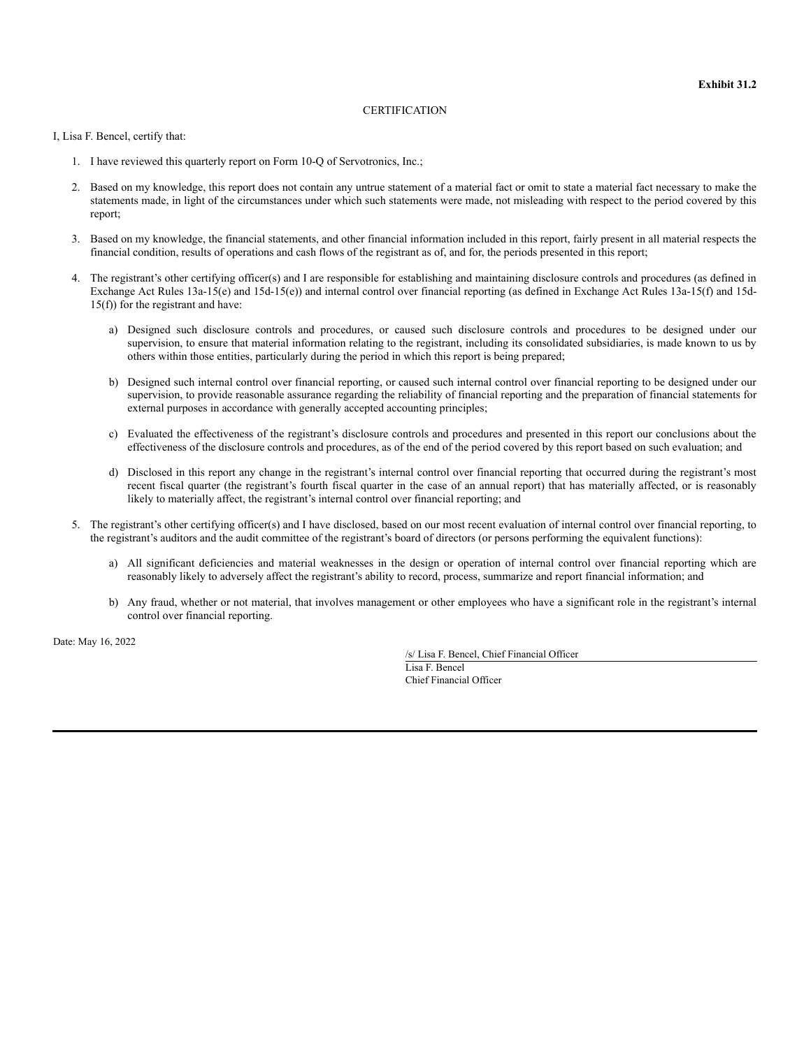**Exhibit 31.2**

CERTIFICATION

I, Lisa F. Bencel, certify that:

1. I have reviewed this quarterly report on Form 10-Q of Servotronics, Inc.;

2. Based on my knowledge, this report does not contain any untrue statement of a material fact or omit to state a material fact necessary to make the statements made, in light of the circumstances under which such statements were made, not misleading with respect to the period covered by this report;

3. Based on my knowledge, the financial statements, and other financial information included in this report, fairly present in all material respects the financial condition, results of operations and cash flows of the registrant as of, and for, the periods presented in this report;

4. The registrant's other certifying officer(s) and I are responsible for establishing and maintaining disclosure controls and procedures (as defined in Exchange Act Rules 13a-15(e) and 15d-15(e)) and internal control over financial reporting (as defined in Exchange Act Rules 13a-15(f) and 15d-15(f)) for the registrant and have:

   a) Designed such disclosure controls and procedures, or caused such disclosure controls and procedures to be designed under our supervision, to ensure that material information relating to the registrant, including its consolidated subsidiaries, is made known to us by others within those entities, particularly during the period in which this report is being prepared;

   b) Designed such internal control over financial reporting, or caused such internal control over financial reporting to be designed under our supervision, to provide reasonable assurance regarding the reliability of financial reporting and the preparation of financial statements for external purposes in accordance with generally accepted accounting principles;

   c) Evaluated the effectiveness of the registrant's disclosure controls and procedures and presented in this report our conclusions about the effectiveness of the disclosure controls and procedures, as of the end of the period covered by this report based on such evaluation; and

   d) Disclosed in this report any change in the registrant's internal control over financial reporting that occurred during the registrant's most recent fiscal quarter (the registrant's fourth fiscal quarter in the case of an annual report) that has materially affected, or is reasonably likely to materially affect, the registrant's internal control over financial reporting; and

5. The registrant's other certifying officer(s) and I have disclosed, based on our most recent evaluation of internal control over financial reporting, to the registrant's auditors and the audit committee of the registrant's board of directors (or persons performing the equivalent functions):

   a) All significant deficiencies and material weaknesses in the design or operation of internal control over financial reporting which are reasonably likely to adversely affect the registrant's ability to record, process, summarize and report financial information; and

   b) Any fraud, whether or not material, that involves management or other employees who have a significant role in the registrant's internal control over financial reporting.

Date: May 16, 2022

/s/ Lisa F. Bencel, Chief Financial Officer
Lisa F. Bencel
Chief Financial Officer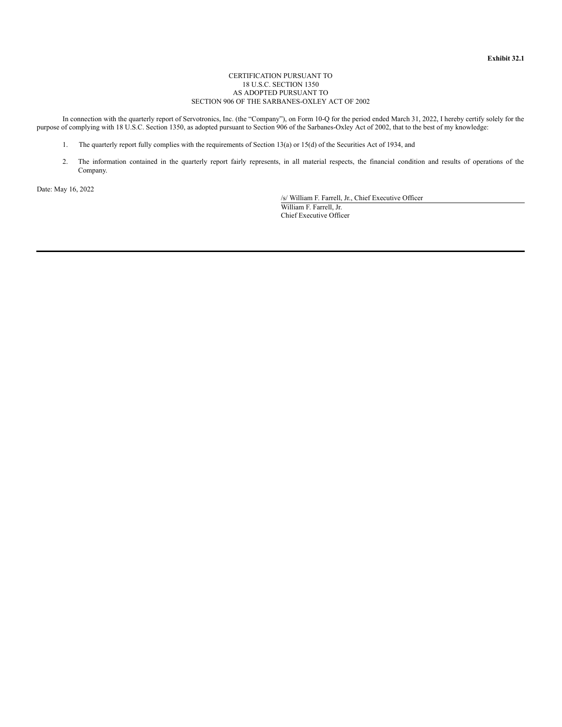**Exhibit 32.1**

CERTIFICATION PURSUANT TO
18 U.S.C. SECTION 1350
AS ADOPTED PURSUANT TO
SECTION 906 OF THE SARBANES-OXLEY ACT OF 2002

In connection with the quarterly report of Servotronics, Inc. (the "Company"), on Form 10-Q for the period ended March 31, 2022, I hereby certify solely for the purpose of complying with 18 U.S.C. Section 1350, as adopted pursuant to Section 906 of the Sarbanes-Oxley Act of 2002, that to the best of my knowledge:

1. The quarterly report fully complies with the requirements of Section 13(a) or 15(d) of the Securities Act of 1934, and

2. The information contained in the quarterly report fairly represents, in all material respects, the financial condition and results of operations of the Company.

Date: May 16, 2022

/s/ William F. Farrell, Jr., Chief Executive Officer
William F. Farrell, Jr.
Chief Executive Officer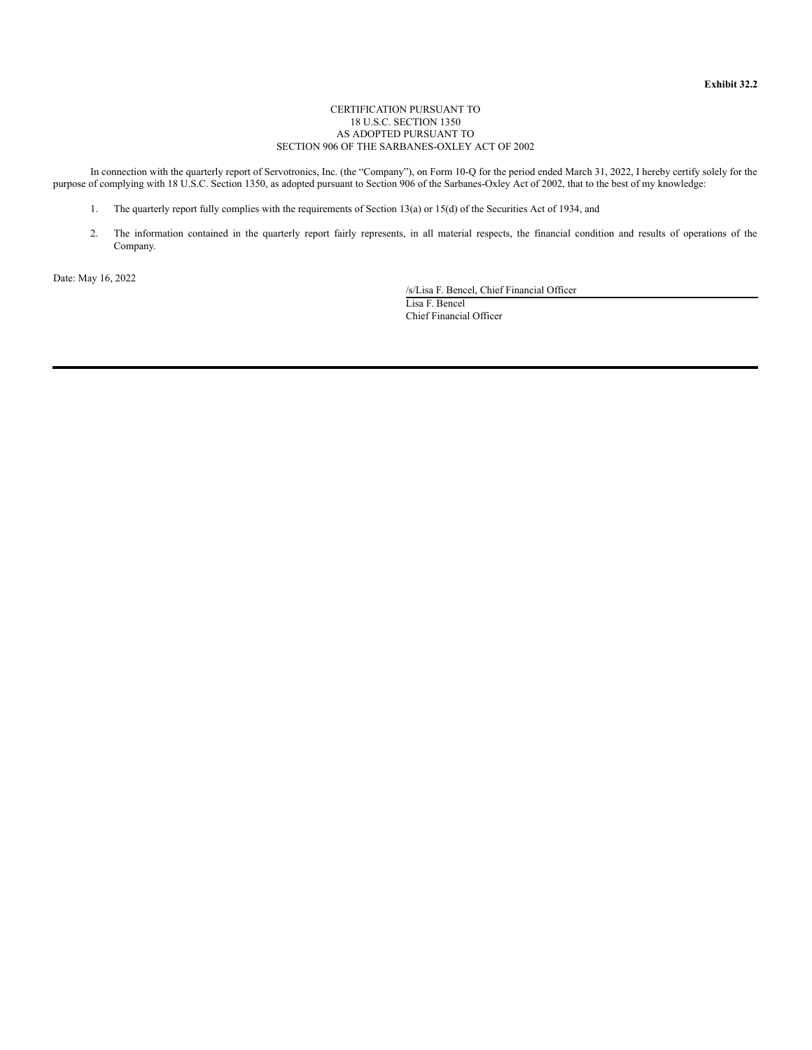**Exhibit 32.2**

CERTIFICATION PURSUANT TO
18 U.S.C. SECTION 1350
AS ADOPTED PURSUANT TO
SECTION 906 OF THE SARBANES-OXLEY ACT OF 2002

In connection with the quarterly report of Servotronics, Inc. (the "Company"), on Form 10-Q for the period ended March 31, 2022, I hereby certify solely for the purpose of complying with 18 U.S.C. Section 1350, as adopted pursuant to Section 906 of the Sarbanes-Oxley Act of 2002, that to the best of my knowledge:

1. The quarterly report fully complies with the requirements of Section 13(a) or 15(d) of the Securities Act of 1934, and

2. The information contained in the quarterly report fairly represents, in all material respects, the financial condition and results of operations of the Company.

Date: May 16, 2022

/s/Lisa F. Bencel, Chief Financial Officer
Lisa F. Bencel
Chief Financial Officer